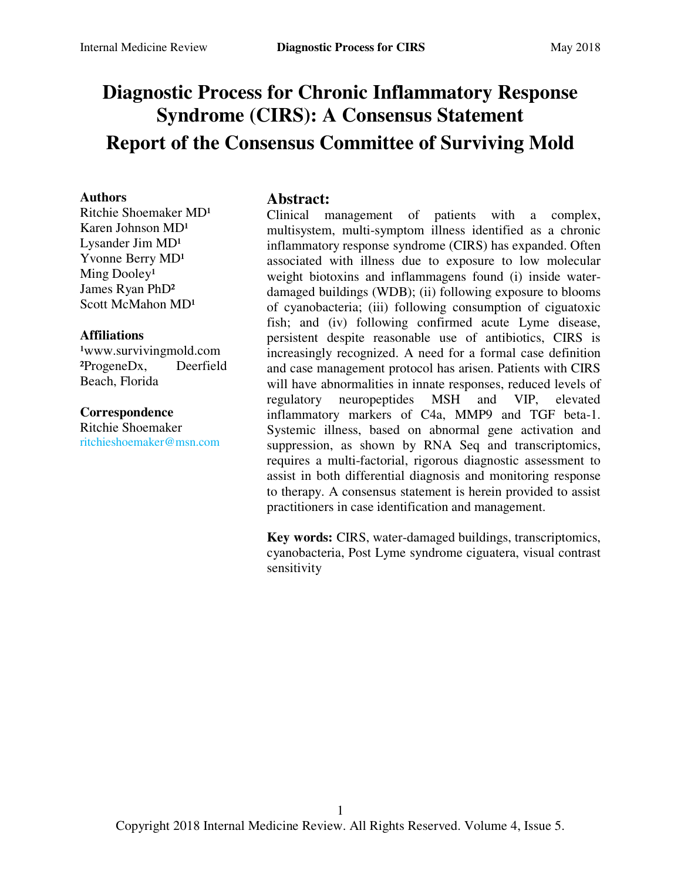# Diagnostic Process for Chronic Inflammatory Response Syndrome (CIRS): A Consensus Statement

# Report of the Consensus Committee of Surviving Mold

**Authors**

Ritchie Shoemaker MD[1]
Karen Johnson MD[1]
Lysander Jim MD[1]
Yvonne Berry MD[1]
Ming Dooley[1]
James Ryan PhD[2]
Scott McMahon MD[1]

**Affiliations**

[1]www.survivingmold.com
[2]ProgeneDx, Deerfield Beach, Florida

**Correspondence**

Ritchie Shoemaker
ritchieshoemaker@msn.com

## Abstract:

Clinical management of patients with a complex, multisystem, multi-symptom illness identified as a chronic inflammatory response syndrome (CIRS) has expanded. Often associated with illness due to exposure to low molecular weight biotoxins and inflammagens found (i) inside water-damaged buildings (WDB); (ii) following exposure to blooms of cyanobacteria; (iii) following consumption of ciguatoxic fish; and (iv) following confirmed acute Lyme disease, persistent despite reasonable use of antibiotics, CIRS is increasingly recognized. A need for a formal case definition and case management protocol has arisen. Patients with CIRS will have abnormalities in innate responses, reduced levels of regulatory neuropeptides MSH and VIP, elevated inflammatory markers of C4a, MMP9 and TGF beta-1. Systemic illness, based on abnormal gene activation and suppression, as shown by RNA Seq and transcriptomics, requires a multi-factorial, rigorous diagnostic assessment to assist in both differential diagnosis and monitoring response to therapy. A consensus statement is herein provided to assist practitioners in case identification and management.

**Key words:** CIRS, water-damaged buildings, transcriptomics, cyanobacteria, Post Lyme syndrome ciguatera, visual contrast sensitivity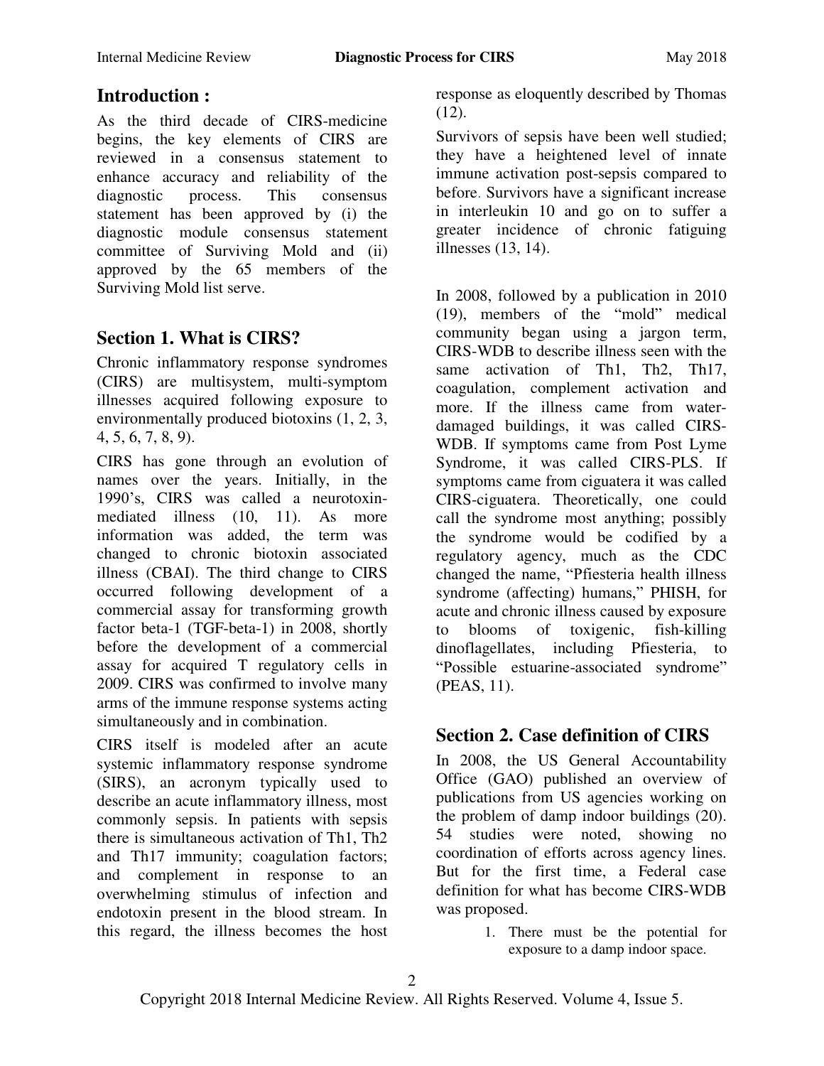## Introduction :

As the third decade of CIRS-medicine begins, the key elements of CIRS are reviewed in a consensus statement to enhance accuracy and reliability of the diagnostic process. This consensus statement has been approved by (i) the diagnostic module consensus statement committee of Surviving Mold and (ii) approved by the 65 members of the Surviving Mold list serve.

## Section 1. What is CIRS?

Chronic inflammatory response syndromes (CIRS) are multisystem, multi-symptom illnesses acquired following exposure to environmentally produced biotoxins (1, 2, 3, 4, 5, 6, 7, 8, 9).

CIRS has gone through an evolution of names over the years. Initially, in the 1990's, CIRS was called a neurotoxin-mediated illness (10, 11). As more information was added, the term was changed to chronic biotoxin associated illness (CBAI). The third change to CIRS occurred following development of a commercial assay for transforming growth factor beta-1 (TGF-beta-1) in 2008, shortly before the development of a commercial assay for acquired T regulatory cells in 2009. CIRS was confirmed to involve many arms of the immune response systems acting simultaneously and in combination.

CIRS itself is modeled after an acute systemic inflammatory response syndrome (SIRS), an acronym typically used to describe an acute inflammatory illness, most commonly sepsis. In patients with sepsis there is simultaneous activation of Th1, Th2 and Th17 immunity; coagulation factors; and complement in response to an overwhelming stimulus of infection and endotoxin present in the blood stream. In this regard, the illness becomes the host response as eloquently described by Thomas (12).

Survivors of sepsis have been well studied; they have a heightened level of innate immune activation post-sepsis compared to before. Survivors have a significant increase in interleukin 10 and go on to suffer a greater incidence of chronic fatiguing illnesses (13, 14).

In 2008, followed by a publication in 2010 (19), members of the "mold" medical community began using a jargon term, CIRS-WDB to describe illness seen with the same activation of Th1, Th2, Th17, coagulation, complement activation and more. If the illness came from water-damaged buildings, it was called CIRS-WDB. If symptoms came from Post Lyme Syndrome, it was called CIRS-PLS. If symptoms came from ciguatera it was called CIRS-ciguatera. Theoretically, one could call the syndrome most anything; possibly the syndrome would be codified by a regulatory agency, much as the CDC changed the name, "Pfiesteria health illness syndrome (affecting) humans," PHISH, for acute and chronic illness caused by exposure to blooms of toxigenic, fish-killing dinoflagellates, including Pfiesteria, to "Possible estuarine-associated syndrome" (PEAS, 11).

## Section 2. Case definition of CIRS

In 2008, the US General Accountability Office (GAO) published an overview of publications from US agencies working on the problem of damp indoor buildings (20). 54 studies were noted, showing no coordination of efforts across agency lines. But for the first time, a Federal case definition for what has become CIRS-WDB was proposed.

1. There must be the potential for exposure to a damp indoor space.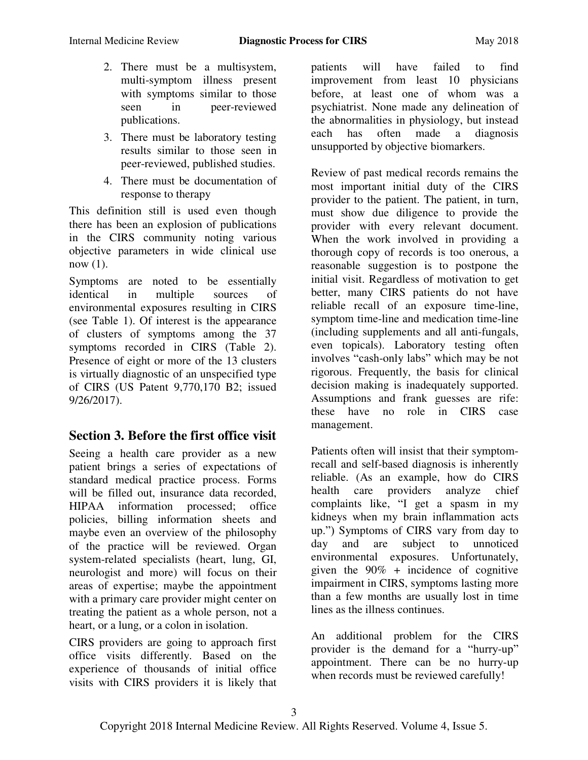2. There must be a multisystem, multi-symptom illness present with symptoms similar to those seen in peer-reviewed publications.
3. There must be laboratory testing results similar to those seen in peer-reviewed, published studies.
4. There must be documentation of response to therapy

This definition still is used even though there has been an explosion of publications in the CIRS community noting various objective parameters in wide clinical use now (1).

Symptoms are noted to be essentially identical in multiple sources of environmental exposures resulting in CIRS (see Table 1). Of interest is the appearance of clusters of symptoms among the 37 symptoms recorded in CIRS (Table 2). Presence of eight or more of the 13 clusters is virtually diagnostic of an unspecified type of CIRS (US Patent 9,770,170 B2; issued 9/26/2017).

## Section 3. Before the first office visit

Seeing a health care provider as a new patient brings a series of expectations of standard medical practice process. Forms will be filled out, insurance data recorded, HIPAA information processed; office policies, billing information sheets and maybe even an overview of the philosophy of the practice will be reviewed. Organ system-related specialists (heart, lung, GI, neurologist and more) will focus on their areas of expertise; maybe the appointment with a primary care provider might center on treating the patient as a whole person, not a heart, or a lung, or a colon in isolation.

CIRS providers are going to approach first office visits differently. Based on the experience of thousands of initial office visits with CIRS providers it is likely that patients will have failed to find improvement from least 10 physicians before, at least one of whom was a psychiatrist. None made any delineation of the abnormalities in physiology, but instead each has often made a diagnosis unsupported by objective biomarkers.

Review of past medical records remains the most important initial duty of the CIRS provider to the patient. The patient, in turn, must show due diligence to provide the provider with every relevant document. When the work involved in providing a thorough copy of records is too onerous, a reasonable suggestion is to postpone the initial visit. Regardless of motivation to get better, many CIRS patients do not have reliable recall of an exposure time-line, symptom time-line and medication time-line (including supplements and all anti-fungals, even topicals). Laboratory testing often involves "cash-only labs" which may be not rigorous. Frequently, the basis for clinical decision making is inadequately supported. Assumptions and frank guesses are rife: these have no role in CIRS case management.

Patients often will insist that their symptom-recall and self-based diagnosis is inherently reliable. (As an example, how do CIRS health care providers analyze chief complaints like, "I get a spasm in my kidneys when my brain inflammation acts up.") Symptoms of CIRS vary from day to day and are subject to unnoticed environmental exposures. Unfortunately, given the 90% + incidence of cognitive impairment in CIRS, symptoms lasting more than a few months are usually lost in time lines as the illness continues.

An additional problem for the CIRS provider is the demand for a "hurry-up" appointment. There can be no hurry-up when records must be reviewed carefully!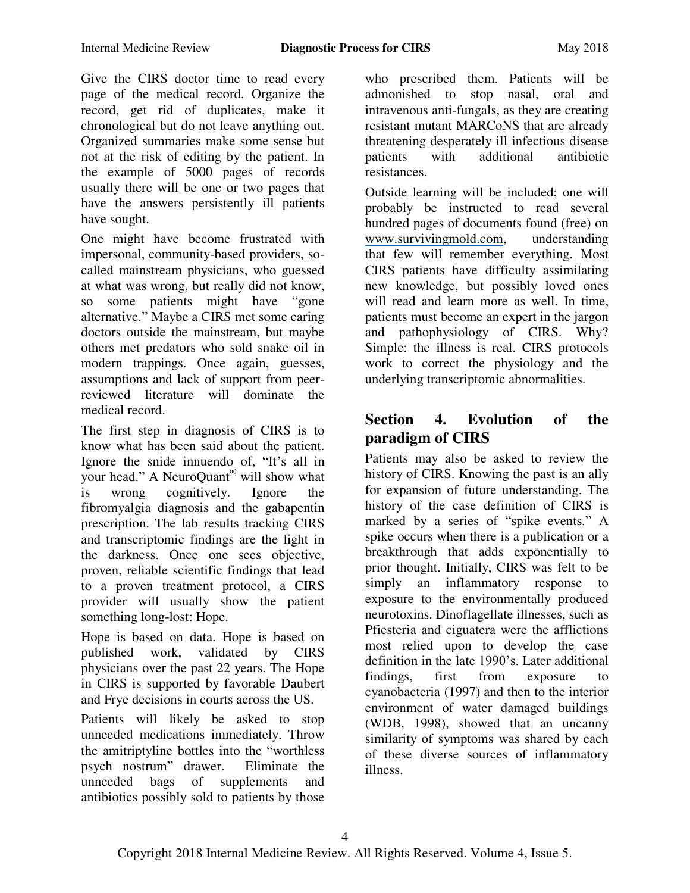Give the CIRS doctor time to read every page of the medical record. Organize the record, get rid of duplicates, make it chronological but do not leave anything out. Organized summaries make some sense but not at the risk of editing by the patient. In the example of 5000 pages of records usually there will be one or two pages that have the answers persistently ill patients have sought.

One might have become frustrated with impersonal, community-based providers, so-called mainstream physicians, who guessed at what was wrong, but really did not know, so some patients might have "gone alternative." Maybe a CIRS met some caring doctors outside the mainstream, but maybe others met predators who sold snake oil in modern trappings. Once again, guesses, assumptions and lack of support from peer-reviewed literature will dominate the medical record.

The first step in diagnosis of CIRS is to know what has been said about the patient. Ignore the snide innuendo of, "It's all in your head." A NeuroQuant® will show what is wrong cognitively. Ignore the fibromyalgia diagnosis and the gabapentin prescription. The lab results tracking CIRS and transcriptomic findings are the light in the darkness. Once one sees objective, proven, reliable scientific findings that lead to a proven treatment protocol, a CIRS provider will usually show the patient something long-lost: Hope.

Hope is based on data. Hope is based on published work, validated by CIRS physicians over the past 22 years. The Hope in CIRS is supported by favorable Daubert and Frye decisions in courts across the US.

Patients will likely be asked to stop unneeded medications immediately. Throw the amitriptyline bottles into the "worthless psych nostrum" drawer. Eliminate the unneeded bags of supplements and antibiotics possibly sold to patients by those who prescribed them. Patients will be admonished to stop nasal, oral and intravenous anti-fungals, as they are creating resistant mutant MARCoNS that are already threatening desperately ill infectious disease patients with additional antibiotic resistances.

Outside learning will be included; one will probably be instructed to read several hundred pages of documents found (free) on www.survivingmold.com, understanding that few will remember everything. Most CIRS patients have difficulty assimilating new knowledge, but possibly loved ones will read and learn more as well. In time, patients must become an expert in the jargon and pathophysiology of CIRS. Why? Simple: the illness is real. CIRS protocols work to correct the physiology and the underlying transcriptomic abnormalities.

## Section 4. Evolution of the paradigm of CIRS

Patients may also be asked to review the history of CIRS. Knowing the past is an ally for expansion of future understanding. The history of the case definition of CIRS is marked by a series of "spike events." A spike occurs when there is a publication or a breakthrough that adds exponentially to prior thought. Initially, CIRS was felt to be simply an inflammatory response to exposure to the environmentally produced neurotoxins. Dinoflagellate illnesses, such as Pfiesteria and ciguatera were the afflictions most relied upon to develop the case definition in the late 1990's. Later additional findings, first from exposure to cyanobacteria (1997) and then to the interior environment of water damaged buildings (WDB, 1998), showed that an uncanny similarity of symptoms was shared by each of these diverse sources of inflammatory illness.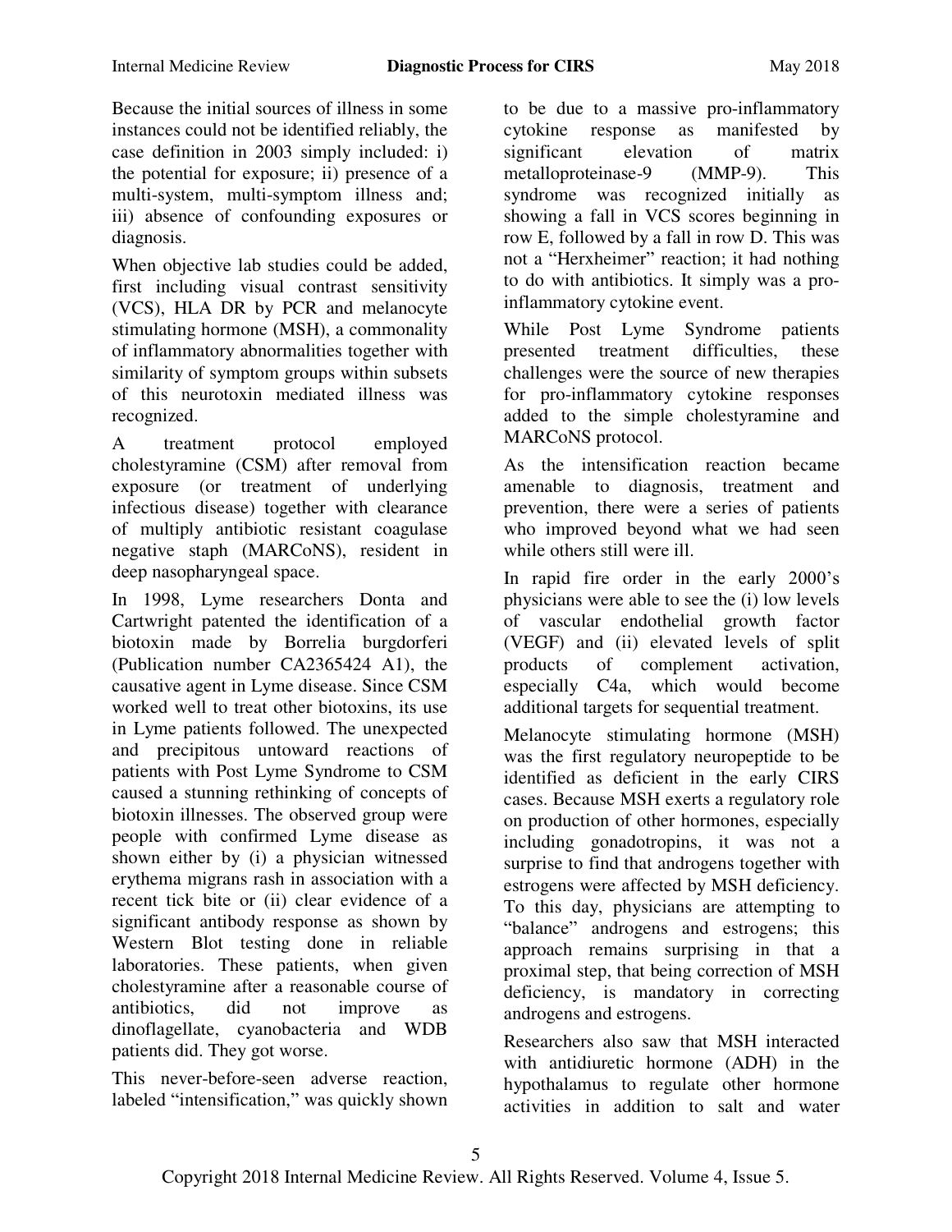Because the initial sources of illness in some instances could not be identified reliably, the case definition in 2003 simply included: i) the potential for exposure; ii) presence of a multi-system, multi-symptom illness and; iii) absence of confounding exposures or diagnosis.

When objective lab studies could be added, first including visual contrast sensitivity (VCS), HLA DR by PCR and melanocyte stimulating hormone (MSH), a commonality of inflammatory abnormalities together with similarity of symptom groups within subsets of this neurotoxin mediated illness was recognized.

A treatment protocol employed cholestyramine (CSM) after removal from exposure (or treatment of underlying infectious disease) together with clearance of multiply antibiotic resistant coagulase negative staph (MARCoNS), resident in deep nasopharyngeal space.

In 1998, Lyme researchers Donta and Cartwright patented the identification of a biotoxin made by Borrelia burgdorferi (Publication number CA2365424 A1), the causative agent in Lyme disease. Since CSM worked well to treat other biotoxins, its use in Lyme patients followed. The unexpected and precipitous untoward reactions of patients with Post Lyme Syndrome to CSM caused a stunning rethinking of concepts of biotoxin illnesses. The observed group were people with confirmed Lyme disease as shown either by (i) a physician witnessed erythema migrans rash in association with a recent tick bite or (ii) clear evidence of a significant antibody response as shown by Western Blot testing done in reliable laboratories. These patients, when given cholestyramine after a reasonable course of antibiotics, did not improve as dinoflagellate, cyanobacteria and WDB patients did. They got worse.

This never-before-seen adverse reaction, labeled "intensification," was quickly shown to be due to a massive pro-inflammatory cytokine response as manifested by significant elevation of matrix metalloproteinase-9 (MMP-9). This syndrome was recognized initially as showing a fall in VCS scores beginning in row E, followed by a fall in row D. This was not a "Herxheimer" reaction; it had nothing to do with antibiotics. It simply was a pro-inflammatory cytokine event.

While Post Lyme Syndrome patients presented treatment difficulties, these challenges were the source of new therapies for pro-inflammatory cytokine responses added to the simple cholestyramine and MARCoNS protocol.

As the intensification reaction became amenable to diagnosis, treatment and prevention, there were a series of patients who improved beyond what we had seen while others still were ill.

In rapid fire order in the early 2000's physicians were able to see the (i) low levels of vascular endothelial growth factor (VEGF) and (ii) elevated levels of split products of complement activation, especially C4a, which would become additional targets for sequential treatment.

Melanocyte stimulating hormone (MSH) was the first regulatory neuropeptide to be identified as deficient in the early CIRS cases. Because MSH exerts a regulatory role on production of other hormones, especially including gonadotropins, it was not a surprise to find that androgens together with estrogens were affected by MSH deficiency. To this day, physicians are attempting to "balance" androgens and estrogens; this approach remains surprising in that a proximal step, that being correction of MSH deficiency, is mandatory in correcting androgens and estrogens.

Researchers also saw that MSH interacted with antidiuretic hormone (ADH) in the hypothalamus to regulate other hormone activities in addition to salt and water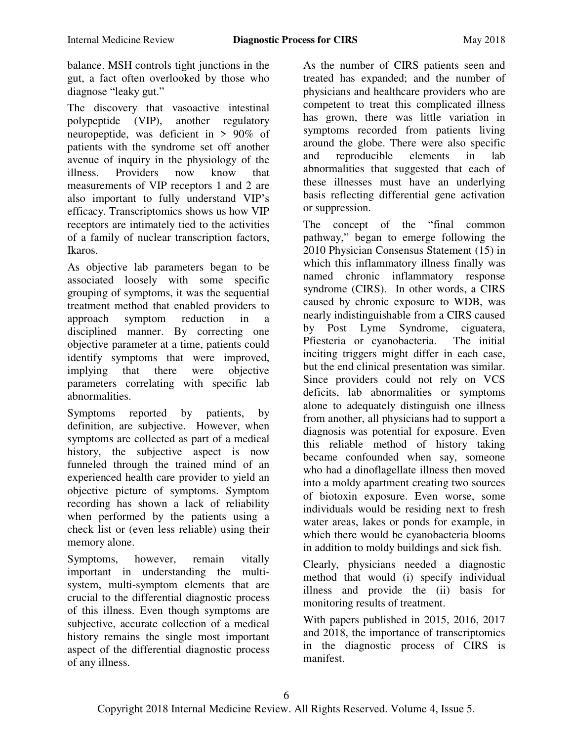balance. MSH controls tight junctions in the gut, a fact often overlooked by those who diagnose "leaky gut."

The discovery that vasoactive intestinal polypeptide (VIP), another regulatory neuropeptide, was deficient in > 90% of patients with the syndrome set off another avenue of inquiry in the physiology of the illness. Providers now know that measurements of VIP receptors 1 and 2 are also important to fully understand VIP's efficacy. Transcriptomics shows us how VIP receptors are intimately tied to the activities of a family of nuclear transcription factors, Ikaros.

As objective lab parameters began to be associated loosely with some specific grouping of symptoms, it was the sequential treatment method that enabled providers to approach symptom reduction in a disciplined manner. By correcting one objective parameter at a time, patients could identify symptoms that were improved, implying that there were objective parameters correlating with specific lab abnormalities.

Symptoms reported by patients, by definition, are subjective. However, when symptoms are collected as part of a medical history, the subjective aspect is now funneled through the trained mind of an experienced health care provider to yield an objective picture of symptoms. Symptom recording has shown a lack of reliability when performed by the patients using a check list or (even less reliable) using their memory alone.

Symptoms, however, remain vitally important in understanding the multi-system, multi-symptom elements that are crucial to the differential diagnostic process of this illness. Even though symptoms are subjective, accurate collection of a medical history remains the single most important aspect of the differential diagnostic process of any illness.

As the number of CIRS patients seen and treated has expanded; and the number of physicians and healthcare providers who are competent to treat this complicated illness has grown, there was little variation in symptoms recorded from patients living around the globe. There were also specific and reproducible elements in lab abnormalities that suggested that each of these illnesses must have an underlying basis reflecting differential gene activation or suppression.

The concept of the "final common pathway," began to emerge following the 2010 Physician Consensus Statement (15) in which this inflammatory illness finally was named chronic inflammatory response syndrome (CIRS). In other words, a CIRS caused by chronic exposure to WDB, was nearly indistinguishable from a CIRS caused by Post Lyme Syndrome, ciguatera, Pfiesteria or cyanobacteria. The initial inciting triggers might differ in each case, but the end clinical presentation was similar. Since providers could not rely on VCS deficits, lab abnormalities or symptoms alone to adequately distinguish one illness from another, all physicians had to support a diagnosis was potential for exposure. Even this reliable method of history taking became confounded when say, someone who had a dinoflagellate illness then moved into a moldy apartment creating two sources of biotoxin exposure. Even worse, some individuals would be residing next to fresh water areas, lakes or ponds for example, in which there would be cyanobacteria blooms in addition to moldy buildings and sick fish.

Clearly, physicians needed a diagnostic method that would (i) specify individual illness and provide the (ii) basis for monitoring results of treatment.

With papers published in 2015, 2016, 2017 and 2018, the importance of transcriptomics in the diagnostic process of CIRS is manifest.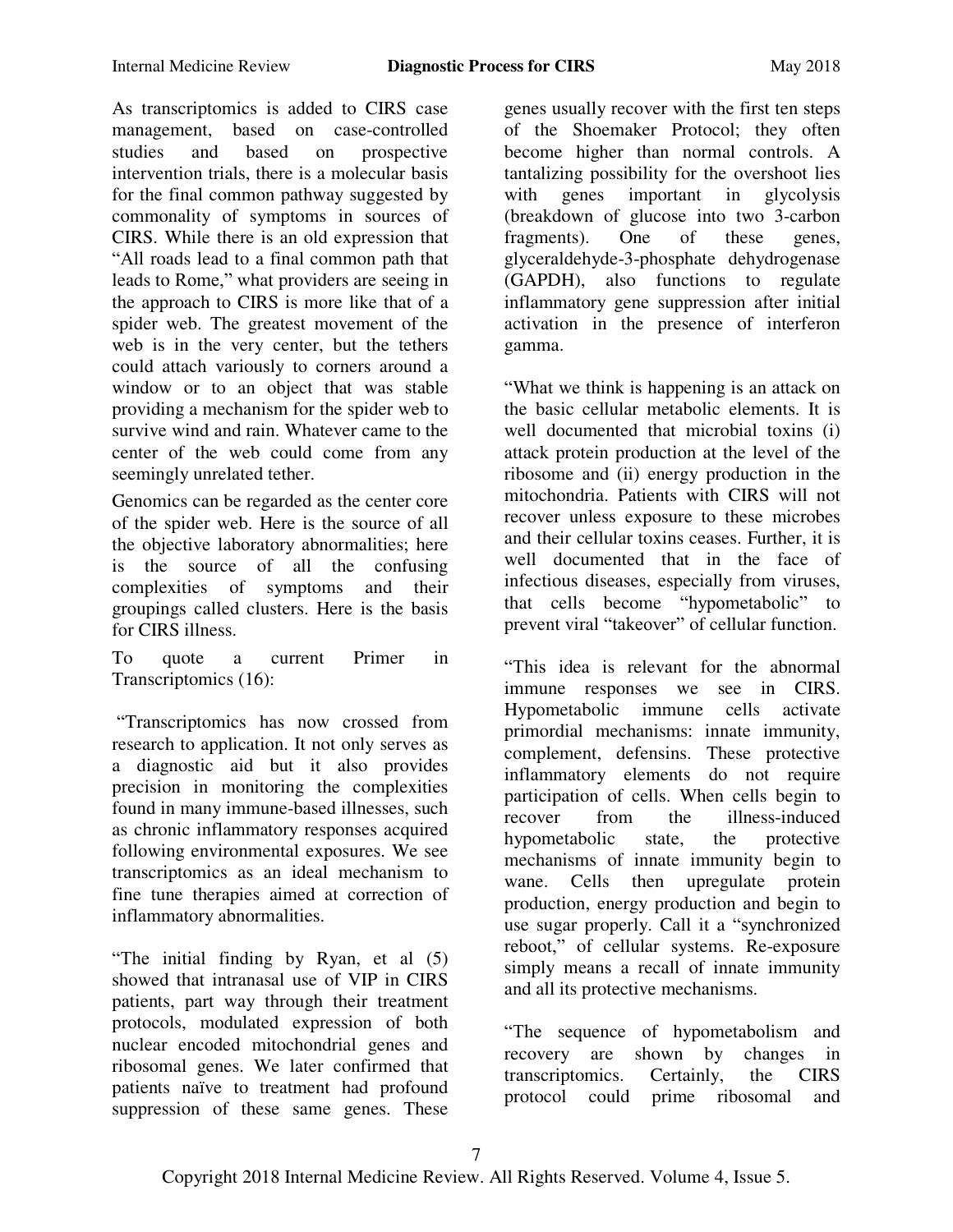As transcriptomics is added to CIRS case management, based on case-controlled studies and based on prospective intervention trials, there is a molecular basis for the final common pathway suggested by commonality of symptoms in sources of CIRS. While there is an old expression that "All roads lead to a final common path that leads to Rome," what providers are seeing in the approach to CIRS is more like that of a spider web. The greatest movement of the web is in the very center, but the tethers could attach variously to corners around a window or to an object that was stable providing a mechanism for the spider web to survive wind and rain. Whatever came to the center of the web could come from any seemingly unrelated tether.

Genomics can be regarded as the center core of the spider web. Here is the source of all the objective laboratory abnormalities; here is the source of all the confusing complexities of symptoms and their groupings called clusters. Here is the basis for CIRS illness.

To quote a current Primer in Transcriptomics (16):

"Transcriptomics has now crossed from research to application. It not only serves as a diagnostic aid but it also provides precision in monitoring the complexities found in many immune-based illnesses, such as chronic inflammatory responses acquired following environmental exposures. We see transcriptomics as an ideal mechanism to fine tune therapies aimed at correction of inflammatory abnormalities.

"The initial finding by Ryan, et al (5) showed that intranasal use of VIP in CIRS patients, part way through their treatment protocols, modulated expression of both nuclear encoded mitochondrial genes and ribosomal genes. We later confirmed that patients naïve to treatment had profound suppression of these same genes. These genes usually recover with the first ten steps of the Shoemaker Protocol; they often become higher than normal controls. A tantalizing possibility for the overshoot lies with genes important in glycolysis (breakdown of glucose into two 3-carbon fragments). One of these genes, glyceraldehyde-3-phosphate dehydrogenase (GAPDH), also functions to regulate inflammatory gene suppression after initial activation in the presence of interferon gamma.

"What we think is happening is an attack on the basic cellular metabolic elements. It is well documented that microbial toxins (i) attack protein production at the level of the ribosome and (ii) energy production in the mitochondria. Patients with CIRS will not recover unless exposure to these microbes and their cellular toxins ceases. Further, it is well documented that in the face of infectious diseases, especially from viruses, that cells become "hypometabolic" to prevent viral "takeover" of cellular function.

"This idea is relevant for the abnormal immune responses we see in CIRS. Hypometabolic immune cells activate primordial mechanisms: innate immunity, complement, defensins. These protective inflammatory elements do not require participation of cells. When cells begin to recover from the illness-induced hypometabolic state, the protective mechanisms of innate immunity begin to wane. Cells then upregulate protein production, energy production and begin to use sugar properly. Call it a "synchronized reboot," of cellular systems. Re-exposure simply means a recall of innate immunity and all its protective mechanisms.

"The sequence of hypometabolism and recovery are shown by changes in transcriptomics. Certainly, the CIRS protocol could prime ribosomal and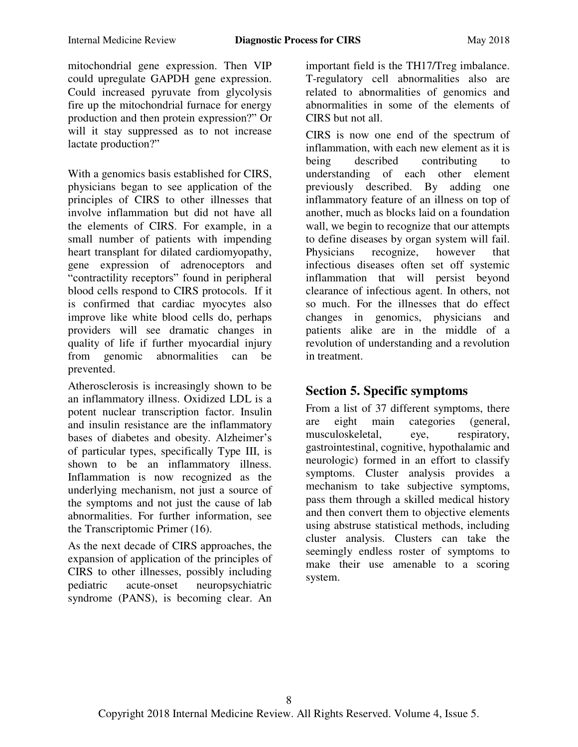mitochondrial gene expression. Then VIP could upregulate GAPDH gene expression. Could increased pyruvate from glycolysis fire up the mitochondrial furnace for energy production and then protein expression?" Or will it stay suppressed as to not increase lactate production?"

With a genomics basis established for CIRS, physicians began to see application of the principles of CIRS to other illnesses that involve inflammation but did not have all the elements of CIRS. For example, in a small number of patients with impending heart transplant for dilated cardiomyopathy, gene expression of adrenoceptors and "contractility receptors" found in peripheral blood cells respond to CIRS protocols. If it is confirmed that cardiac myocytes also improve like white blood cells do, perhaps providers will see dramatic changes in quality of life if further myocardial injury from genomic abnormalities can be prevented.

Atherosclerosis is increasingly shown to be an inflammatory illness. Oxidized LDL is a potent nuclear transcription factor. Insulin and insulin resistance are the inflammatory bases of diabetes and obesity. Alzheimer's of particular types, specifically Type III, is shown to be an inflammatory illness. Inflammation is now recognized as the underlying mechanism, not just a source of the symptoms and not just the cause of lab abnormalities. For further information, see the Transcriptomic Primer (16).

As the next decade of CIRS approaches, the expansion of application of the principles of CIRS to other illnesses, possibly including pediatric acute-onset neuropsychiatric syndrome (PANS), is becoming clear. An important field is the TH17/Treg imbalance. T-regulatory cell abnormalities also are related to abnormalities of genomics and abnormalities in some of the elements of CIRS but not all.

CIRS is now one end of the spectrum of inflammation, with each new element as it is being described contributing to understanding of each other element previously described. By adding one inflammatory feature of an illness on top of another, much as blocks laid on a foundation wall, we begin to recognize that our attempts to define diseases by organ system will fail. Physicians recognize, however that infectious diseases often set off systemic inflammation that will persist beyond clearance of infectious agent. In others, not so much. For the illnesses that do effect changes in genomics, physicians and patients alike are in the middle of a revolution of understanding and a revolution in treatment.

## Section 5. Specific symptoms

From a list of 37 different symptoms, there are eight main categories (general, musculoskeletal, eye, respiratory, gastrointestinal, cognitive, hypothalamic and neurologic) formed in an effort to classify symptoms. Cluster analysis provides a mechanism to take subjective symptoms, pass them through a skilled medical history and then convert them to objective elements using abstruse statistical methods, including cluster analysis. Clusters can take the seemingly endless roster of symptoms to make their use amenable to a scoring system.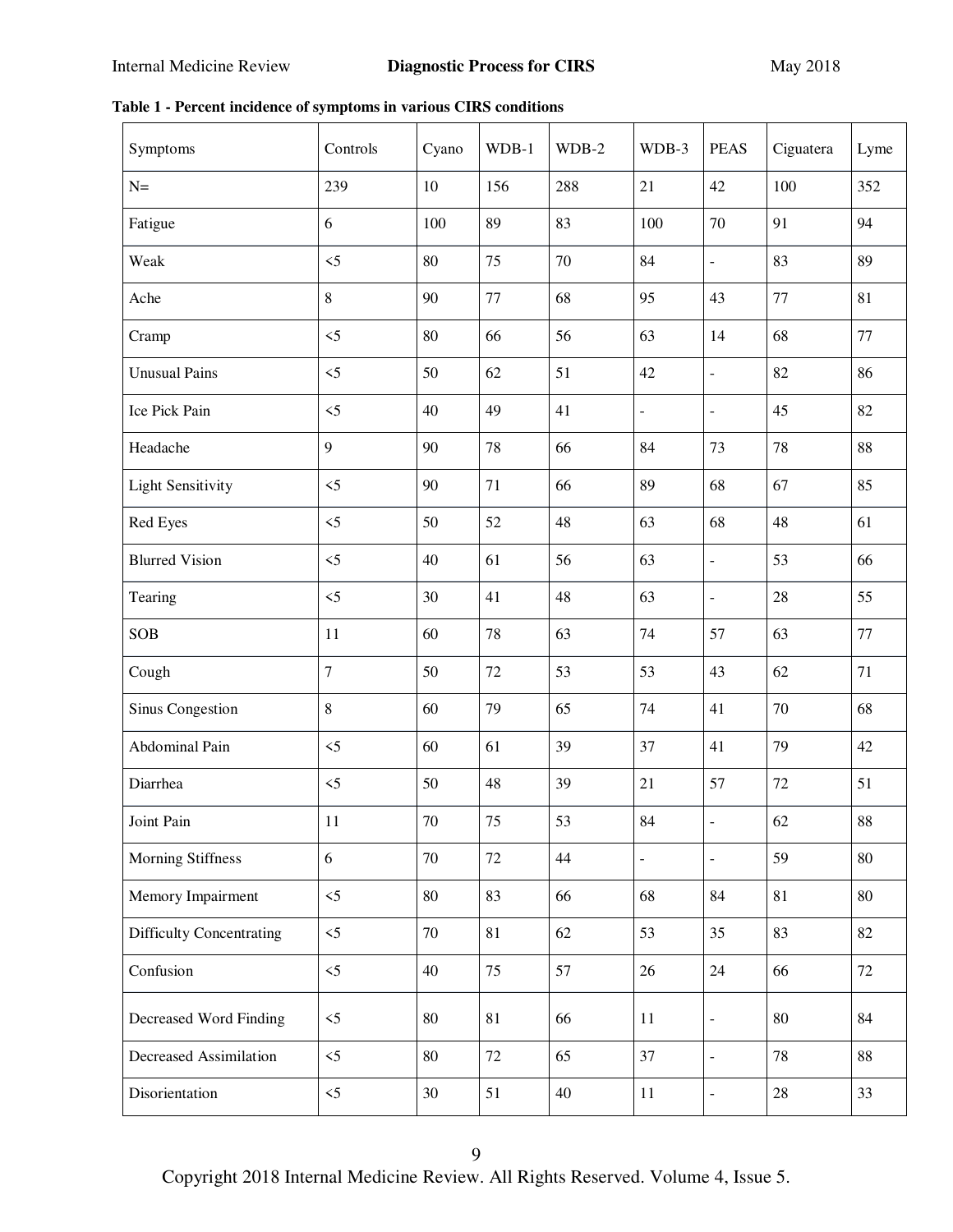**Table 1 - Percent incidence of symptoms in various CIRS conditions**

| Symptoms | Controls | Cyano | WDB-1 | WDB-2 | WDB-3 | PEAS | Ciguatera | Lyme |
|---|---|---|---|---|---|---|---|---|
| N= | 239 | 10 | 156 | 288 | 21 | 42 | 100 | 352 |
| Fatigue | 6 | 100 | 89 | 83 | 100 | 70 | 91 | 94 |
| Weak | <5 | 80 | 75 | 70 | 84 | - | 83 | 89 |
| Ache | 8 | 90 | 77 | 68 | 95 | 43 | 77 | 81 |
| Cramp | <5 | 80 | 66 | 56 | 63 | 14 | 68 | 77 |
| Unusual Pains | <5 | 50 | 62 | 51 | 42 | - | 82 | 86 |
| Ice Pick Pain | <5 | 40 | 49 | 41 | - | - | 45 | 82 |
| Headache | 9 | 90 | 78 | 66 | 84 | 73 | 78 | 88 |
| Light Sensitivity | <5 | 90 | 71 | 66 | 89 | 68 | 67 | 85 |
| Red Eyes | <5 | 50 | 52 | 48 | 63 | 68 | 48 | 61 |
| Blurred Vision | <5 | 40 | 61 | 56 | 63 | - | 53 | 66 |
| Tearing | <5 | 30 | 41 | 48 | 63 | - | 28 | 55 |
| SOB | 11 | 60 | 78 | 63 | 74 | 57 | 63 | 77 |
| Cough | 7 | 50 | 72 | 53 | 53 | 43 | 62 | 71 |
| Sinus Congestion | 8 | 60 | 79 | 65 | 74 | 41 | 70 | 68 |
| Abdominal Pain | <5 | 60 | 61 | 39 | 37 | 41 | 79 | 42 |
| Diarrhea | <5 | 50 | 48 | 39 | 21 | 57 | 72 | 51 |
| Joint Pain | 11 | 70 | 75 | 53 | 84 | - | 62 | 88 |
| Morning Stiffness | 6 | 70 | 72 | 44 | - | - | 59 | 80 |
| Memory Impairment | <5 | 80 | 83 | 66 | 68 | 84 | 81 | 80 |
| Difficulty Concentrating | <5 | 70 | 81 | 62 | 53 | 35 | 83 | 82 |
| Confusion | <5 | 40 | 75 | 57 | 26 | 24 | 66 | 72 |
| Decreased Word Finding | <5 | 80 | 81 | 66 | 11 | - | 80 | 84 |
| Decreased Assimilation | <5 | 80 | 72 | 65 | 37 | - | 78 | 88 |
| Disorientation | <5 | 30 | 51 | 40 | 11 | - | 28 | 33 |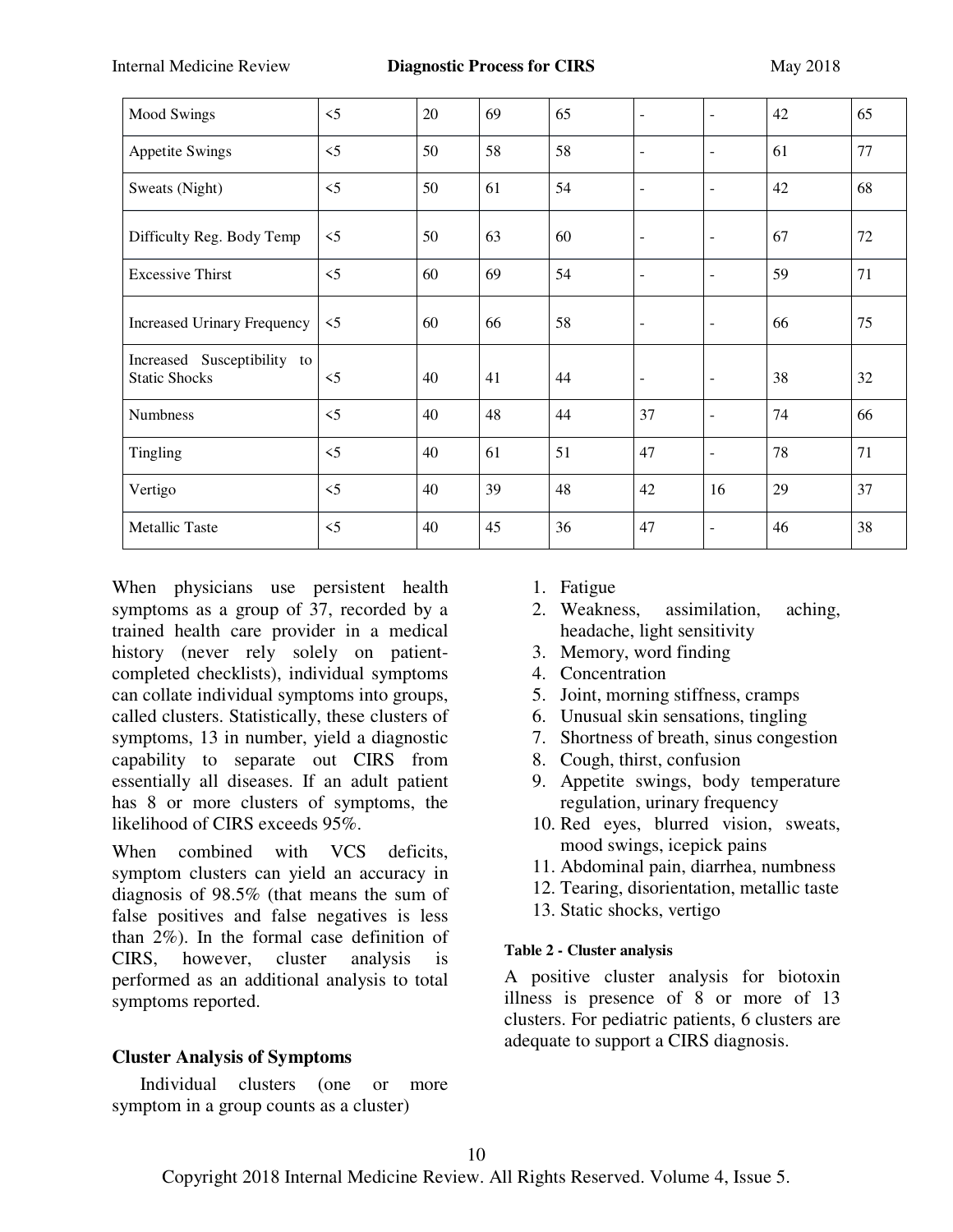| Mood Swings | <5 | 20 | 69 | 65 | - | - | 42 | 65 |
|---|---|---|---|---|---|---|---|---|
| Appetite Swings | <5 | 50 | 58 | 58 | - | - | 61 | 77 |
| Sweats (Night) | <5 | 50 | 61 | 54 | - | - | 42 | 68 |
| Difficulty Reg. Body Temp | <5 | 50 | 63 | 60 | - | - | 67 | 72 |
| Excessive Thirst | <5 | 60 | 69 | 54 | - | - | 59 | 71 |
| Increased Urinary Frequency | <5 | 60 | 66 | 58 | - | - | 66 | 75 |
| Increased Susceptibility to Static Shocks | <5 | 40 | 41 | 44 | - | - | 38 | 32 |
| Numbness | <5 | 40 | 48 | 44 | 37 | - | 74 | 66 |
| Tingling | <5 | 40 | 61 | 51 | 47 | - | 78 | 71 |
| Vertigo | <5 | 40 | 39 | 48 | 42 | 16 | 29 | 37 |
| Metallic Taste | <5 | 40 | 45 | 36 | 47 | - | 46 | 38 |

When physicians use persistent health symptoms as a group of 37, recorded by a trained health care provider in a medical history (never rely solely on patient-completed checklists), individual symptoms can collate individual symptoms into groups, called clusters. Statistically, these clusters of symptoms, 13 in number, yield a diagnostic capability to separate out CIRS from essentially all diseases. If an adult patient has 8 or more clusters of symptoms, the likelihood of CIRS exceeds 95%.

When combined with VCS deficits, symptom clusters can yield an accuracy in diagnosis of 98.5% (that means the sum of false positives and false negatives is less than 2%). In the formal case definition of CIRS, however, cluster analysis is performed as an additional analysis to total symptoms reported.

### Cluster Analysis of Symptoms

Individual clusters (one or more symptom in a group counts as a cluster)

1. Fatigue
2. Weakness, assimilation, aching, headache, light sensitivity
3. Memory, word finding
4. Concentration
5. Joint, morning stiffness, cramps
6. Unusual skin sensations, tingling
7. Shortness of breath, sinus congestion
8. Cough, thirst, confusion
9. Appetite swings, body temperature regulation, urinary frequency
10. Red eyes, blurred vision, sweats, mood swings, icepick pains
11. Abdominal pain, diarrhea, numbness
12. Tearing, disorientation, metallic taste
13. Static shocks, vertigo

**Table 2 - Cluster analysis**

A positive cluster analysis for biotoxin illness is presence of 8 or more of 13 clusters. For pediatric patients, 6 clusters are adequate to support a CIRS diagnosis.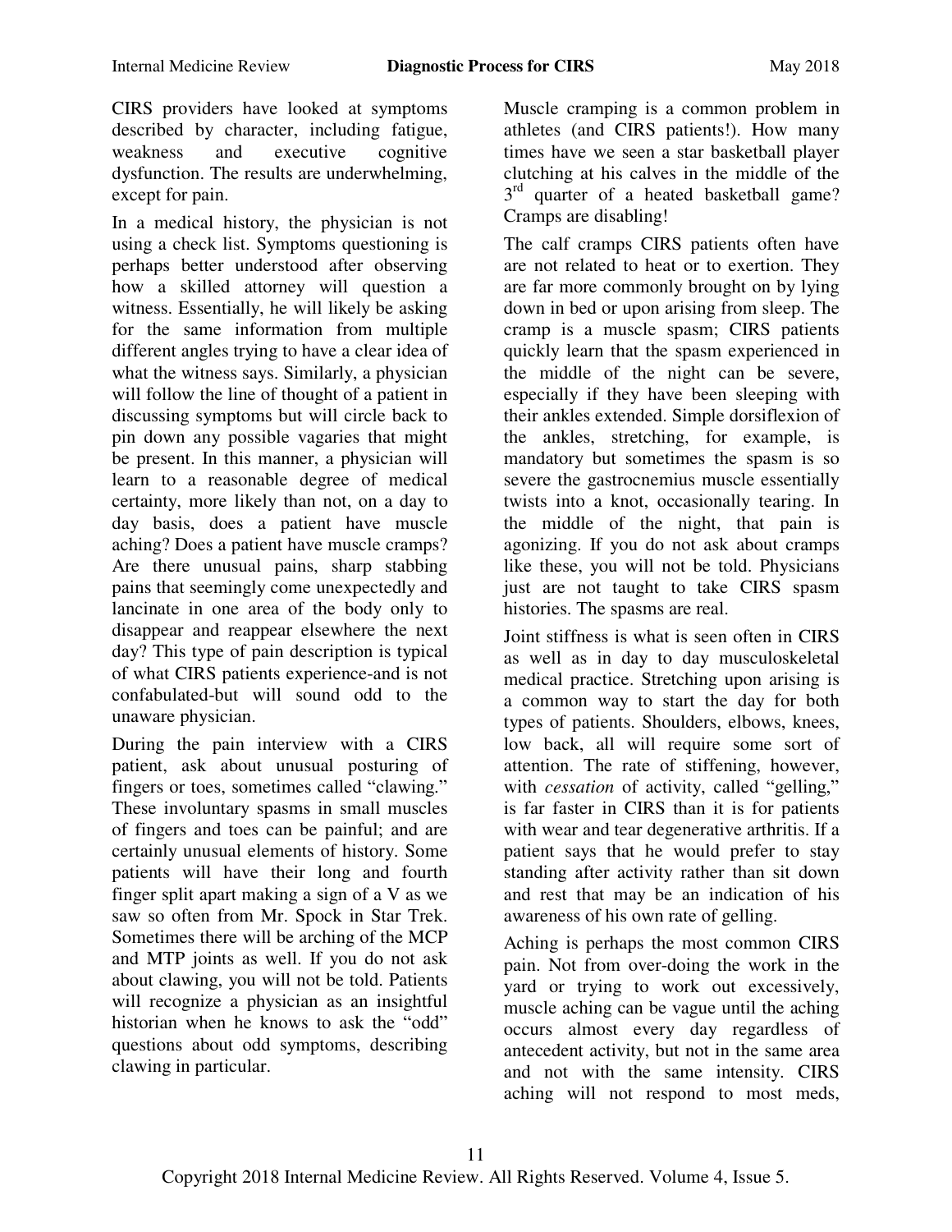CIRS providers have looked at symptoms described by character, including fatigue, weakness and executive cognitive dysfunction. The results are underwhelming, except for pain.

In a medical history, the physician is not using a check list. Symptoms questioning is perhaps better understood after observing how a skilled attorney will question a witness. Essentially, he will likely be asking for the same information from multiple different angles trying to have a clear idea of what the witness says. Similarly, a physician will follow the line of thought of a patient in discussing symptoms but will circle back to pin down any possible vagaries that might be present. In this manner, a physician will learn to a reasonable degree of medical certainty, more likely than not, on a day to day basis, does a patient have muscle aching? Does a patient have muscle cramps? Are there unusual pains, sharp stabbing pains that seemingly come unexpectedly and lancinate in one area of the body only to disappear and reappear elsewhere the next day? This type of pain description is typical of what CIRS patients experience-and is not confabulated-but will sound odd to the unaware physician.

During the pain interview with a CIRS patient, ask about unusual posturing of fingers or toes, sometimes called "clawing." These involuntary spasms in small muscles of fingers and toes can be painful; and are certainly unusual elements of history. Some patients will have their long and fourth finger split apart making a sign of a V as we saw so often from Mr. Spock in Star Trek. Sometimes there will be arching of the MCP and MTP joints as well. If you do not ask about clawing, you will not be told. Patients will recognize a physician as an insightful historian when he knows to ask the "odd" questions about odd symptoms, describing clawing in particular.

Muscle cramping is a common problem in athletes (and CIRS patients!). How many times have we seen a star basketball player clutching at his calves in the middle of the 3rd quarter of a heated basketball game? Cramps are disabling!

The calf cramps CIRS patients often have are not related to heat or to exertion. They are far more commonly brought on by lying down in bed or upon arising from sleep. The cramp is a muscle spasm; CIRS patients quickly learn that the spasm experienced in the middle of the night can be severe, especially if they have been sleeping with their ankles extended. Simple dorsiflexion of the ankles, stretching, for example, is mandatory but sometimes the spasm is so severe the gastrocnemius muscle essentially twists into a knot, occasionally tearing. In the middle of the night, that pain is agonizing. If you do not ask about cramps like these, you will not be told. Physicians just are not taught to take CIRS spasm histories. The spasms are real.

Joint stiffness is what is seen often in CIRS as well as in day to day musculoskeletal medical practice. Stretching upon arising is a common way to start the day for both types of patients. Shoulders, elbows, knees, low back, all will require some sort of attention. The rate of stiffening, however, with *cessation* of activity, called "gelling," is far faster in CIRS than it is for patients with wear and tear degenerative arthritis. If a patient says that he would prefer to stay standing after activity rather than sit down and rest that may be an indication of his awareness of his own rate of gelling.

Aching is perhaps the most common CIRS pain. Not from over-doing the work in the yard or trying to work out excessively, muscle aching can be vague until the aching occurs almost every day regardless of antecedent activity, but not in the same area and not with the same intensity. CIRS aching will not respond to most meds,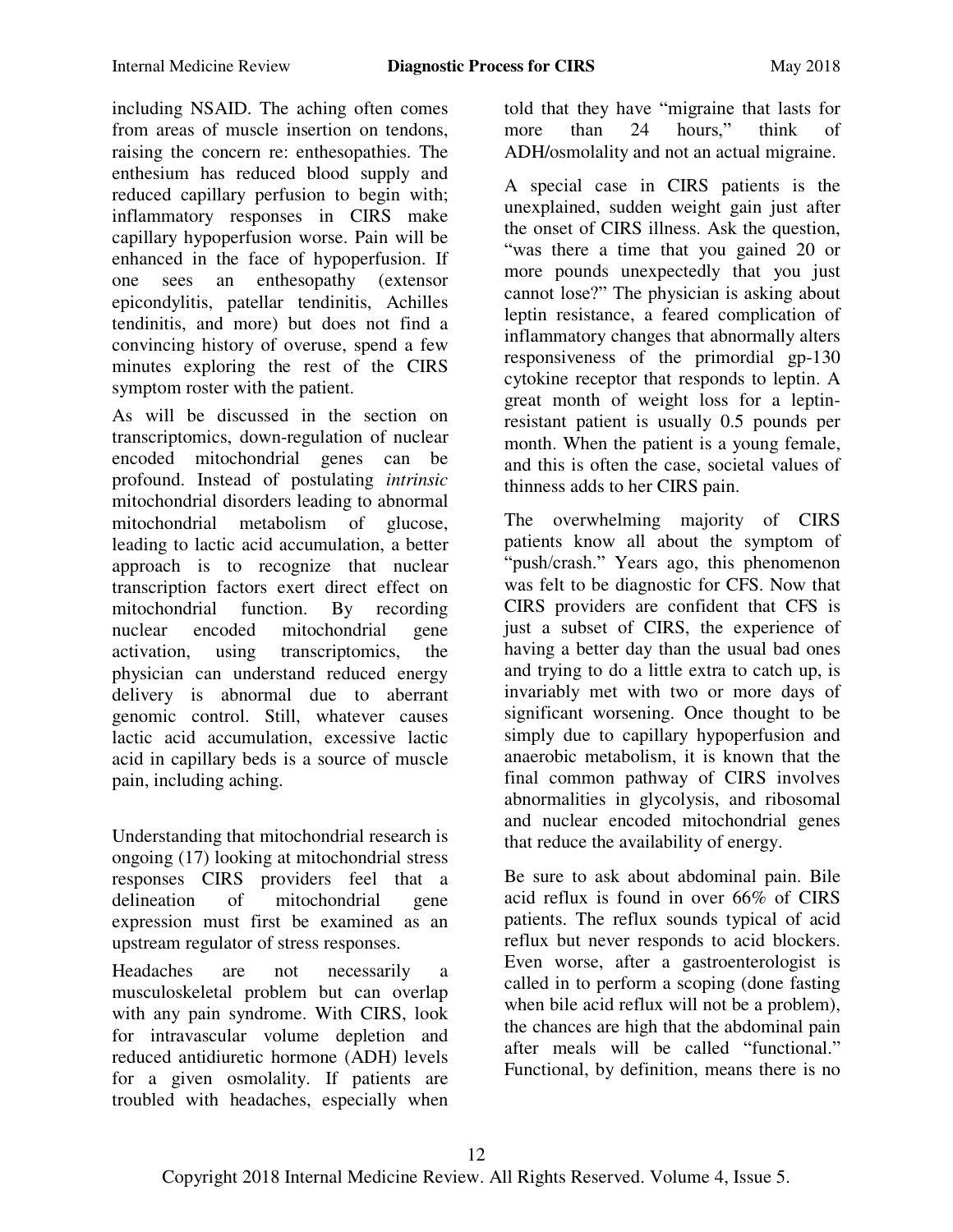including NSAID. The aching often comes from areas of muscle insertion on tendons, raising the concern re: enthesopathies. The enthesium has reduced blood supply and reduced capillary perfusion to begin with; inflammatory responses in CIRS make capillary hypoperfusion worse. Pain will be enhanced in the face of hypoperfusion. If one sees an enthesopathy (extensor epicondylitis, patellar tendinitis, Achilles tendinitis, and more) but does not find a convincing history of overuse, spend a few minutes exploring the rest of the CIRS symptom roster with the patient.

As will be discussed in the section on transcriptomics, down-regulation of nuclear encoded mitochondrial genes can be profound. Instead of postulating *intrinsic* mitochondrial disorders leading to abnormal mitochondrial metabolism of glucose, leading to lactic acid accumulation, a better approach is to recognize that nuclear transcription factors exert direct effect on mitochondrial function. By recording nuclear encoded mitochondrial gene activation, using transcriptomics, the physician can understand reduced energy delivery is abnormal due to aberrant genomic control. Still, whatever causes lactic acid accumulation, excessive lactic acid in capillary beds is a source of muscle pain, including aching.

Understanding that mitochondrial research is ongoing (17) looking at mitochondrial stress responses CIRS providers feel that a delineation of mitochondrial gene expression must first be examined as an upstream regulator of stress responses.

Headaches are not necessarily a musculoskeletal problem but can overlap with any pain syndrome. With CIRS, look for intravascular volume depletion and reduced antidiuretic hormone (ADH) levels for a given osmolality. If patients are troubled with headaches, especially when told that they have "migraine that lasts for more than 24 hours," think of ADH/osmolality and not an actual migraine.

A special case in CIRS patients is the unexplained, sudden weight gain just after the onset of CIRS illness. Ask the question, "was there a time that you gained 20 or more pounds unexpectedly that you just cannot lose?" The physician is asking about leptin resistance, a feared complication of inflammatory changes that abnormally alters responsiveness of the primordial gp-130 cytokine receptor that responds to leptin. A great month of weight loss for a leptin-resistant patient is usually 0.5 pounds per month. When the patient is a young female, and this is often the case, societal values of thinness adds to her CIRS pain.

The overwhelming majority of CIRS patients know all about the symptom of "push/crash." Years ago, this phenomenon was felt to be diagnostic for CFS. Now that CIRS providers are confident that CFS is just a subset of CIRS, the experience of having a better day than the usual bad ones and trying to do a little extra to catch up, is invariably met with two or more days of significant worsening. Once thought to be simply due to capillary hypoperfusion and anaerobic metabolism, it is known that the final common pathway of CIRS involves abnormalities in glycolysis, and ribosomal and nuclear encoded mitochondrial genes that reduce the availability of energy.

Be sure to ask about abdominal pain. Bile acid reflux is found in over 66% of CIRS patients. The reflux sounds typical of acid reflux but never responds to acid blockers. Even worse, after a gastroenterologist is called in to perform a scoping (done fasting when bile acid reflux will not be a problem), the chances are high that the abdominal pain after meals will be called "functional." Functional, by definition, means there is no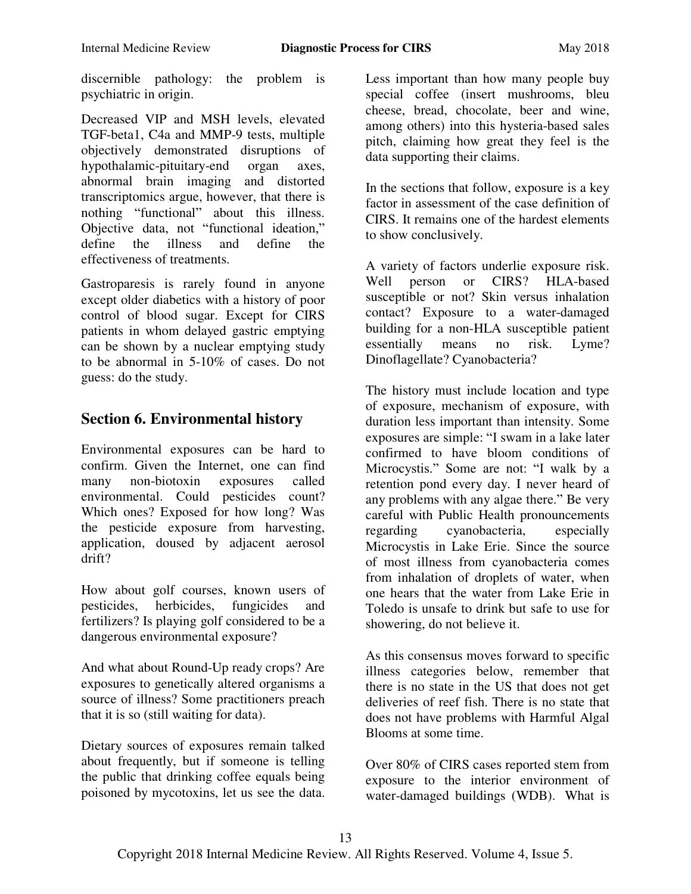discernible pathology: the problem is psychiatric in origin.

Decreased VIP and MSH levels, elevated TGF-beta1, C4a and MMP-9 tests, multiple objectively demonstrated disruptions of hypothalamic-pituitary-end organ axes, abnormal brain imaging and distorted transcriptomics argue, however, that there is nothing "functional" about this illness. Objective data, not "functional ideation," define the illness and define the effectiveness of treatments.

Gastroparesis is rarely found in anyone except older diabetics with a history of poor control of blood sugar. Except for CIRS patients in whom delayed gastric emptying can be shown by a nuclear emptying study to be abnormal in 5-10% of cases. Do not guess: do the study.

## Section 6. Environmental history

Environmental exposures can be hard to confirm. Given the Internet, one can find many non-biotoxin exposures called environmental. Could pesticides count? Which ones? Exposed for how long? Was the pesticide exposure from harvesting, application, doused by adjacent aerosol drift?

How about golf courses, known users of pesticides, herbicides, fungicides and fertilizers? Is playing golf considered to be a dangerous environmental exposure?

And what about Round-Up ready crops? Are exposures to genetically altered organisms a source of illness? Some practitioners preach that it is so (still waiting for data).

Dietary sources of exposures remain talked about frequently, but if someone is telling the public that drinking coffee equals being poisoned by mycotoxins, let us see the data. Less important than how many people buy special coffee (insert mushrooms, bleu cheese, bread, chocolate, beer and wine, among others) into this hysteria-based sales pitch, claiming how great they feel is the data supporting their claims.

In the sections that follow, exposure is a key factor in assessment of the case definition of CIRS. It remains one of the hardest elements to show conclusively.

A variety of factors underlie exposure risk. Well person or CIRS? HLA-based susceptible or not? Skin versus inhalation contact? Exposure to a water-damaged building for a non-HLA susceptible patient essentially means no risk. Lyme? Dinoflagellate? Cyanobacteria?

The history must include location and type of exposure, mechanism of exposure, with duration less important than intensity. Some exposures are simple: "I swam in a lake later confirmed to have bloom conditions of Microcystis." Some are not: "I walk by a retention pond every day. I never heard of any problems with any algae there." Be very careful with Public Health pronouncements regarding cyanobacteria, especially Microcystis in Lake Erie. Since the source of most illness from cyanobacteria comes from inhalation of droplets of water, when one hears that the water from Lake Erie in Toledo is unsafe to drink but safe to use for showering, do not believe it.

As this consensus moves forward to specific illness categories below, remember that there is no state in the US that does not get deliveries of reef fish. There is no state that does not have problems with Harmful Algal Blooms at some time.

Over 80% of CIRS cases reported stem from exposure to the interior environment of water-damaged buildings (WDB). What is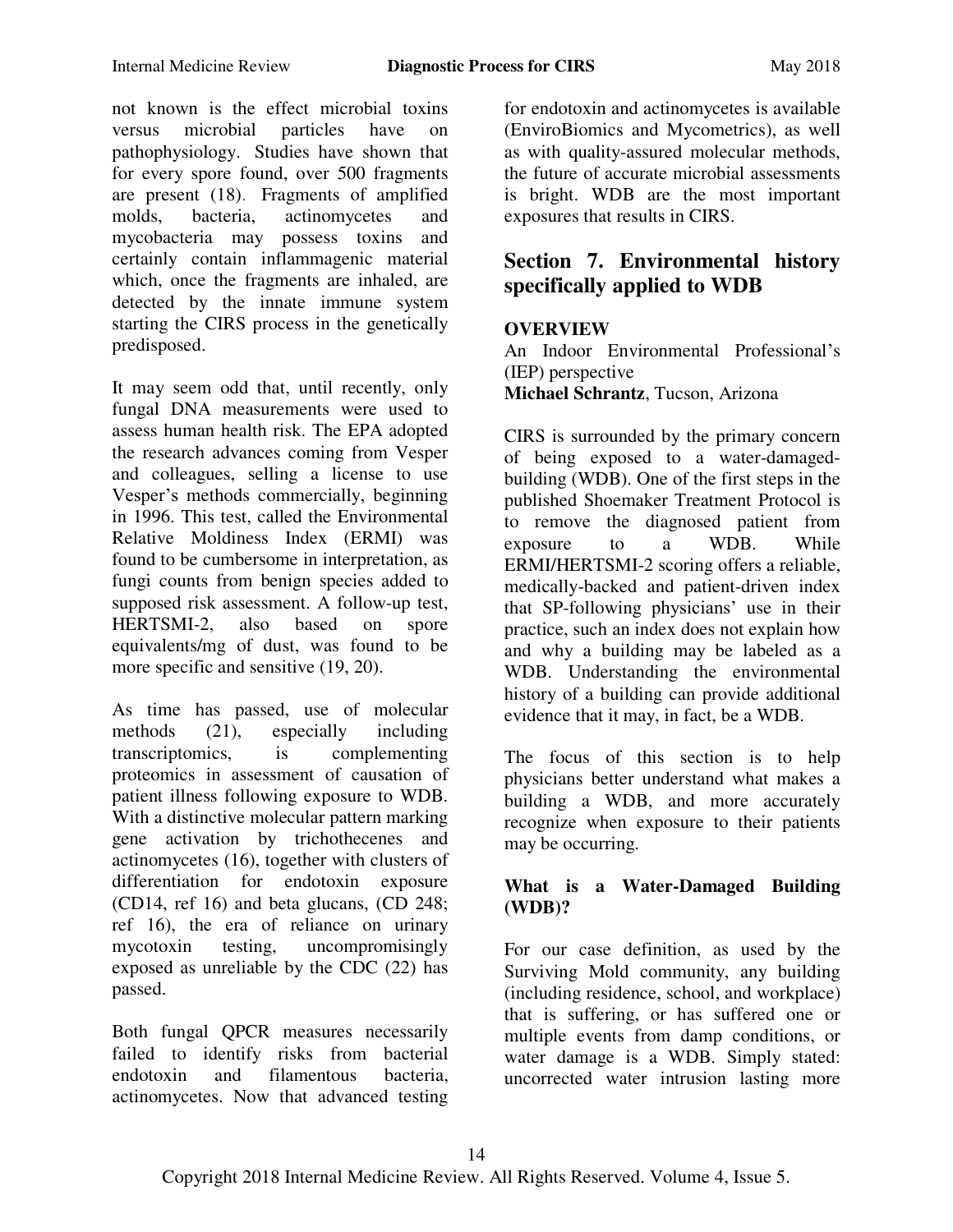not known is the effect microbial toxins versus microbial particles have on pathophysiology. Studies have shown that for every spore found, over 500 fragments are present (18). Fragments of amplified molds, bacteria, actinomycetes and mycobacteria may possess toxins and certainly contain inflammagenic material which, once the fragments are inhaled, are detected by the innate immune system starting the CIRS process in the genetically predisposed.

It may seem odd that, until recently, only fungal DNA measurements were used to assess human health risk. The EPA adopted the research advances coming from Vesper and colleagues, selling a license to use Vesper's methods commercially, beginning in 1996. This test, called the Environmental Relative Moldiness Index (ERMI) was found to be cumbersome in interpretation, as fungi counts from benign species added to supposed risk assessment. A follow-up test, HERTSMI-2, also based on spore equivalents/mg of dust, was found to be more specific and sensitive (19, 20).

As time has passed, use of molecular methods (21), especially including transcriptomics, is complementing proteomics in assessment of causation of patient illness following exposure to WDB. With a distinctive molecular pattern marking gene activation by trichothecenes and actinomycetes (16), together with clusters of differentiation for endotoxin exposure (CD14, ref 16) and beta glucans, (CD 248; ref 16), the era of reliance on urinary mycotoxin testing, uncompromisingly exposed as unreliable by the CDC (22) has passed.

Both fungal QPCR measures necessarily failed to identify risks from bacterial endotoxin and filamentous bacteria, actinomycetes. Now that advanced testing for endotoxin and actinomycetes is available (EnviroBiomics and Mycometrics), as well as with quality-assured molecular methods, the future of accurate microbial assessments is bright. WDB are the most important exposures that results in CIRS.

## Section 7. Environmental history specifically applied to WDB

**OVERVIEW**

An Indoor Environmental Professional's (IEP) perspective

**Michael Schrantz**, Tucson, Arizona

CIRS is surrounded by the primary concern of being exposed to a water-damaged-building (WDB). One of the first steps in the published Shoemaker Treatment Protocol is to remove the diagnosed patient from exposure to a WDB. While ERMI/HERTSMI-2 scoring offers a reliable, medically-backed and patient-driven index that SP-following physicians' use in their practice, such an index does not explain how and why a building may be labeled as a WDB. Understanding the environmental history of a building can provide additional evidence that it may, in fact, be a WDB.

The focus of this section is to help physicians better understand what makes a building a WDB, and more accurately recognize when exposure to their patients may be occurring.

**What is a Water-Damaged Building (WDB)?**

For our case definition, as used by the Surviving Mold community, any building (including residence, school, and workplace) that is suffering, or has suffered one or multiple events from damp conditions, or water damage is a WDB. Simply stated: uncorrected water intrusion lasting more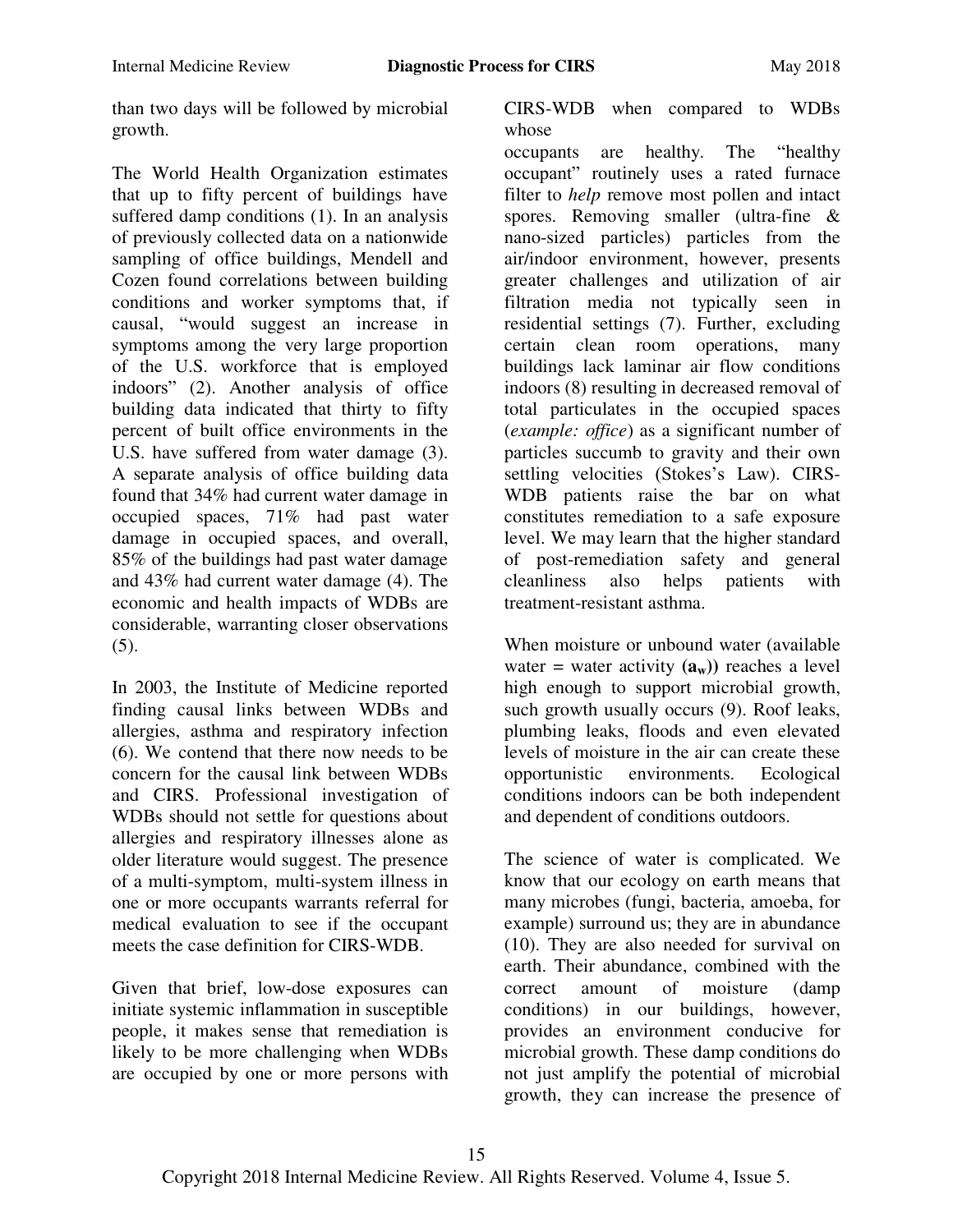than two days will be followed by microbial growth.

The World Health Organization estimates that up to fifty percent of buildings have suffered damp conditions (1). In an analysis of previously collected data on a nationwide sampling of office buildings, Mendell and Cozen found correlations between building conditions and worker symptoms that, if causal, "would suggest an increase in symptoms among the very large proportion of the U.S. workforce that is employed indoors" (2). Another analysis of office building data indicated that thirty to fifty percent of built office environments in the U.S. have suffered from water damage (3). A separate analysis of office building data found that 34% had current water damage in occupied spaces, 71% had past water damage in occupied spaces, and overall, 85% of the buildings had past water damage and 43% had current water damage (4). The economic and health impacts of WDBs are considerable, warranting closer observations (5).

In 2003, the Institute of Medicine reported finding causal links between WDBs and allergies, asthma and respiratory infection (6). We contend that there now needs to be concern for the causal link between WDBs and CIRS. Professional investigation of WDBs should not settle for questions about allergies and respiratory illnesses alone as older literature would suggest. The presence of a multi-symptom, multi-system illness in one or more occupants warrants referral for medical evaluation to see if the occupant meets the case definition for CIRS-WDB.

Given that brief, low-dose exposures can initiate systemic inflammation in susceptible people, it makes sense that remediation is likely to be more challenging when WDBs are occupied by one or more persons with CIRS-WDB when compared to WDBs whose occupants are healthy. The "healthy occupant" routinely uses a rated furnace filter to *help* remove most pollen and intact spores. Removing smaller (ultra-fine & nano-sized particles) particles from the air/indoor environment, however, presents greater challenges and utilization of air filtration media not typically seen in residential settings (7). Further, excluding certain clean room operations, many buildings lack laminar air flow conditions indoors (8) resulting in decreased removal of total particulates in the occupied spaces (*example: office*) as a significant number of particles succumb to gravity and their own settling velocities (Stokes's Law). CIRS-WDB patients raise the bar on what constitutes remediation to a safe exposure level. We may learn that the higher standard of post-remediation safety and general cleanliness also helps patients with treatment-resistant asthma.

When moisture or unbound water (available water = water activity **($a_w$)**) reaches a level high enough to support microbial growth, such growth usually occurs (9). Roof leaks, plumbing leaks, floods and even elevated levels of moisture in the air can create these opportunistic environments. Ecological conditions indoors can be both independent and dependent of conditions outdoors.

The science of water is complicated. We know that our ecology on earth means that many microbes (fungi, bacteria, amoeba, for example) surround us; they are in abundance (10). They are also needed for survival on earth. Their abundance, combined with the correct amount of moisture (damp conditions) in our buildings, however, provides an environment conducive for microbial growth. These damp conditions do not just amplify the potential of microbial growth, they can increase the presence of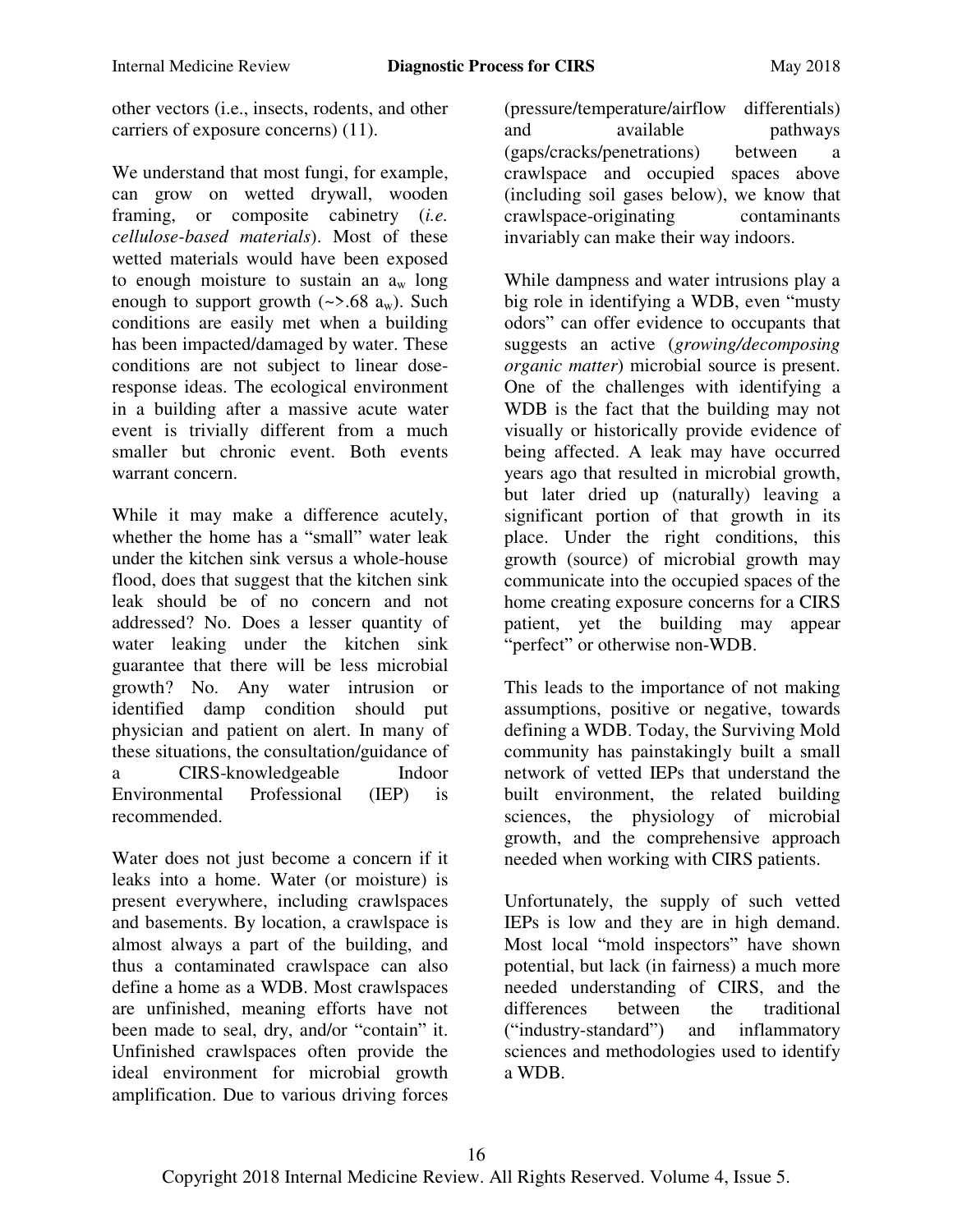other vectors (i.e., insects, rodents, and other carriers of exposure concerns) (11).

We understand that most fungi, for example, can grow on wetted drywall, wooden framing, or composite cabinetry (*i.e. cellulose-based materials*). Most of these wetted materials would have been exposed to enough moisture to sustain an $a_w$ long enough to support growth (~>.68 $a_w$). Such conditions are easily met when a building has been impacted/damaged by water. These conditions are not subject to linear dose-response ideas. The ecological environment in a building after a massive acute water event is trivially different from a much smaller but chronic event. Both events warrant concern.

While it may make a difference acutely, whether the home has a "small" water leak under the kitchen sink versus a whole-house flood, does that suggest that the kitchen sink leak should be of no concern and not addressed? No. Does a lesser quantity of water leaking under the kitchen sink guarantee that there will be less microbial growth? No. Any water intrusion or identified damp condition should put physician and patient on alert. In many of these situations, the consultation/guidance of a CIRS-knowledgeable Indoor Environmental Professional (IEP) is recommended.

Water does not just become a concern if it leaks into a home. Water (or moisture) is present everywhere, including crawlspaces and basements. By location, a crawlspace is almost always a part of the building, and thus a contaminated crawlspace can also define a home as a WDB. Most crawlspaces are unfinished, meaning efforts have not been made to seal, dry, and/or "contain" it. Unfinished crawlspaces often provide the ideal environment for microbial growth amplification. Due to various driving forces (pressure/temperature/airflow differentials) and available pathways (gaps/cracks/penetrations) between a crawlspace and occupied spaces above (including soil gases below), we know that crawlspace-originating contaminants invariably can make their way indoors.

While dampness and water intrusions play a big role in identifying a WDB, even "musty odors" can offer evidence to occupants that suggests an active (*growing/decomposing organic matter*) microbial source is present. One of the challenges with identifying a WDB is the fact that the building may not visually or historically provide evidence of being affected. A leak may have occurred years ago that resulted in microbial growth, but later dried up (naturally) leaving a significant portion of that growth in its place. Under the right conditions, this growth (source) of microbial growth may communicate into the occupied spaces of the home creating exposure concerns for a CIRS patient, yet the building may appear "perfect" or otherwise non-WDB.

This leads to the importance of not making assumptions, positive or negative, towards defining a WDB. Today, the Surviving Mold community has painstakingly built a small network of vetted IEPs that understand the built environment, the related building sciences, the physiology of microbial growth, and the comprehensive approach needed when working with CIRS patients.

Unfortunately, the supply of such vetted IEPs is low and they are in high demand. Most local "mold inspectors" have shown potential, but lack (in fairness) a much more needed understanding of CIRS, and the differences between the traditional ("industry-standard") and inflammatory sciences and methodologies used to identify a WDB.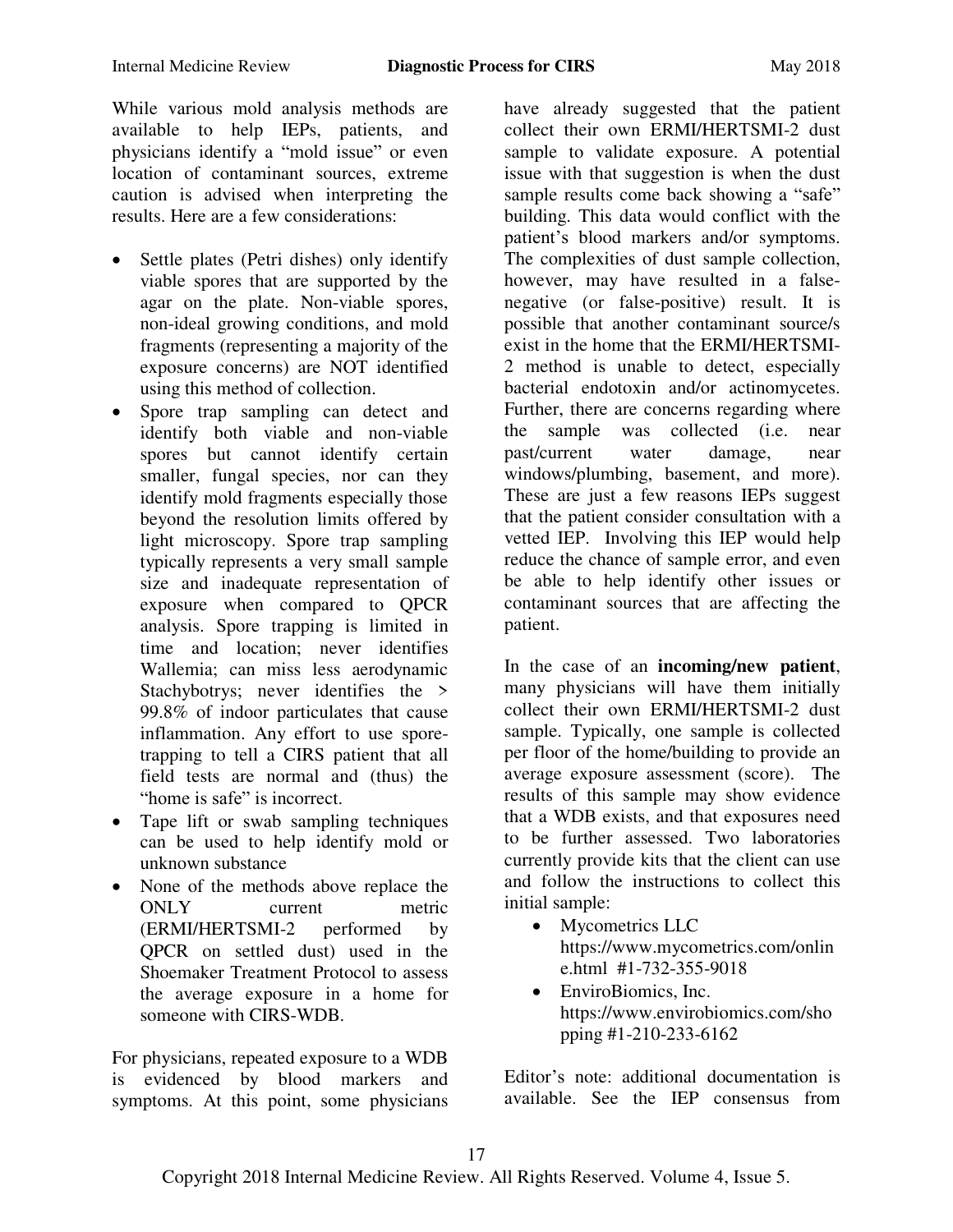While various mold analysis methods are available to help IEPs, patients, and physicians identify a "mold issue" or even location of contaminant sources, extreme caution is advised when interpreting the results. Here are a few considerations:

- Settle plates (Petri dishes) only identify viable spores that are supported by the agar on the plate. Non-viable spores, non-ideal growing conditions, and mold fragments (representing a majority of the exposure concerns) are NOT identified using this method of collection.
- Spore trap sampling can detect and identify both viable and non-viable spores but cannot identify certain smaller, fungal species, nor can they identify mold fragments especially those beyond the resolution limits offered by light microscopy. Spore trap sampling typically represents a very small sample size and inadequate representation of exposure when compared to QPCR analysis. Spore trapping is limited in time and location; never identifies Wallemia; can miss less aerodynamic Stachybotrys; never identifies the > 99.8% of indoor particulates that cause inflammation. Any effort to use spore-trapping to tell a CIRS patient that all field tests are normal and (thus) the "home is safe" is incorrect.
- Tape lift or swab sampling techniques can be used to help identify mold or unknown substance
- None of the methods above replace the ONLY current metric (ERMI/HERTSMI-2 performed by QPCR on settled dust) used in the Shoemaker Treatment Protocol to assess the average exposure in a home for someone with CIRS-WDB.

For physicians, repeated exposure to a WDB is evidenced by blood markers and symptoms. At this point, some physicians have already suggested that the patient collect their own ERMI/HERTSMI-2 dust sample to validate exposure. A potential issue with that suggestion is when the dust sample results come back showing a "safe" building. This data would conflict with the patient's blood markers and/or symptoms. The complexities of dust sample collection, however, may have resulted in a false-negative (or false-positive) result. It is possible that another contaminant source/s exist in the home that the ERMI/HERTSMI-2 method is unable to detect, especially bacterial endotoxin and/or actinomycetes. Further, there are concerns regarding where the sample was collected (i.e. near past/current water damage, near windows/plumbing, basement, and more). These are just a few reasons IEPs suggest that the patient consider consultation with a vetted IEP. Involving this IEP would help reduce the chance of sample error, and even be able to help identify other issues or contaminant sources that are affecting the patient.

In the case of an **incoming/new patient**, many physicians will have them initially collect their own ERMI/HERTSMI-2 dust sample. Typically, one sample is collected per floor of the home/building to provide an average exposure assessment (score). The results of this sample may show evidence that a WDB exists, and that exposures need to be further assessed. Two laboratories currently provide kits that the client can use and follow the instructions to collect this initial sample:

- Mycometrics LLC https://www.mycometrics.com/online.html #1-732-355-9018
- EnviroBiomics, Inc. https://www.envirobiomics.com/shopping #1-210-233-6162

Editor's note: additional documentation is available. See the IEP consensus from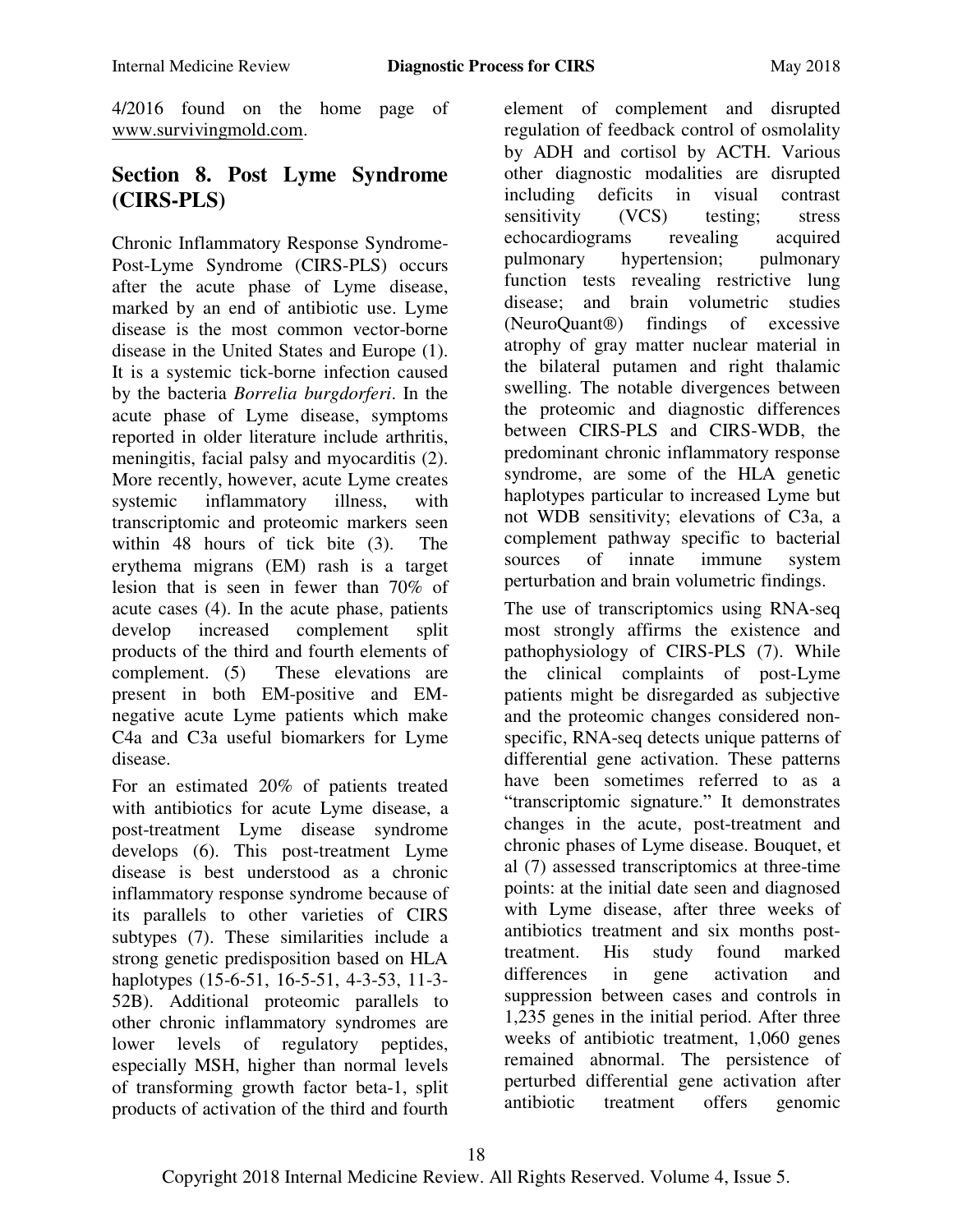4/2016 found on the home page of www.survivingmold.com.

## Section 8. Post Lyme Syndrome (CIRS-PLS)

Chronic Inflammatory Response Syndrome-Post-Lyme Syndrome (CIRS-PLS) occurs after the acute phase of Lyme disease, marked by an end of antibiotic use. Lyme disease is the most common vector-borne disease in the United States and Europe (1). It is a systemic tick-borne infection caused by the bacteria *Borrelia burgdorferi*. In the acute phase of Lyme disease, symptoms reported in older literature include arthritis, meningitis, facial palsy and myocarditis (2). More recently, however, acute Lyme creates systemic inflammatory illness, with transcriptomic and proteomic markers seen within 48 hours of tick bite (3). The erythema migrans (EM) rash is a target lesion that is seen in fewer than 70% of acute cases (4). In the acute phase, patients develop increased complement split products of the third and fourth elements of complement. (5) These elevations are present in both EM-positive and EM-negative acute Lyme patients which make C4a and C3a useful biomarkers for Lyme disease.

For an estimated 20% of patients treated with antibiotics for acute Lyme disease, a post-treatment Lyme disease syndrome develops (6). This post-treatment Lyme disease is best understood as a chronic inflammatory response syndrome because of its parallels to other varieties of CIRS subtypes (7). These similarities include a strong genetic predisposition based on HLA haplotypes (15-6-51, 16-5-51, 4-3-53, 11-3-52B). Additional proteomic parallels to other chronic inflammatory syndromes are lower levels of regulatory peptides, especially MSH, higher than normal levels of transforming growth factor beta-1, split products of activation of the third and fourth element of complement and disrupted regulation of feedback control of osmolality by ADH and cortisol by ACTH. Various other diagnostic modalities are disrupted including deficits in visual contrast sensitivity (VCS) testing; stress echocardiograms revealing acquired pulmonary hypertension; pulmonary function tests revealing restrictive lung disease; and brain volumetric studies (NeuroQuant®) findings of excessive atrophy of gray matter nuclear material in the bilateral putamen and right thalamic swelling. The notable divergences between the proteomic and diagnostic differences between CIRS-PLS and CIRS-WDB, the predominant chronic inflammatory response syndrome, are some of the HLA genetic haplotypes particular to increased Lyme but not WDB sensitivity; elevations of C3a, a complement pathway specific to bacterial sources of innate immune system perturbation and brain volumetric findings.

The use of transcriptomics using RNA-seq most strongly affirms the existence and pathophysiology of CIRS-PLS (7). While the clinical complaints of post-Lyme patients might be disregarded as subjective and the proteomic changes considered non-specific, RNA-seq detects unique patterns of differential gene activation. These patterns have been sometimes referred to as a "transcriptomic signature." It demonstrates changes in the acute, post-treatment and chronic phases of Lyme disease. Bouquet, et al (7) assessed transcriptomics at three-time points: at the initial date seen and diagnosed with Lyme disease, after three weeks of antibiotics treatment and six months post-treatment. His study found marked differences in gene activation and suppression between cases and controls in 1,235 genes in the initial period. After three weeks of antibiotic treatment, 1,060 genes remained abnormal. The persistence of perturbed differential gene activation after antibiotic treatment offers genomic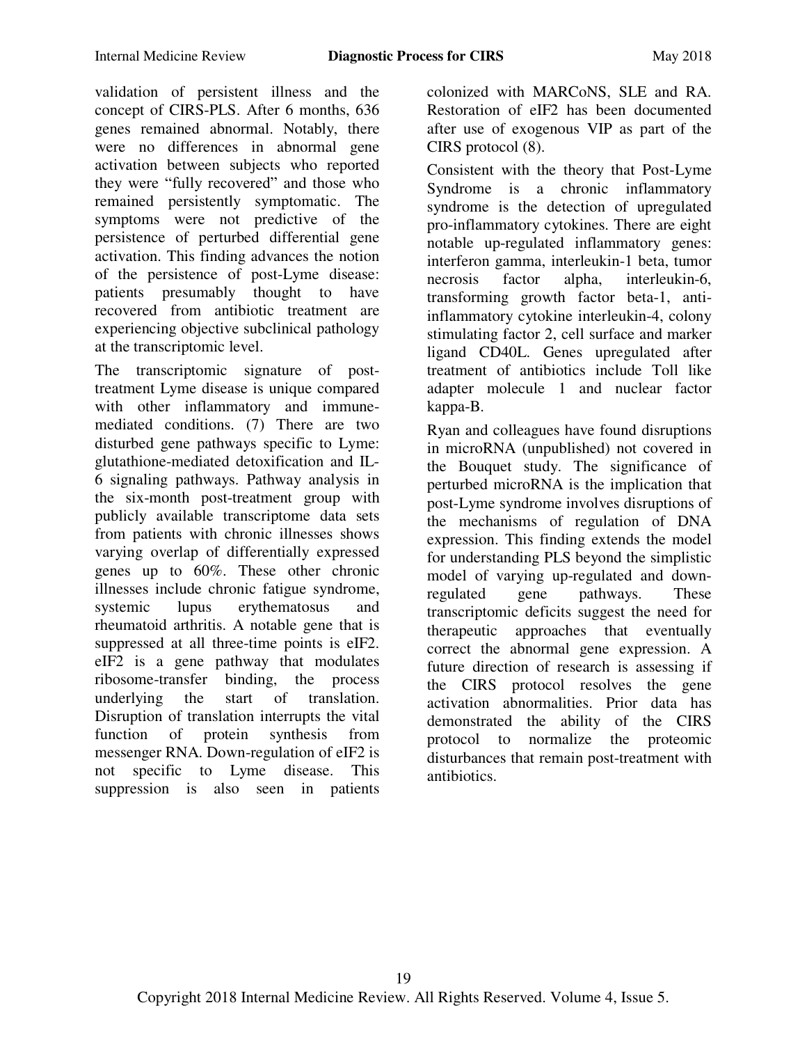validation of persistent illness and the concept of CIRS-PLS. After 6 months, 636 genes remained abnormal. Notably, there were no differences in abnormal gene activation between subjects who reported they were "fully recovered" and those who remained persistently symptomatic. The symptoms were not predictive of the persistence of perturbed differential gene activation. This finding advances the notion of the persistence of post-Lyme disease: patients presumably thought to have recovered from antibiotic treatment are experiencing objective subclinical pathology at the transcriptomic level.

The transcriptomic signature of post-treatment Lyme disease is unique compared with other inflammatory and immune-mediated conditions. (7) There are two disturbed gene pathways specific to Lyme: glutathione-mediated detoxification and IL-6 signaling pathways. Pathway analysis in the six-month post-treatment group with publicly available transcriptome data sets from patients with chronic illnesses shows varying overlap of differentially expressed genes up to 60%. These other chronic illnesses include chronic fatigue syndrome, systemic lupus erythematosus and rheumatoid arthritis. A notable gene that is suppressed at all three-time points is eIF2. eIF2 is a gene pathway that modulates ribosome-transfer binding, the process underlying the start of translation. Disruption of translation interrupts the vital function of protein synthesis from messenger RNA. Down-regulation of eIF2 is not specific to Lyme disease. This suppression is also seen in patients colonized with MARCoNS, SLE and RA. Restoration of eIF2 has been documented after use of exogenous VIP as part of the CIRS protocol (8).

Consistent with the theory that Post-Lyme Syndrome is a chronic inflammatory syndrome is the detection of upregulated pro-inflammatory cytokines. There are eight notable up-regulated inflammatory genes: interferon gamma, interleukin-1 beta, tumor necrosis factor alpha, interleukin-6, transforming growth factor beta-1, anti-inflammatory cytokine interleukin-4, colony stimulating factor 2, cell surface and marker ligand CD40L. Genes upregulated after treatment of antibiotics include Toll like adapter molecule 1 and nuclear factor kappa-B.

Ryan and colleagues have found disruptions in microRNA (unpublished) not covered in the Bouquet study. The significance of perturbed microRNA is the implication that post-Lyme syndrome involves disruptions of the mechanisms of regulation of DNA expression. This finding extends the model for understanding PLS beyond the simplistic model of varying up-regulated and down-regulated gene pathways. These transcriptomic deficits suggest the need for therapeutic approaches that eventually correct the abnormal gene expression. A future direction of research is assessing if the CIRS protocol resolves the gene activation abnormalities. Prior data has demonstrated the ability of the CIRS protocol to normalize the proteomic disturbances that remain post-treatment with antibiotics.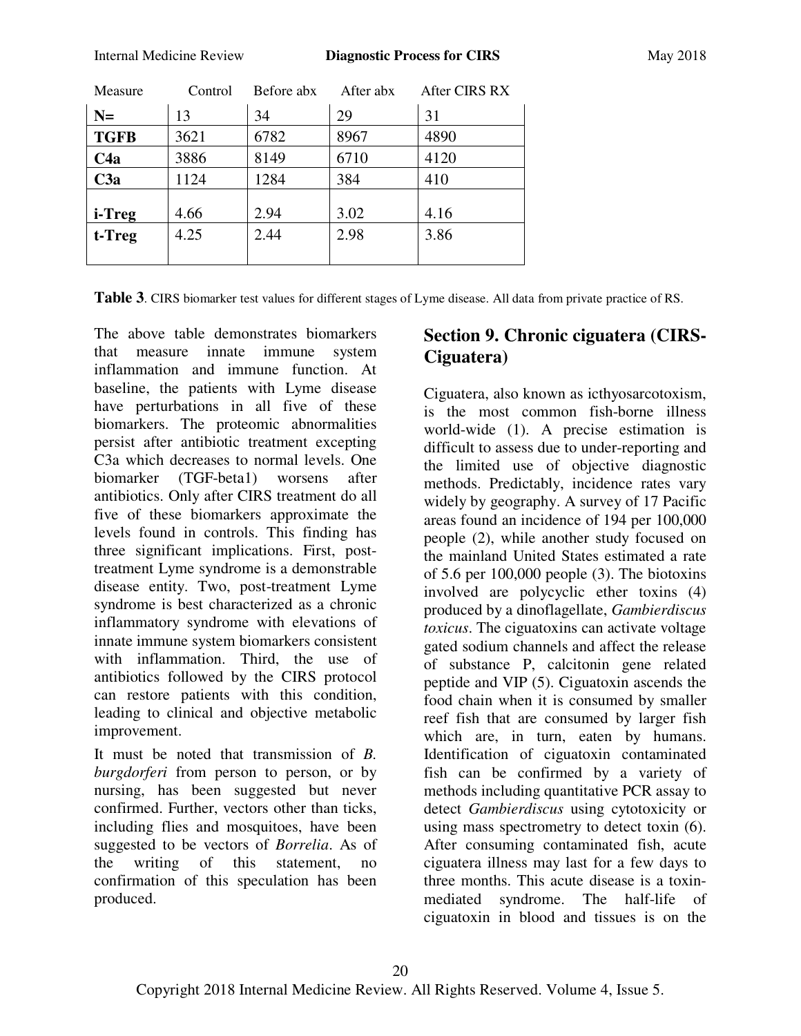| Measure | Control | Before abx | After abx | After CIRS RX |
|---|---|---|---|---|
| **N=** | 13 | 34 | 29 | 31 |
| **TGFB** | 3621 | 6782 | 8967 | 4890 |
| **C4a** | 3886 | 8149 | 6710 | 4120 |
| **C3a** | 1124 | 1284 | 384 | 410 |
| **i-Treg** | 4.66 | 2.94 | 3.02 | 4.16 |
| **t-Treg** | 4.25 | 2.44 | 2.98 | 3.86 |

**Table 3**. CIRS biomarker test values for different stages of Lyme disease. All data from private practice of RS.

The above table demonstrates biomarkers that measure innate immune system inflammation and immune function. At baseline, the patients with Lyme disease have perturbations in all five of these biomarkers. The proteomic abnormalities persist after antibiotic treatment excepting C3a which decreases to normal levels. One biomarker (TGF-beta1) worsens after antibiotics. Only after CIRS treatment do all five of these biomarkers approximate the levels found in controls. This finding has three significant implications. First, post-treatment Lyme syndrome is a demonstrable disease entity. Two, post-treatment Lyme syndrome is best characterized as a chronic inflammatory syndrome with elevations of innate immune system biomarkers consistent with inflammation. Third, the use of antibiotics followed by the CIRS protocol can restore patients with this condition, leading to clinical and objective metabolic improvement.

It must be noted that transmission of *B. burgdorferi* from person to person, or by nursing, has been suggested but never confirmed. Further, vectors other than ticks, including flies and mosquitoes, have been suggested to be vectors of *Borrelia*. As of the writing of this statement, no confirmation of this speculation has been produced.

## Section 9. Chronic ciguatera (CIRS-Ciguatera)

Ciguatera, also known as icthyosarcotoxism, is the most common fish-borne illness world-wide (1). A precise estimation is difficult to assess due to under-reporting and the limited use of objective diagnostic methods. Predictably, incidence rates vary widely by geography. A survey of 17 Pacific areas found an incidence of 194 per 100,000 people (2), while another study focused on the mainland United States estimated a rate of 5.6 per 100,000 people (3). The biotoxins involved are polycyclic ether toxins (4) produced by a dinoflagellate, *Gambierdiscus toxicus*. The ciguatoxins can activate voltage gated sodium channels and affect the release of substance P, calcitonin gene related peptide and VIP (5). Ciguatoxin ascends the food chain when it is consumed by smaller reef fish that are consumed by larger fish which are, in turn, eaten by humans. Identification of ciguatoxin contaminated fish can be confirmed by a variety of methods including quantitative PCR assay to detect *Gambierdiscus* using cytotoxicity or using mass spectrometry to detect toxin (6). After consuming contaminated fish, acute ciguatera illness may last for a few days to three months. This acute disease is a toxin-mediated syndrome. The half-life of ciguatoxin in blood and tissues is on the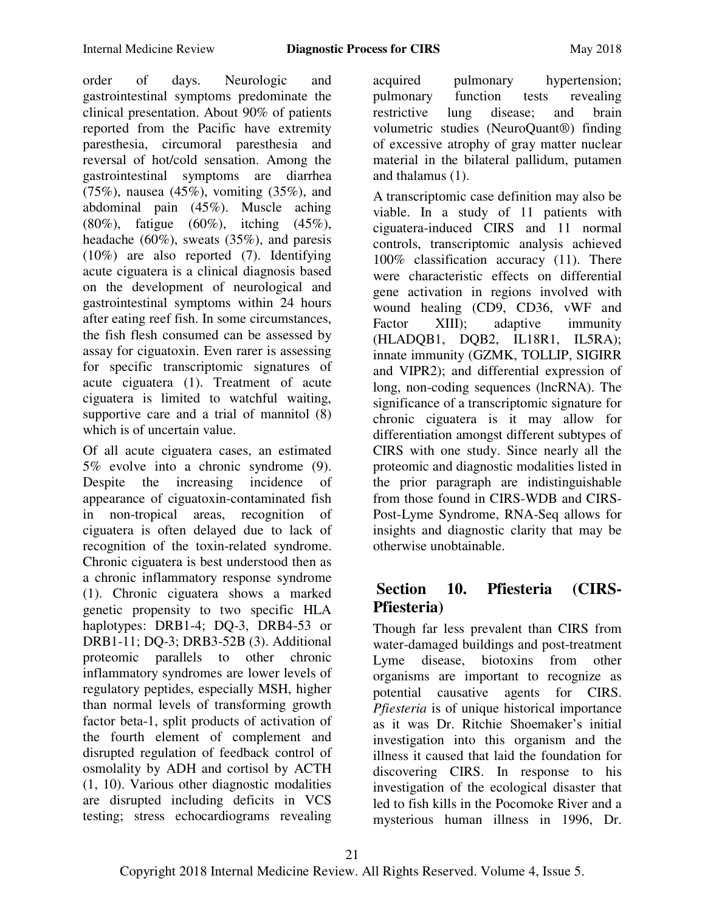order of days. Neurologic and gastrointestinal symptoms predominate the clinical presentation. About 90% of patients reported from the Pacific have extremity paresthesia, circumoral paresthesia and reversal of hot/cold sensation. Among the gastrointestinal symptoms are diarrhea (75%), nausea (45%), vomiting (35%), and abdominal pain (45%). Muscle aching (80%), fatigue (60%), itching (45%), headache (60%), sweats (35%), and paresis (10%) are also reported (7). Identifying acute ciguatera is a clinical diagnosis based on the development of neurological and gastrointestinal symptoms within 24 hours after eating reef fish. In some circumstances, the fish flesh consumed can be assessed by assay for ciguatoxin. Even rarer is assessing for specific transcriptomic signatures of acute ciguatera (1). Treatment of acute ciguatera is limited to watchful waiting, supportive care and a trial of mannitol (8) which is of uncertain value.

Of all acute ciguatera cases, an estimated 5% evolve into a chronic syndrome (9). Despite the increasing incidence of appearance of ciguatoxin-contaminated fish in non-tropical areas, recognition of ciguatera is often delayed due to lack of recognition of the toxin-related syndrome. Chronic ciguatera is best understood then as a chronic inflammatory response syndrome (1). Chronic ciguatera shows a marked genetic propensity to two specific HLA haplotypes: DRB1-4; DQ-3, DRB4-53 or DRB1-11; DQ-3; DRB3-52B (3). Additional proteomic parallels to other chronic inflammatory syndromes are lower levels of regulatory peptides, especially MSH, higher than normal levels of transforming growth factor beta-1, split products of activation of the fourth element of complement and disrupted regulation of feedback control of osmolality by ADH and cortisol by ACTH (1, 10). Various other diagnostic modalities are disrupted including deficits in VCS testing; stress echocardiograms revealing acquired pulmonary hypertension; pulmonary function tests revealing restrictive lung disease; and brain volumetric studies (NeuroQuant®) finding of excessive atrophy of gray matter nuclear material in the bilateral pallidum, putamen and thalamus (1).

A transcriptomic case definition may also be viable. In a study of 11 patients with ciguatera-induced CIRS and 11 normal controls, transcriptomic analysis achieved 100% classification accuracy (11). There were characteristic effects on differential gene activation in regions involved with wound healing (CD9, CD36, vWF and Factor XIII); adaptive immunity (HLADQB1, DQB2, IL18R1, IL5RA); innate immunity (GZMK, TOLLIP, SIGIRR and VIPR2); and differential expression of long, non-coding sequences (lncRNA). The significance of a transcriptomic signature for chronic ciguatera is it may allow for differentiation amongst different subtypes of CIRS with one study. Since nearly all the proteomic and diagnostic modalities listed in the prior paragraph are indistinguishable from those found in CIRS-WDB and CIRS-Post-Lyme Syndrome, RNA-Seq allows for insights and diagnostic clarity that may be otherwise unobtainable.

## Section 10. Pfiesteria (CIRS-Pfiesteria)

Though far less prevalent than CIRS from water-damaged buildings and post-treatment Lyme disease, biotoxins from other organisms are important to recognize as potential causative agents for CIRS. *Pfiesteria* is of unique historical importance as it was Dr. Ritchie Shoemaker's initial investigation into this organism and the illness it caused that laid the foundation for discovering CIRS. In response to his investigation of the ecological disaster that led to fish kills in the Pocomoke River and a mysterious human illness in 1996, Dr.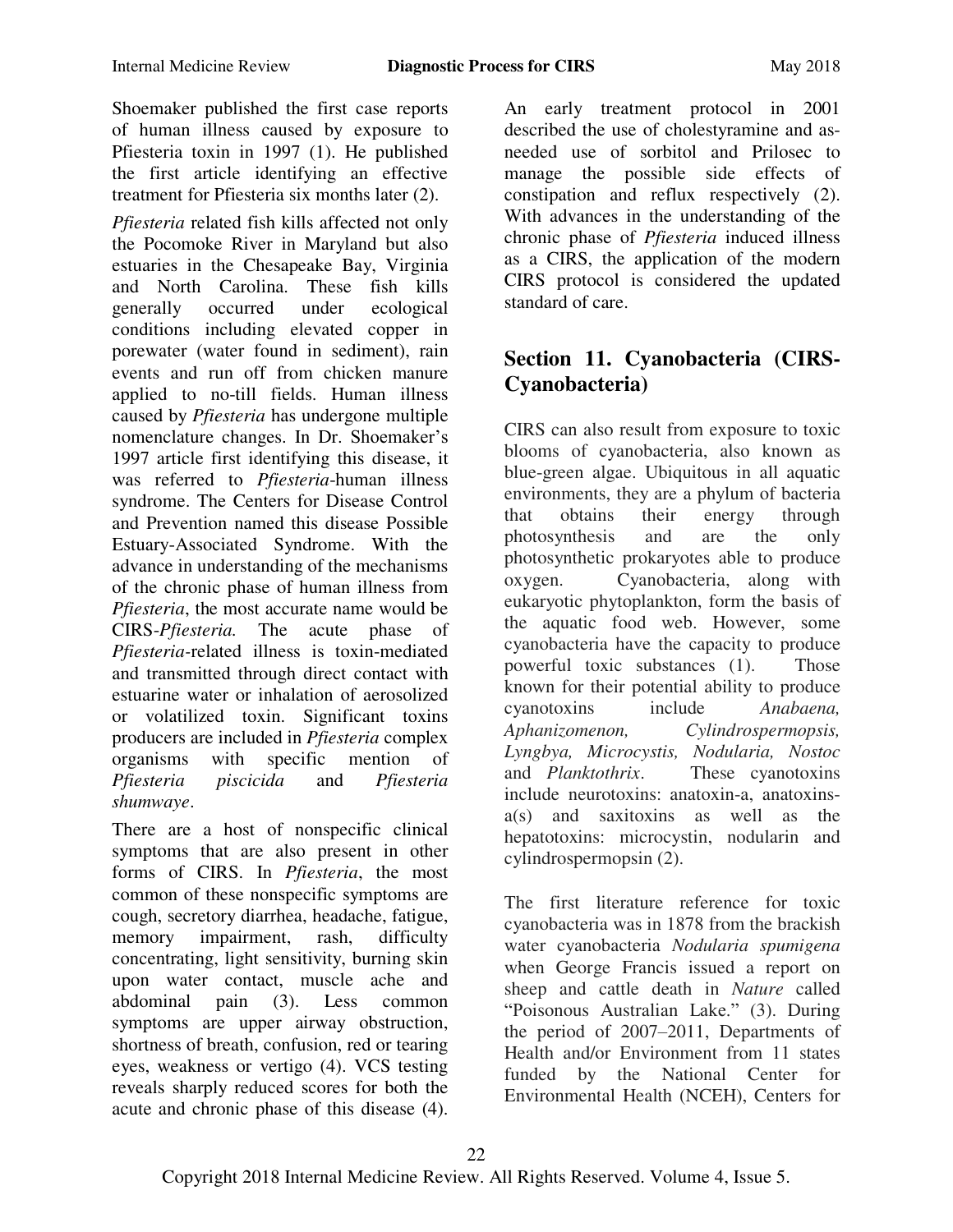Shoemaker published the first case reports of human illness caused by exposure to Pfiesteria toxin in 1997 (1). He published the first article identifying an effective treatment for Pfiesteria six months later (2).

*Pfiesteria* related fish kills affected not only the Pocomoke River in Maryland but also estuaries in the Chesapeake Bay, Virginia and North Carolina. These fish kills generally occurred under ecological conditions including elevated copper in porewater (water found in sediment), rain events and run off from chicken manure applied to no-till fields. Human illness caused by *Pfiesteria* has undergone multiple nomenclature changes. In Dr. Shoemaker's 1997 article first identifying this disease, it was referred to *Pfiesteria*-human illness syndrome. The Centers for Disease Control and Prevention named this disease Possible Estuary-Associated Syndrome. With the advance in understanding of the mechanisms of the chronic phase of human illness from *Pfiesteria*, the most accurate name would be CIRS-*Pfiesteria.* The acute phase of *Pfiesteria*-related illness is toxin-mediated and transmitted through direct contact with estuarine water or inhalation of aerosolized or volatilized toxin. Significant toxins producers are included in *Pfiesteria* complex organisms with specific mention of *Pfiesteria piscicida* and *Pfiesteria shumwaye*.

There are a host of nonspecific clinical symptoms that are also present in other forms of CIRS. In *Pfiesteria*, the most common of these nonspecific symptoms are cough, secretory diarrhea, headache, fatigue, memory impairment, rash, difficulty concentrating, light sensitivity, burning skin upon water contact, muscle ache and abdominal pain (3). Less common symptoms are upper airway obstruction, shortness of breath, confusion, red or tearing eyes, weakness or vertigo (4). VCS testing reveals sharply reduced scores for both the acute and chronic phase of this disease (4).

An early treatment protocol in 2001 described the use of cholestyramine and as-needed use of sorbitol and Prilosec to manage the possible side effects of constipation and reflux respectively (2). With advances in the understanding of the chronic phase of *Pfiesteria* induced illness as a CIRS, the application of the modern CIRS protocol is considered the updated standard of care.

## Section 11. Cyanobacteria (CIRS-Cyanobacteria)

CIRS can also result from exposure to toxic blooms of cyanobacteria, also known as blue-green algae. Ubiquitous in all aquatic environments, they are a phylum of bacteria that obtains their energy through photosynthesis and are the only photosynthetic prokaryotes able to produce oxygen. Cyanobacteria, along with eukaryotic phytoplankton, form the basis of the aquatic food web. However, some cyanobacteria have the capacity to produce powerful toxic substances (1). Those known for their potential ability to produce cyanotoxins include *Anabaena, Aphanizomenon, Cylindrospermopsis, Lyngbya, Microcystis, Nodularia, Nostoc* and *Planktothrix*. These cyanotoxins include neurotoxins: anatoxin-a, anatoxins-a(s) and saxitoxins as well as the hepatotoxins: microcystin, nodularin and cylindrospermopsin (2).

The first literature reference for toxic cyanobacteria was in 1878 from the brackish water cyanobacteria *Nodularia spumigena* when George Francis issued a report on sheep and cattle death in *Nature* called "Poisonous Australian Lake." (3). During the period of 2007–2011, Departments of Health and/or Environment from 11 states funded by the National Center for Environmental Health (NCEH), Centers for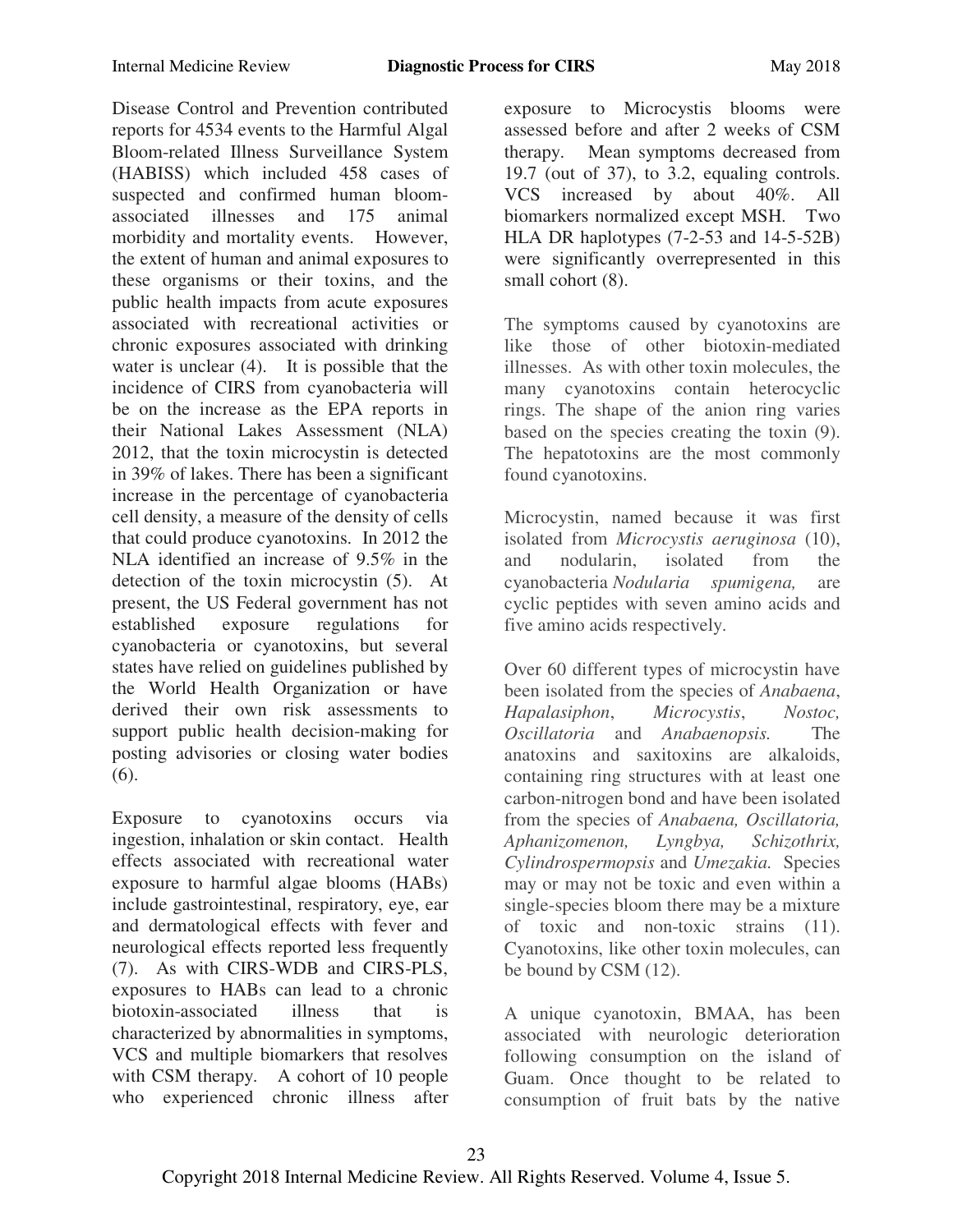Disease Control and Prevention contributed reports for 4534 events to the Harmful Algal Bloom-related Illness Surveillance System (HABISS) which included 458 cases of suspected and confirmed human bloom-associated illnesses and 175 animal morbidity and mortality events. However, the extent of human and animal exposures to these organisms or their toxins, and the public health impacts from acute exposures associated with recreational activities or chronic exposures associated with drinking water is unclear (4). It is possible that the incidence of CIRS from cyanobacteria will be on the increase as the EPA reports in their National Lakes Assessment (NLA) 2012, that the toxin microcystin is detected in 39% of lakes. There has been a significant increase in the percentage of cyanobacteria cell density, a measure of the density of cells that could produce cyanotoxins. In 2012 the NLA identified an increase of 9.5% in the detection of the toxin microcystin (5). At present, the US Federal government has not established exposure regulations for cyanobacteria or cyanotoxins, but several states have relied on guidelines published by the World Health Organization or have derived their own risk assessments to support public health decision-making for posting advisories or closing water bodies (6).

Exposure to cyanotoxins occurs via ingestion, inhalation or skin contact. Health effects associated with recreational water exposure to harmful algae blooms (HABs) include gastrointestinal, respiratory, eye, ear and dermatological effects with fever and neurological effects reported less frequently (7). As with CIRS-WDB and CIRS-PLS, exposures to HABs can lead to a chronic biotoxin-associated illness that is characterized by abnormalities in symptoms, VCS and multiple biomarkers that resolves with CSM therapy. A cohort of 10 people who experienced chronic illness after exposure to Microcystis blooms were assessed before and after 2 weeks of CSM therapy. Mean symptoms decreased from 19.7 (out of 37), to 3.2, equaling controls. VCS increased by about 40%. All biomarkers normalized except MSH. Two HLA DR haplotypes (7-2-53 and 14-5-52B) were significantly overrepresented in this small cohort (8).

The symptoms caused by cyanotoxins are like those of other biotoxin-mediated illnesses. As with other toxin molecules, the many cyanotoxins contain heterocyclic rings. The shape of the anion ring varies based on the species creating the toxin (9). The hepatotoxins are the most commonly found cyanotoxins.

Microcystin, named because it was first isolated from *Microcystis aeruginosa* (10), and nodularin, isolated from the cyanobacteria *Nodularia spumigena,* are cyclic peptides with seven amino acids and five amino acids respectively.

Over 60 different types of microcystin have been isolated from the species of *Anabaena*, *Hapalasiphon*, *Microcystis*, *Nostoc, Oscillatoria* and *Anabaenopsis.* The anatoxins and saxitoxins are alkaloids, containing ring structures with at least one carbon-nitrogen bond and have been isolated from the species of *Anabaena, Oscillatoria, Aphanizomenon, Lyngbya, Schizothrix, Cylindrospermopsis* and *Umezakia.* Species may or may not be toxic and even within a single-species bloom there may be a mixture of toxic and non-toxic strains (11). Cyanotoxins, like other toxin molecules, can be bound by CSM (12).

A unique cyanotoxin, BMAA, has been associated with neurologic deterioration following consumption on the island of Guam. Once thought to be related to consumption of fruit bats by the native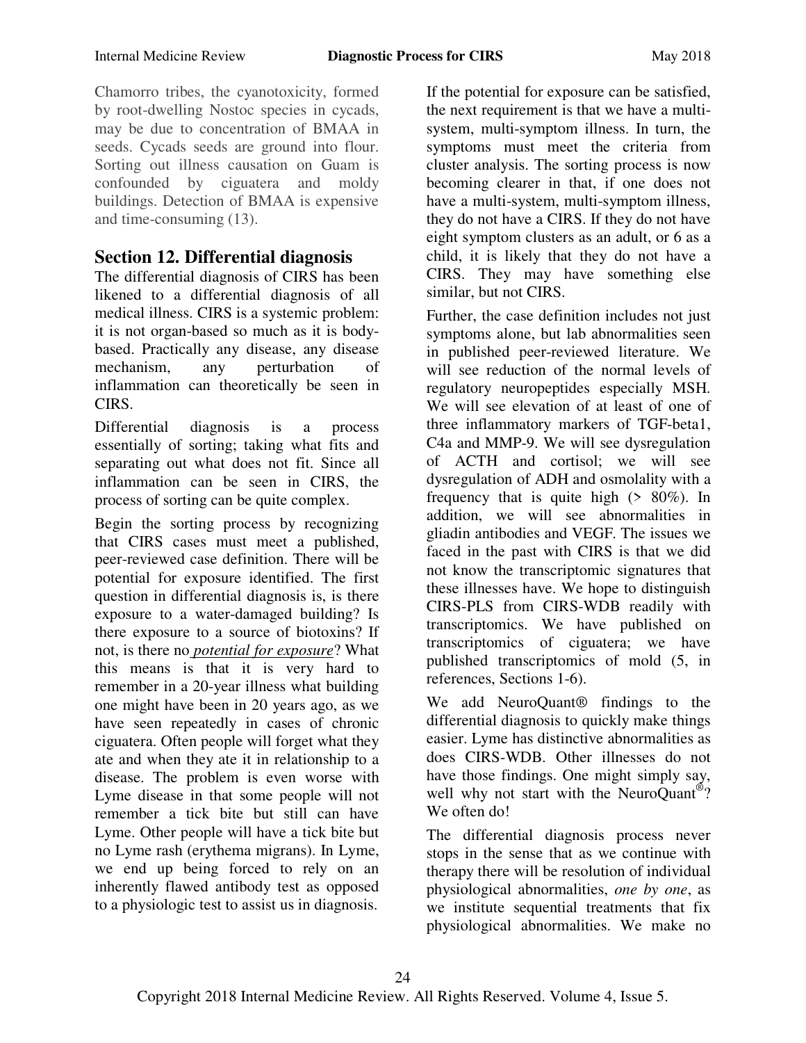Chamorro tribes, the cyanotoxicity, formed by root-dwelling Nostoc species in cycads, may be due to concentration of BMAA in seeds. Cycads seeds are ground into flour. Sorting out illness causation on Guam is confounded by ciguatera and moldy buildings. Detection of BMAA is expensive and time-consuming (13).

## Section 12. Differential diagnosis

The differential diagnosis of CIRS has been likened to a differential diagnosis of all medical illness. CIRS is a systemic problem: it is not organ-based so much as it is body-based. Practically any disease, any disease mechanism, any perturbation of inflammation can theoretically be seen in CIRS.

Differential diagnosis is a process essentially of sorting; taking what fits and separating out what does not fit. Since all inflammation can be seen in CIRS, the process of sorting can be quite complex.

Begin the sorting process by recognizing that CIRS cases must meet a published, peer-reviewed case definition. There will be potential for exposure identified. The first question in differential diagnosis is, is there exposure to a water-damaged building? Is there exposure to a source of biotoxins? If not, is there no *potential for exposure*? What this means is that it is very hard to remember in a 20-year illness what building one might have been in 20 years ago, as we have seen repeatedly in cases of chronic ciguatera. Often people will forget what they ate and when they ate it in relationship to a disease. The problem is even worse with Lyme disease in that some people will not remember a tick bite but still can have Lyme. Other people will have a tick bite but no Lyme rash (erythema migrans). In Lyme, we end up being forced to rely on an inherently flawed antibody test as opposed to a physiologic test to assist us in diagnosis.

If the potential for exposure can be satisfied, the next requirement is that we have a multi-system, multi-symptom illness. In turn, the symptoms must meet the criteria from cluster analysis. The sorting process is now becoming clearer in that, if one does not have a multi-system, multi-symptom illness, they do not have a CIRS. If they do not have eight symptom clusters as an adult, or 6 as a child, it is likely that they do not have a CIRS. They may have something else similar, but not CIRS.

Further, the case definition includes not just symptoms alone, but lab abnormalities seen in published peer-reviewed literature. We will see reduction of the normal levels of regulatory neuropeptides especially MSH. We will see elevation of at least of one of three inflammatory markers of TGF-beta1, C4a and MMP-9. We will see dysregulation of ACTH and cortisol; we will see dysregulation of ADH and osmolality with a frequency that is quite high (> 80%). In addition, we will see abnormalities in gliadin antibodies and VEGF. The issues we faced in the past with CIRS is that we did not know the transcriptomic signatures that these illnesses have. We hope to distinguish CIRS-PLS from CIRS-WDB readily with transcriptomics. We have published on transcriptomics of ciguatera; we have published transcriptomics of mold (5, in references, Sections 1-6).

We add NeuroQuant® findings to the differential diagnosis to quickly make things easier. Lyme has distinctive abnormalities as does CIRS-WDB. Other illnesses do not have those findings. One might simply say, well why not start with the NeuroQuant®? We often do!

The differential diagnosis process never stops in the sense that as we continue with therapy there will be resolution of individual physiological abnormalities, *one by one*, as we institute sequential treatments that fix physiological abnormalities. We make no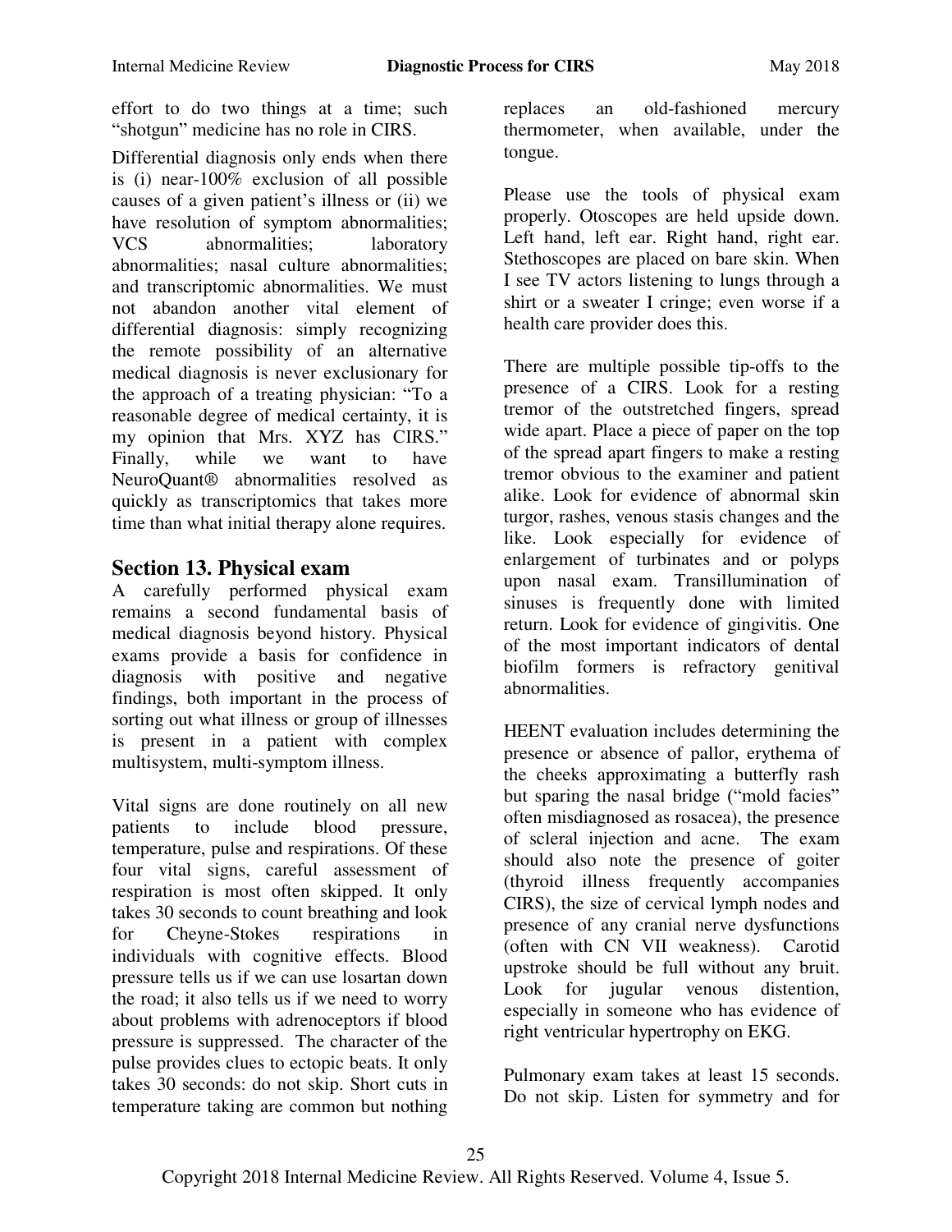effort to do two things at a time; such "shotgun" medicine has no role in CIRS.

Differential diagnosis only ends when there is (i) near-100% exclusion of all possible causes of a given patient's illness or (ii) we have resolution of symptom abnormalities; VCS abnormalities; laboratory abnormalities; nasal culture abnormalities; and transcriptomic abnormalities. We must not abandon another vital element of differential diagnosis: simply recognizing the remote possibility of an alternative medical diagnosis is never exclusionary for the approach of a treating physician: "To a reasonable degree of medical certainty, it is my opinion that Mrs. XYZ has CIRS." Finally, while we want to have NeuroQuant® abnormalities resolved as quickly as transcriptomics that takes more time than what initial therapy alone requires.

## Section 13. Physical exam

A carefully performed physical exam remains a second fundamental basis of medical diagnosis beyond history. Physical exams provide a basis for confidence in diagnosis with positive and negative findings, both important in the process of sorting out what illness or group of illnesses is present in a patient with complex multisystem, multi-symptom illness.

Vital signs are done routinely on all new patients to include blood pressure, temperature, pulse and respirations. Of these four vital signs, careful assessment of respiration is most often skipped. It only takes 30 seconds to count breathing and look for Cheyne-Stokes respirations in individuals with cognitive effects. Blood pressure tells us if we can use losartan down the road; it also tells us if we need to worry about problems with adrenoceptors if blood pressure is suppressed. The character of the pulse provides clues to ectopic beats. It only takes 30 seconds: do not skip. Short cuts in temperature taking are common but nothing replaces an old-fashioned mercury thermometer, when available, under the tongue.

Please use the tools of physical exam properly. Otoscopes are held upside down. Left hand, left ear. Right hand, right ear. Stethoscopes are placed on bare skin. When I see TV actors listening to lungs through a shirt or a sweater I cringe; even worse if a health care provider does this.

There are multiple possible tip-offs to the presence of a CIRS. Look for a resting tremor of the outstretched fingers, spread wide apart. Place a piece of paper on the top of the spread apart fingers to make a resting tremor obvious to the examiner and patient alike. Look for evidence of abnormal skin turgor, rashes, venous stasis changes and the like. Look especially for evidence of enlargement of turbinates and or polyps upon nasal exam. Transillumination of sinuses is frequently done with limited return. Look for evidence of gingivitis. One of the most important indicators of dental biofilm formers is refractory genitival abnormalities.

HEENT evaluation includes determining the presence or absence of pallor, erythema of the cheeks approximating a butterfly rash but sparing the nasal bridge ("mold facies" often misdiagnosed as rosacea), the presence of scleral injection and acne. The exam should also note the presence of goiter (thyroid illness frequently accompanies CIRS), the size of cervical lymph nodes and presence of any cranial nerve dysfunctions (often with CN VII weakness). Carotid upstroke should be full without any bruit. Look for jugular venous distention, especially in someone who has evidence of right ventricular hypertrophy on EKG.

Pulmonary exam takes at least 15 seconds. Do not skip. Listen for symmetry and for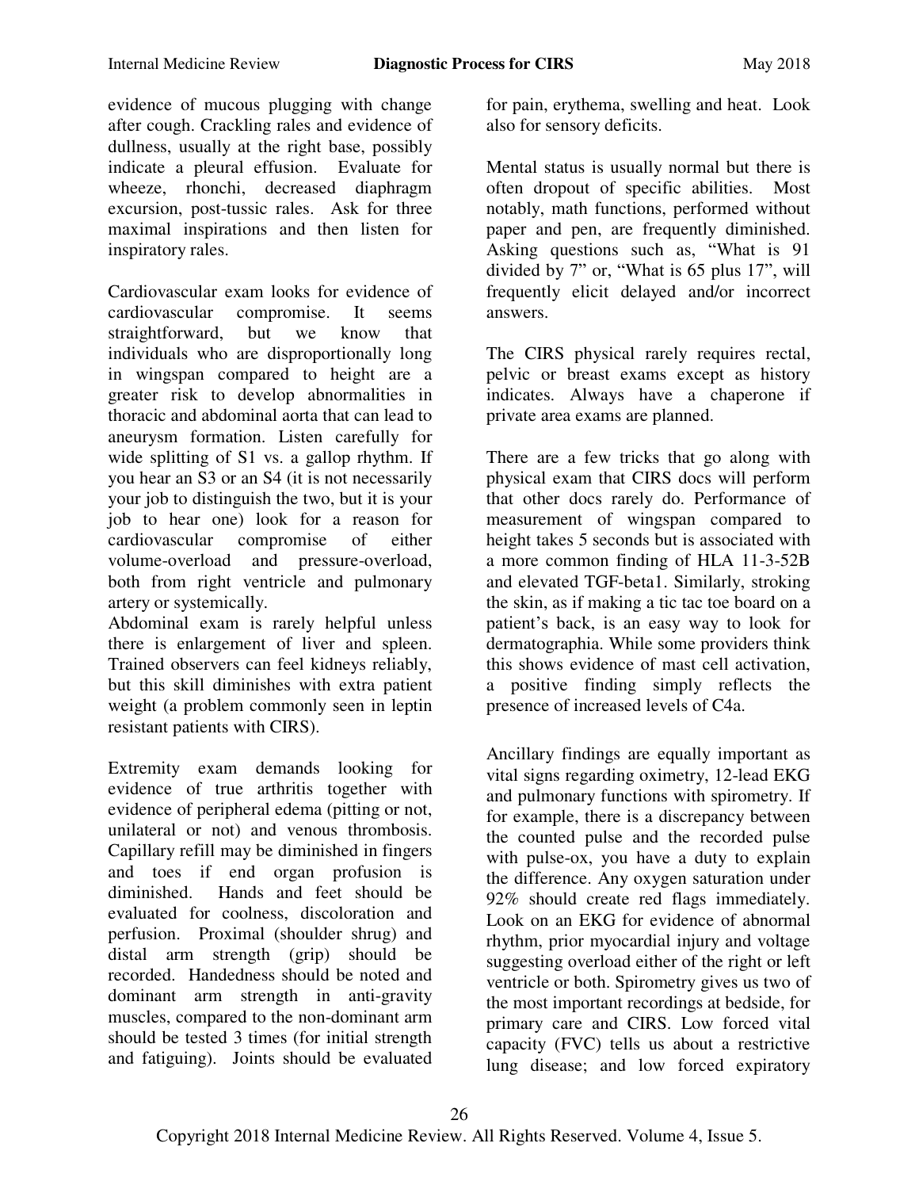evidence of mucous plugging with change after cough. Crackling rales and evidence of dullness, usually at the right base, possibly indicate a pleural effusion. Evaluate for wheeze, rhonchi, decreased diaphragm excursion, post-tussic rales. Ask for three maximal inspirations and then listen for inspiratory rales.

Cardiovascular exam looks for evidence of cardiovascular compromise. It seems straightforward, but we know that individuals who are disproportionally long in wingspan compared to height are a greater risk to develop abnormalities in thoracic and abdominal aorta that can lead to aneurysm formation. Listen carefully for wide splitting of S1 vs. a gallop rhythm. If you hear an S3 or an S4 (it is not necessarily your job to distinguish the two, but it is your job to hear one) look for a reason for cardiovascular compromise of either volume-overload and pressure-overload, both from right ventricle and pulmonary artery or systemically.

Abdominal exam is rarely helpful unless there is enlargement of liver and spleen. Trained observers can feel kidneys reliably, but this skill diminishes with extra patient weight (a problem commonly seen in leptin resistant patients with CIRS).

Extremity exam demands looking for evidence of true arthritis together with evidence of peripheral edema (pitting or not, unilateral or not) and venous thrombosis. Capillary refill may be diminished in fingers and toes if end organ profusion is diminished. Hands and feet should be evaluated for coolness, discoloration and perfusion. Proximal (shoulder shrug) and distal arm strength (grip) should be recorded. Handedness should be noted and dominant arm strength in anti-gravity muscles, compared to the non-dominant arm should be tested 3 times (for initial strength and fatiguing). Joints should be evaluated for pain, erythema, swelling and heat. Look also for sensory deficits.

Mental status is usually normal but there is often dropout of specific abilities. Most notably, math functions, performed without paper and pen, are frequently diminished. Asking questions such as, "What is 91 divided by 7" or, "What is 65 plus 17", will frequently elicit delayed and/or incorrect answers.

The CIRS physical rarely requires rectal, pelvic or breast exams except as history indicates. Always have a chaperone if private area exams are planned.

There are a few tricks that go along with physical exam that CIRS docs will perform that other docs rarely do. Performance of measurement of wingspan compared to height takes 5 seconds but is associated with a more common finding of HLA 11-3-52B and elevated TGF-beta1. Similarly, stroking the skin, as if making a tic tac toe board on a patient's back, is an easy way to look for dermatographia. While some providers think this shows evidence of mast cell activation, a positive finding simply reflects the presence of increased levels of C4a.

Ancillary findings are equally important as vital signs regarding oximetry, 12-lead EKG and pulmonary functions with spirometry. If for example, there is a discrepancy between the counted pulse and the recorded pulse with pulse-ox, you have a duty to explain the difference. Any oxygen saturation under 92% should create red flags immediately. Look on an EKG for evidence of abnormal rhythm, prior myocardial injury and voltage suggesting overload either of the right or left ventricle or both. Spirometry gives us two of the most important recordings at bedside, for primary care and CIRS. Low forced vital capacity (FVC) tells us about a restrictive lung disease; and low forced expiratory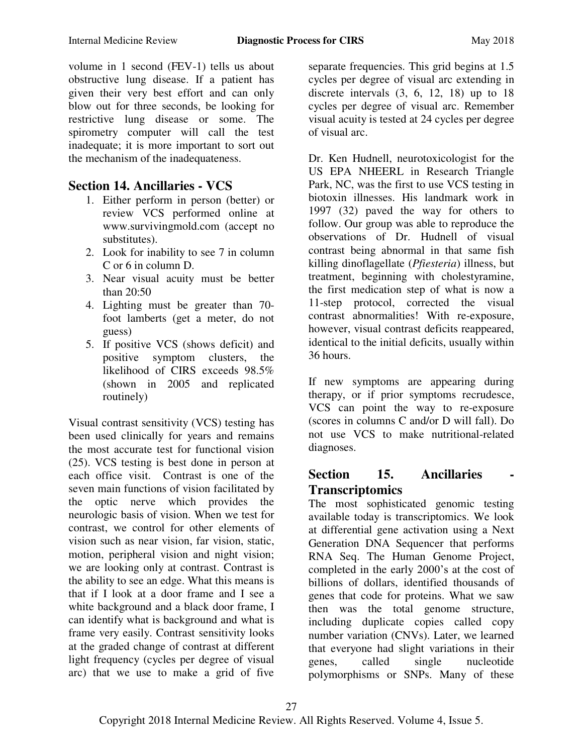volume in 1 second (FEV-1) tells us about obstructive lung disease. If a patient has given their very best effort and can only blow out for three seconds, be looking for restrictive lung disease or some. The spirometry computer will call the test inadequate; it is more important to sort out the mechanism of the inadequateness.

## Section 14. Ancillaries - VCS

1. Either perform in person (better) or review VCS performed online at www.survivingmold.com (accept no substitutes).
2. Look for inability to see 7 in column C or 6 in column D.
3. Near visual acuity must be better than 20:50
4. Lighting must be greater than 70-foot lamberts (get a meter, do not guess)
5. If positive VCS (shows deficit) and positive symptom clusters, the likelihood of CIRS exceeds 98.5% (shown in 2005 and replicated routinely)

Visual contrast sensitivity (VCS) testing has been used clinically for years and remains the most accurate test for functional vision (25). VCS testing is best done in person at each office visit. Contrast is one of the seven main functions of vision facilitated by the optic nerve which provides the neurologic basis of vision. When we test for contrast, we control for other elements of vision such as near vision, far vision, static, motion, peripheral vision and night vision; we are looking only at contrast. Contrast is the ability to see an edge. What this means is that if I look at a door frame and I see a white background and a black door frame, I can identify what is background and what is frame very easily. Contrast sensitivity looks at the graded change of contrast at different light frequency (cycles per degree of visual arc) that we use to make a grid of five separate frequencies. This grid begins at 1.5 cycles per degree of visual arc extending in discrete intervals (3, 6, 12, 18) up to 18 cycles per degree of visual arc. Remember visual acuity is tested at 24 cycles per degree of visual arc.

Dr. Ken Hudnell, neurotoxicologist for the US EPA NHEERL in Research Triangle Park, NC, was the first to use VCS testing in biotoxin illnesses. His landmark work in 1997 (32) paved the way for others to follow. Our group was able to reproduce the observations of Dr. Hudnell of visual contrast being abnormal in that same fish killing dinoflagellate (*Pfiesteria*) illness, but treatment, beginning with cholestyramine, the first medication step of what is now a 11-step protocol, corrected the visual contrast abnormalities! With re-exposure, however, visual contrast deficits reappeared, identical to the initial deficits, usually within 36 hours.

If new symptoms are appearing during therapy, or if prior symptoms recrudesce, VCS can point the way to re-exposure (scores in columns C and/or D will fall). Do not use VCS to make nutritional-related diagnoses.

## Section 15. Ancillaries - Transcriptomics

The most sophisticated genomic testing available today is transcriptomics. We look at differential gene activation using a Next Generation DNA Sequencer that performs RNA Seq. The Human Genome Project, completed in the early 2000's at the cost of billions of dollars, identified thousands of genes that code for proteins. What we saw then was the total genome structure, including duplicate copies called copy number variation (CNVs). Later, we learned that everyone had slight variations in their genes, called single nucleotide polymorphisms or SNPs. Many of these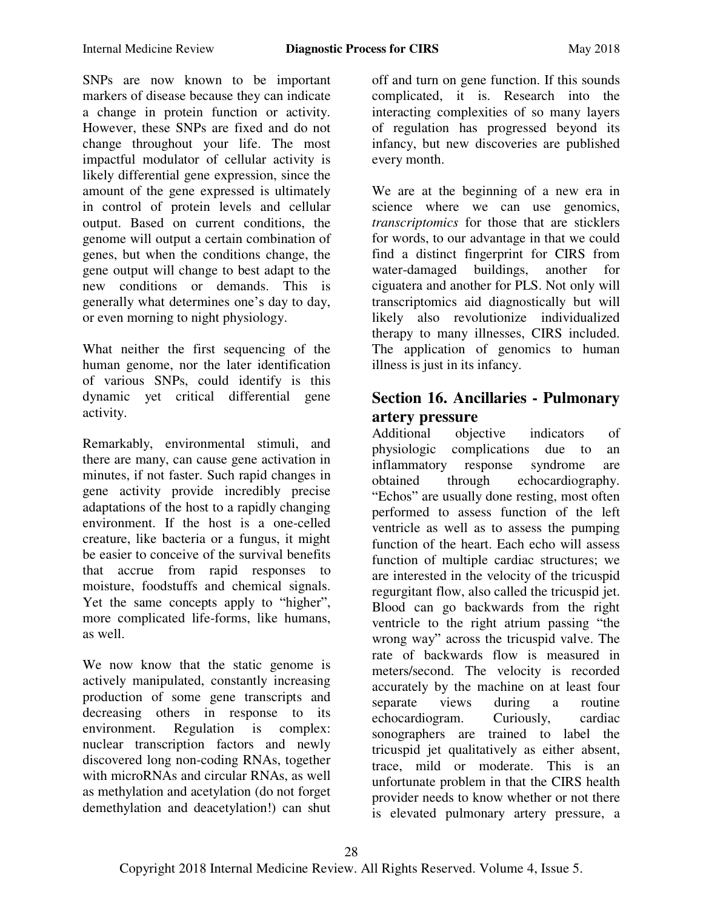SNPs are now known to be important markers of disease because they can indicate a change in protein function or activity. However, these SNPs are fixed and do not change throughout your life. The most impactful modulator of cellular activity is likely differential gene expression, since the amount of the gene expressed is ultimately in control of protein levels and cellular output. Based on current conditions, the genome will output a certain combination of genes, but when the conditions change, the gene output will change to best adapt to the new conditions or demands. This is generally what determines one's day to day, or even morning to night physiology.

What neither the first sequencing of the human genome, nor the later identification of various SNPs, could identify is this dynamic yet critical differential gene activity.

Remarkably, environmental stimuli, and there are many, can cause gene activation in minutes, if not faster. Such rapid changes in gene activity provide incredibly precise adaptations of the host to a rapidly changing environment. If the host is a one-celled creature, like bacteria or a fungus, it might be easier to conceive of the survival benefits that accrue from rapid responses to moisture, foodstuffs and chemical signals. Yet the same concepts apply to "higher", more complicated life-forms, like humans, as well.

We now know that the static genome is actively manipulated, constantly increasing production of some gene transcripts and decreasing others in response to its environment. Regulation is complex: nuclear transcription factors and newly discovered long non-coding RNAs, together with microRNAs and circular RNAs, as well as methylation and acetylation (do not forget demethylation and deacetylation!) can shut off and turn on gene function. If this sounds complicated, it is. Research into the interacting complexities of so many layers of regulation has progressed beyond its infancy, but new discoveries are published every month.

We are at the beginning of a new era in science where we can use genomics, *transcriptomics* for those that are sticklers for words, to our advantage in that we could find a distinct fingerprint for CIRS from water-damaged buildings, another for ciguatera and another for PLS. Not only will transcriptomics aid diagnostically but will likely also revolutionize individualized therapy to many illnesses, CIRS included. The application of genomics to human illness is just in its infancy.

## Section 16. Ancillaries - Pulmonary artery pressure

Additional objective indicators of physiologic complications due to an inflammatory response syndrome are obtained through echocardiography. "Echos" are usually done resting, most often performed to assess function of the left ventricle as well as to assess the pumping function of the heart. Each echo will assess function of multiple cardiac structures; we are interested in the velocity of the tricuspid regurgitant flow, also called the tricuspid jet. Blood can go backwards from the right ventricle to the right atrium passing "the wrong way" across the tricuspid valve. The rate of backwards flow is measured in meters/second. The velocity is recorded accurately by the machine on at least four separate views during a routine echocardiogram. Curiously, cardiac sonographers are trained to label the tricuspid jet qualitatively as either absent, trace, mild or moderate. This is an unfortunate problem in that the CIRS health provider needs to know whether or not there is elevated pulmonary artery pressure, a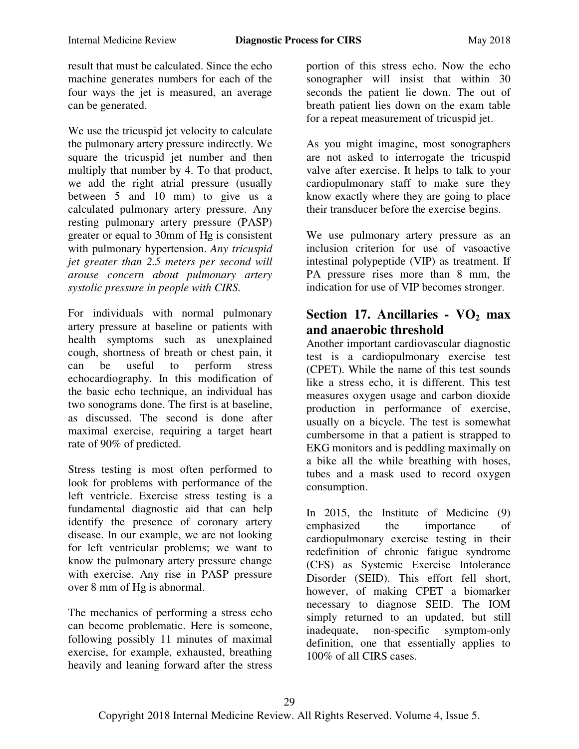result that must be calculated. Since the echo machine generates numbers for each of the four ways the jet is measured, an average can be generated.

We use the tricuspid jet velocity to calculate the pulmonary artery pressure indirectly. We square the tricuspid jet number and then multiply that number by 4. To that product, we add the right atrial pressure (usually between 5 and 10 mm) to give us a calculated pulmonary artery pressure. Any resting pulmonary artery pressure (PASP) greater or equal to 30mm of Hg is consistent with pulmonary hypertension. *Any tricuspid jet greater than 2.5 meters per second will arouse concern about pulmonary artery systolic pressure in people with CIRS.*

For individuals with normal pulmonary artery pressure at baseline or patients with health symptoms such as unexplained cough, shortness of breath or chest pain, it can be useful to perform stress echocardiography. In this modification of the basic echo technique, an individual has two sonograms done. The first is at baseline, as discussed. The second is done after maximal exercise, requiring a target heart rate of 90% of predicted.

Stress testing is most often performed to look for problems with performance of the left ventricle. Exercise stress testing is a fundamental diagnostic aid that can help identify the presence of coronary artery disease. In our example, we are not looking for left ventricular problems; we want to know the pulmonary artery pressure change with exercise. Any rise in PASP pressure over 8 mm of Hg is abnormal.

The mechanics of performing a stress echo can become problematic. Here is someone, following possibly 11 minutes of maximal exercise, for example, exhausted, breathing heavily and leaning forward after the stress portion of this stress echo. Now the echo sonographer will insist that within 30 seconds the patient lie down. The out of breath patient lies down on the exam table for a repeat measurement of tricuspid jet.

As you might imagine, most sonographers are not asked to interrogate the tricuspid valve after exercise. It helps to talk to your cardiopulmonary staff to make sure they know exactly where they are going to place their transducer before the exercise begins.

We use pulmonary artery pressure as an inclusion criterion for use of vasoactive intestinal polypeptide (VIP) as treatment. If PA pressure rises more than 8 mm, the indication for use of VIP becomes stronger.

## Section 17. Ancillaries - $VO_2$ max and anaerobic threshold

Another important cardiovascular diagnostic test is a cardiopulmonary exercise test (CPET). While the name of this test sounds like a stress echo, it is different. This test measures oxygen usage and carbon dioxide production in performance of exercise, usually on a bicycle. The test is somewhat cumbersome in that a patient is strapped to EKG monitors and is peddling maximally on a bike all the while breathing with hoses, tubes and a mask used to record oxygen consumption.

In 2015, the Institute of Medicine (9) emphasized the importance of cardiopulmonary exercise testing in their redefinition of chronic fatigue syndrome (CFS) as Systemic Exercise Intolerance Disorder (SEID). This effort fell short, however, of making CPET a biomarker necessary to diagnose SEID. The IOM simply returned to an updated, but still inadequate, non-specific symptom-only definition, one that essentially applies to 100% of all CIRS cases.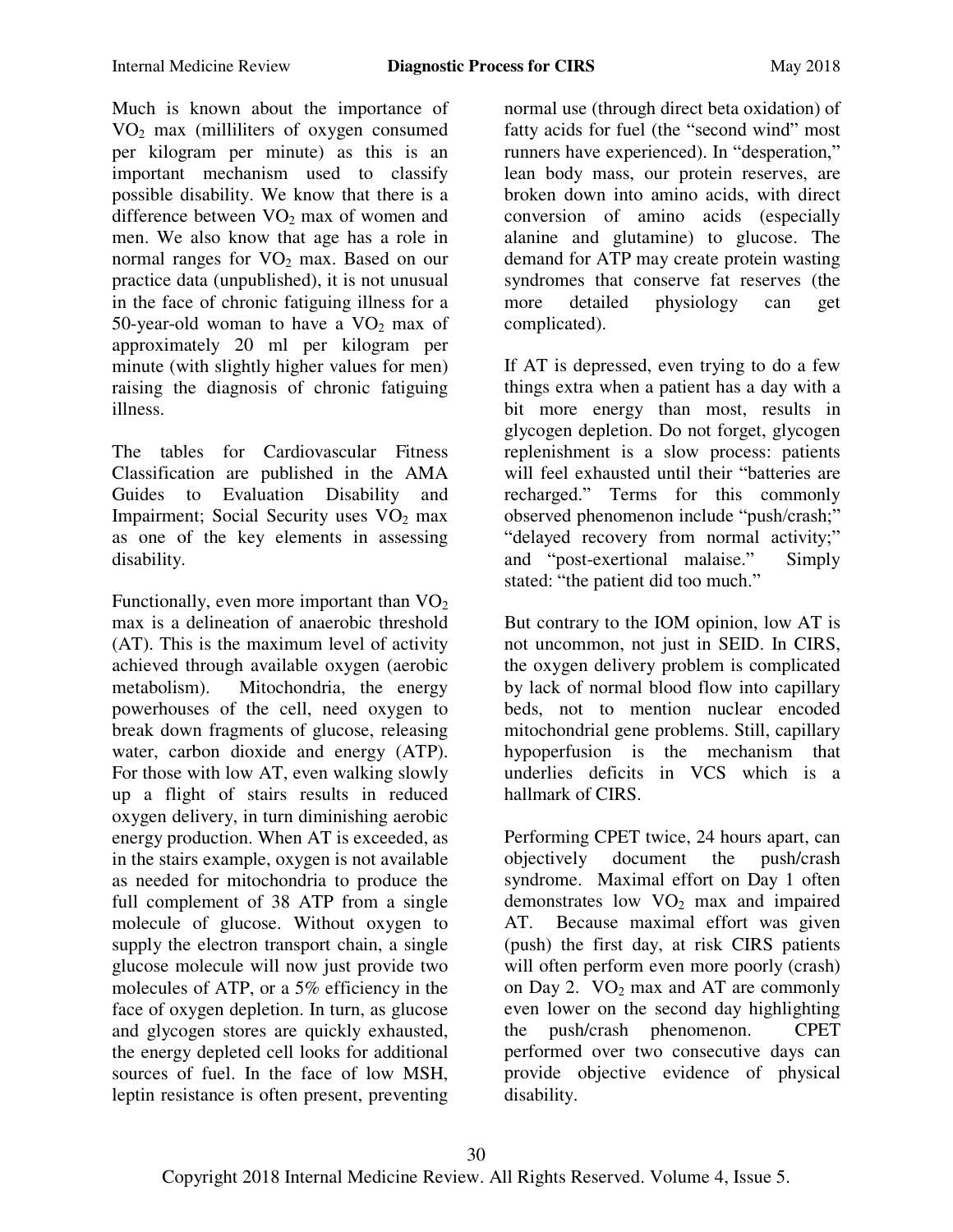Much is known about the importance of $VO_2$ max (milliliters of oxygen consumed per kilogram per minute) as this is an important mechanism used to classify possible disability. We know that there is a difference between $VO_2$ max of women and men. We also know that age has a role in normal ranges for $VO_2$ max. Based on our practice data (unpublished), it is not unusual in the face of chronic fatiguing illness for a 50-year-old woman to have a $VO_2$ max of approximately 20 ml per kilogram per minute (with slightly higher values for men) raising the diagnosis of chronic fatiguing illness.

The tables for Cardiovascular Fitness Classification are published in the AMA Guides to Evaluation Disability and Impairment; Social Security uses $VO_2$ max as one of the key elements in assessing disability.

Functionally, even more important than $VO_2$ max is a delineation of anaerobic threshold (AT). This is the maximum level of activity achieved through available oxygen (aerobic metabolism). Mitochondria, the energy powerhouses of the cell, need oxygen to break down fragments of glucose, releasing water, carbon dioxide and energy (ATP). For those with low AT, even walking slowly up a flight of stairs results in reduced oxygen delivery, in turn diminishing aerobic energy production. When AT is exceeded, as in the stairs example, oxygen is not available as needed for mitochondria to produce the full complement of 38 ATP from a single molecule of glucose. Without oxygen to supply the electron transport chain, a single glucose molecule will now just provide two molecules of ATP, or a 5% efficiency in the face of oxygen depletion. In turn, as glucose and glycogen stores are quickly exhausted, the energy depleted cell looks for additional sources of fuel. In the face of low MSH, leptin resistance is often present, preventing normal use (through direct beta oxidation) of fatty acids for fuel (the "second wind" most runners have experienced). In "desperation," lean body mass, our protein reserves, are broken down into amino acids, with direct conversion of amino acids (especially alanine and glutamine) to glucose. The demand for ATP may create protein wasting syndromes that conserve fat reserves (the more detailed physiology can get complicated).

If AT is depressed, even trying to do a few things extra when a patient has a day with a bit more energy than most, results in glycogen depletion. Do not forget, glycogen replenishment is a slow process: patients will feel exhausted until their "batteries are recharged." Terms for this commonly observed phenomenon include "push/crash;" "delayed recovery from normal activity;" and "post-exertional malaise." Simply stated: "the patient did too much."

But contrary to the IOM opinion, low AT is not uncommon, not just in SEID. In CIRS, the oxygen delivery problem is complicated by lack of normal blood flow into capillary beds, not to mention nuclear encoded mitochondrial gene problems. Still, capillary hypoperfusion is the mechanism that underlies deficits in VCS which is a hallmark of CIRS.

Performing CPET twice, 24 hours apart, can objectively document the push/crash syndrome. Maximal effort on Day 1 often demonstrates low $VO_2$ max and impaired AT. Because maximal effort was given (push) the first day, at risk CIRS patients will often perform even more poorly (crash) on Day 2. $VO_2$ max and AT are commonly even lower on the second day highlighting the push/crash phenomenon. CPET performed over two consecutive days can provide objective evidence of physical disability.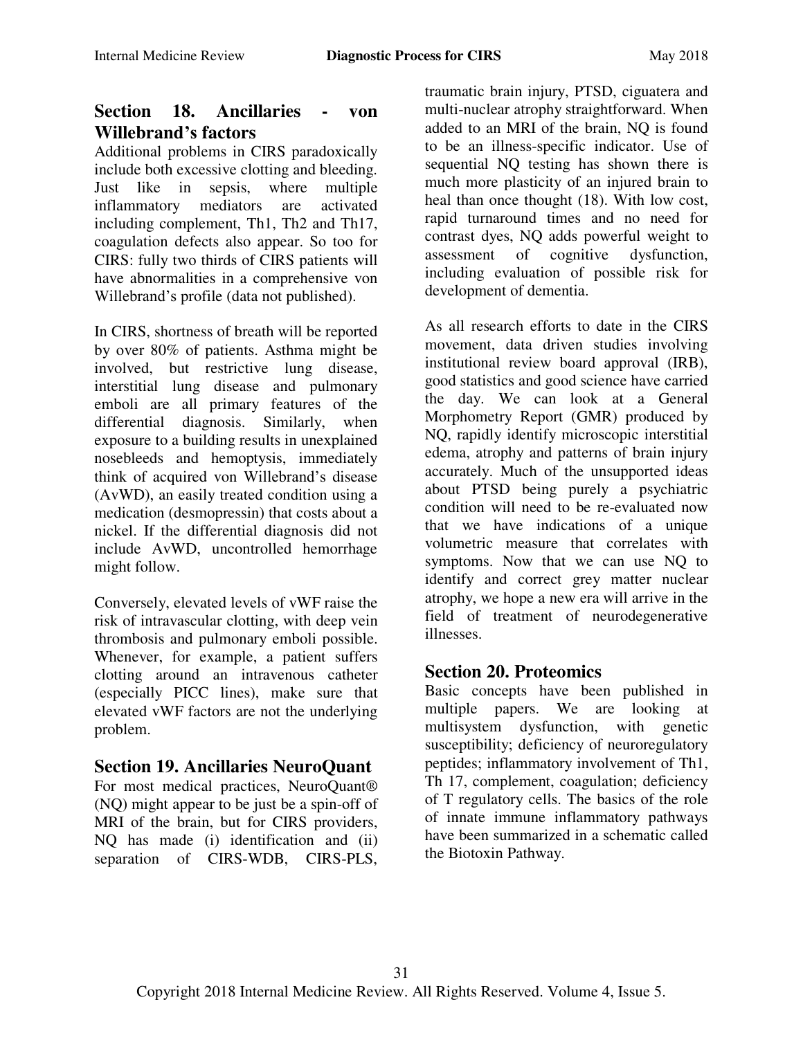## Section 18. Ancillaries - von Willebrand's factors

Additional problems in CIRS paradoxically include both excessive clotting and bleeding. Just like in sepsis, where multiple inflammatory mediators are activated including complement, Th1, Th2 and Th17, coagulation defects also appear. So too for CIRS: fully two thirds of CIRS patients will have abnormalities in a comprehensive von Willebrand's profile (data not published).

In CIRS, shortness of breath will be reported by over 80% of patients. Asthma might be involved, but restrictive lung disease, interstitial lung disease and pulmonary emboli are all primary features of the differential diagnosis. Similarly, when exposure to a building results in unexplained nosebleeds and hemoptysis, immediately think of acquired von Willebrand's disease (AvWD), an easily treated condition using a medication (desmopressin) that costs about a nickel. If the differential diagnosis did not include AvWD, uncontrolled hemorrhage might follow.

Conversely, elevated levels of vWF raise the risk of intravascular clotting, with deep vein thrombosis and pulmonary emboli possible. Whenever, for example, a patient suffers clotting around an intravenous catheter (especially PICC lines), make sure that elevated vWF factors are not the underlying problem.

## Section 19. Ancillaries NeuroQuant

For most medical practices, NeuroQuant® (NQ) might appear to be just be a spin-off of MRI of the brain, but for CIRS providers, NQ has made (i) identification and (ii) separation of CIRS-WDB, CIRS-PLS, traumatic brain injury, PTSD, ciguatera and multi-nuclear atrophy straightforward. When added to an MRI of the brain, NQ is found to be an illness-specific indicator. Use of sequential NQ testing has shown there is much more plasticity of an injured brain to heal than once thought (18). With low cost, rapid turnaround times and no need for contrast dyes, NQ adds powerful weight to assessment of cognitive dysfunction, including evaluation of possible risk for development of dementia.

As all research efforts to date in the CIRS movement, data driven studies involving institutional review board approval (IRB), good statistics and good science have carried the day. We can look at a General Morphometry Report (GMR) produced by NQ, rapidly identify microscopic interstitial edema, atrophy and patterns of brain injury accurately. Much of the unsupported ideas about PTSD being purely a psychiatric condition will need to be re-evaluated now that we have indications of a unique volumetric measure that correlates with symptoms. Now that we can use NQ to identify and correct grey matter nuclear atrophy, we hope a new era will arrive in the field of treatment of neurodegenerative illnesses.

## Section 20. Proteomics

Basic concepts have been published in multiple papers. We are looking at multisystem dysfunction, with genetic susceptibility; deficiency of neuroregulatory peptides; inflammatory involvement of Th1, Th 17, complement, coagulation; deficiency of T regulatory cells. The basics of the role of innate immune inflammatory pathways have been summarized in a schematic called the Biotoxin Pathway.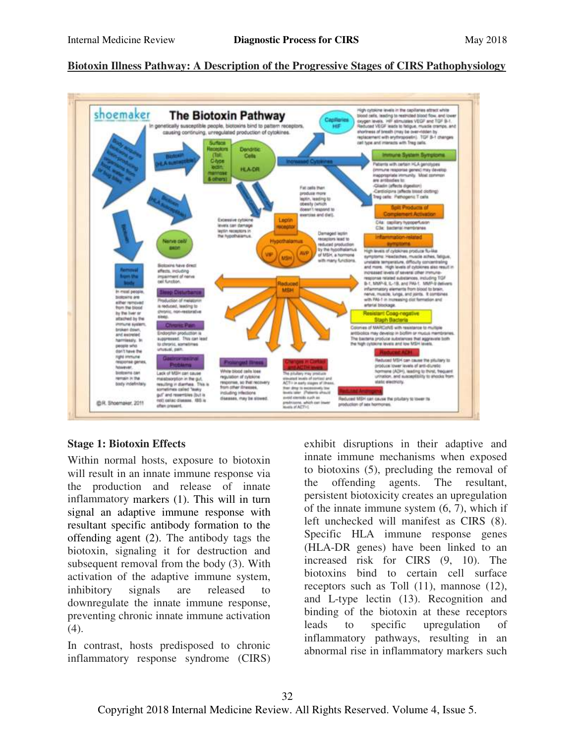**Biotoxin Illness Pathway: A Description of the Progressive Stages of CIRS Pathophysiology**

### Stage 1: Biotoxin Effects

Within normal hosts, exposure to biotoxin will result in an innate immune response via the production and release of innate inflammatory markers (1). This will in turn signal an adaptive immune response with resultant specific antibody formation to the offending agent (2). The antibody tags the biotoxin, signaling it for destruction and subsequent removal from the body (3). With activation of the adaptive immune system, inhibitory signals are released to downregulate the innate immune response, preventing chronic innate immune activation (4).

In contrast, hosts predisposed to chronic inflammatory response syndrome (CIRS) exhibit disruptions in their adaptive and innate immune mechanisms when exposed to biotoxins (5), precluding the removal of the offending agents. The resultant, persistent biotoxicity creates an upregulation of the innate immune system (6, 7), which if left unchecked will manifest as CIRS (8). Specific HLA immune response genes (HLA-DR genes) have been linked to an increased risk for CIRS (9, 10). The biotoxins bind to certain cell surface receptors such as Toll (11), mannose (12), and L-type lectin (13). Recognition and binding of the biotoxin at these receptors leads to specific upregulation of inflammatory pathways, resulting in an abnormal rise in inflammatory markers such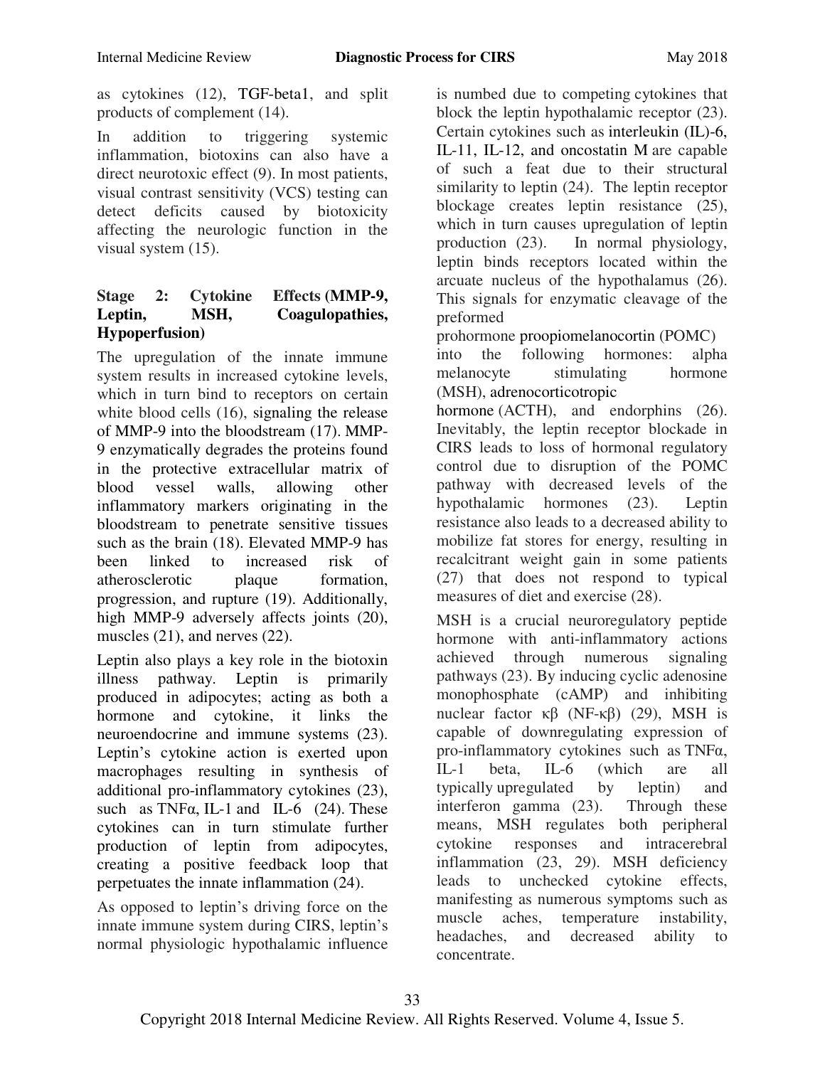as cytokines (12), TGF-beta1, and split products of complement (14).

In addition to triggering systemic inflammation, biotoxins can also have a direct neurotoxic effect (9). In most patients, visual contrast sensitivity (VCS) testing can detect deficits caused by biotoxicity affecting the neurologic function in the visual system (15).

### Stage 2: Cytokine Effects (MMP-9, Leptin, MSH, Coagulopathies, Hypoperfusion)

The upregulation of the innate immune system results in increased cytokine levels, which in turn bind to receptors on certain white blood cells (16), signaling the release of MMP-9 into the bloodstream (17). MMP-9 enzymatically degrades the proteins found in the protective extracellular matrix of blood vessel walls, allowing other inflammatory markers originating in the bloodstream to penetrate sensitive tissues such as the brain (18). Elevated MMP-9 has been linked to increased risk of atherosclerotic plaque formation, progression, and rupture (19). Additionally, high MMP-9 adversely affects joints (20), muscles (21), and nerves (22).

Leptin also plays a key role in the biotoxin illness pathway. Leptin is primarily produced in adipocytes; acting as both a hormone and cytokine, it links the neuroendocrine and immune systems (23). Leptin's cytokine action is exerted upon macrophages resulting in synthesis of additional pro-inflammatory cytokines (23), such as TNFα, IL-1 and IL-6 (24). These cytokines can in turn stimulate further production of leptin from adipocytes, creating a positive feedback loop that perpetuates the innate inflammation (24).

As opposed to leptin's driving force on the innate immune system during CIRS, leptin's normal physiologic hypothalamic influence is numbed due to competing cytokines that block the leptin hypothalamic receptor (23). Certain cytokines such as interleukin (IL)-6, IL-11, IL-12, and oncostatin M are capable of such a feat due to their structural similarity to leptin (24). The leptin receptor blockage creates leptin resistance (25), which in turn causes upregulation of leptin production (23). In normal physiology, leptin binds receptors located within the arcuate nucleus of the hypothalamus (26). This signals for enzymatic cleavage of the preformed prohormone proopiomelanocortin (POMC) into the following hormones: alpha melanocyte stimulating hormone (MSH), adrenocorticotropic hormone (ACTH), and endorphins (26). Inevitably, the leptin receptor blockade in CIRS leads to loss of hormonal regulatory control due to disruption of the POMC pathway with decreased levels of the hypothalamic hormones (23). Leptin resistance also leads to a decreased ability to mobilize fat stores for energy, resulting in recalcitrant weight gain in some patients (27) that does not respond to typical measures of diet and exercise (28).

MSH is a crucial neuroregulatory peptide hormone with anti-inflammatory actions achieved through numerous signaling pathways (23). By inducing cyclic adenosine monophosphate (cAMP) and inhibiting nuclear factor κβ (NF-κβ) (29), MSH is capable of downregulating expression of pro-inflammatory cytokines such as TNFα, IL-1 beta, IL-6 (which are all typically upregulated by leptin) and interferon gamma (23). Through these means, MSH regulates both peripheral cytokine responses and intracerebral inflammation (23, 29). MSH deficiency leads to unchecked cytokine effects, manifesting as numerous symptoms such as muscle aches, temperature instability, headaches, and decreased ability to concentrate.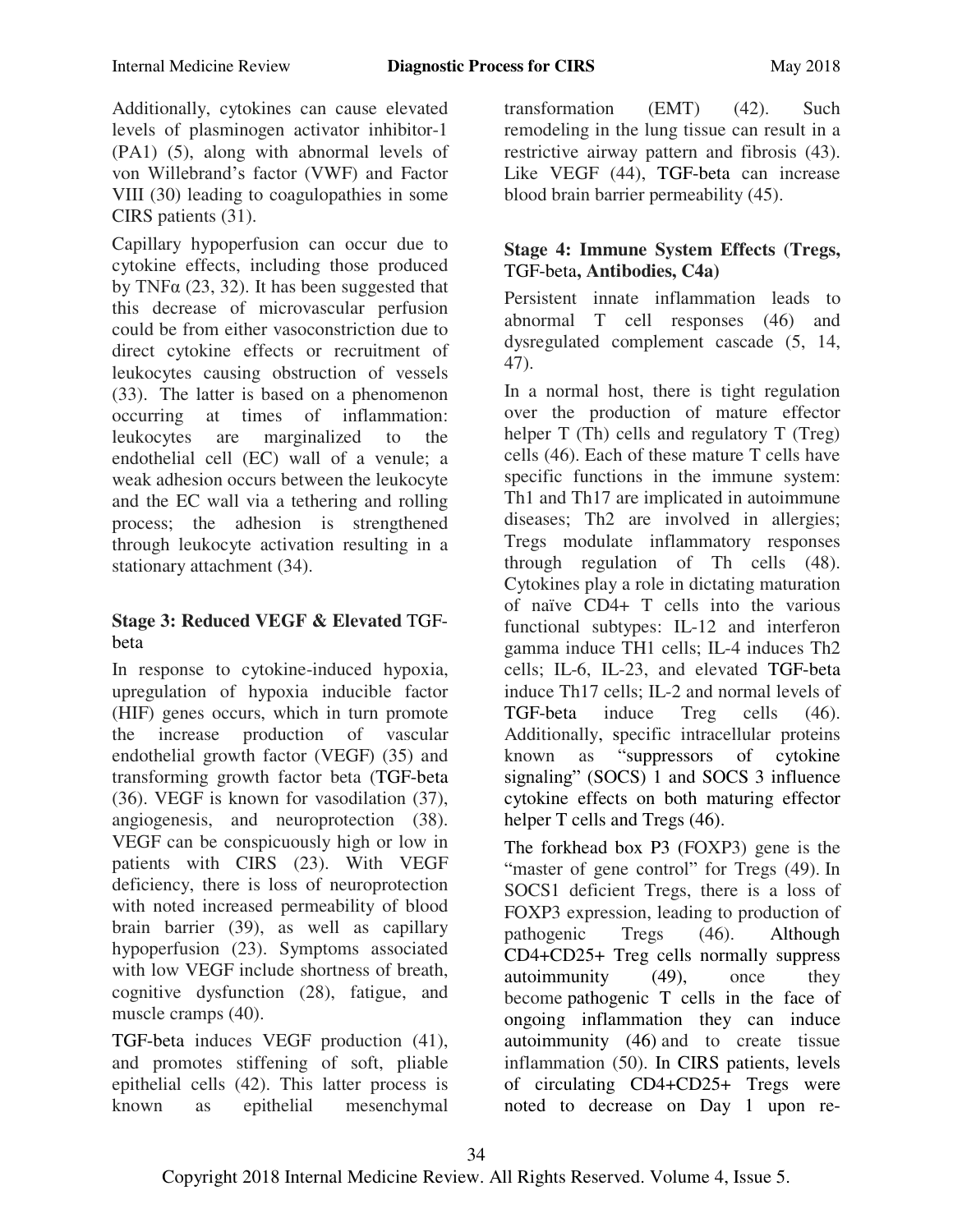Additionally, cytokines can cause elevated levels of plasminogen activator inhibitor-1 (PA1) (5), along with abnormal levels of von Willebrand's factor (VWF) and Factor VIII (30) leading to coagulopathies in some CIRS patients (31).

Capillary hypoperfusion can occur due to cytokine effects, including those produced by TNFα (23, 32). It has been suggested that this decrease of microvascular perfusion could be from either vasoconstriction due to direct cytokine effects or recruitment of leukocytes causing obstruction of vessels (33). The latter is based on a phenomenon occurring at times of inflammation: leukocytes are marginalized to the endothelial cell (EC) wall of a venule; a weak adhesion occurs between the leukocyte and the EC wall via a tethering and rolling process; the adhesion is strengthened through leukocyte activation resulting in a stationary attachment (34).

### Stage 3: Reduced VEGF & Elevated TGF-beta

In response to cytokine-induced hypoxia, upregulation of hypoxia inducible factor (HIF) genes occurs, which in turn promote the increase production of vascular endothelial growth factor (VEGF) (35) and transforming growth factor beta (TGF-beta (36). VEGF is known for vasodilation (37), angiogenesis, and neuroprotection (38). VEGF can be conspicuously high or low in patients with CIRS (23). With VEGF deficiency, there is loss of neuroprotection with noted increased permeability of blood brain barrier (39), as well as capillary hypoperfusion (23). Symptoms associated with low VEGF include shortness of breath, cognitive dysfunction (28), fatigue, and muscle cramps (40).

TGF-beta induces VEGF production (41), and promotes stiffening of soft, pliable epithelial cells (42). This latter process is known as epithelial mesenchymal transformation (EMT) (42). Such remodeling in the lung tissue can result in a restrictive airway pattern and fibrosis (43). Like VEGF (44), TGF-beta can increase blood brain barrier permeability (45).

### Stage 4: Immune System Effects (Tregs, TGF-beta, Antibodies, C4a)

Persistent innate inflammation leads to abnormal T cell responses (46) and dysregulated complement cascade (5, 14, 47).

In a normal host, there is tight regulation over the production of mature effector helper T (Th) cells and regulatory T (Treg) cells (46). Each of these mature T cells have specific functions in the immune system: Th1 and Th17 are implicated in autoimmune diseases; Th2 are involved in allergies; Tregs modulate inflammatory responses through regulation of Th cells (48). Cytokines play a role in dictating maturation of naïve CD4+ T cells into the various functional subtypes: IL-12 and interferon gamma induce TH1 cells; IL-4 induces Th2 cells; IL-6, IL-23, and elevated TGF-beta induce Th17 cells; IL-2 and normal levels of TGF-beta induce Treg cells (46). Additionally, specific intracellular proteins known as "suppressors of cytokine signaling" (SOCS) 1 and SOCS 3 influence cytokine effects on both maturing effector helper T cells and Tregs (46).

The forkhead box P3 (FOXP3) gene is the "master of gene control" for Tregs (49). In SOCS1 deficient Tregs, there is a loss of FOXP3 expression, leading to production of pathogenic Tregs (46). Although CD4+CD25+ Treg cells normally suppress autoimmunity (49), once they become pathogenic T cells in the face of ongoing inflammation they can induce autoimmunity (46) and to create tissue inflammation (50). In CIRS patients, levels of circulating CD4+CD25+ Tregs were noted to decrease on Day 1 upon re-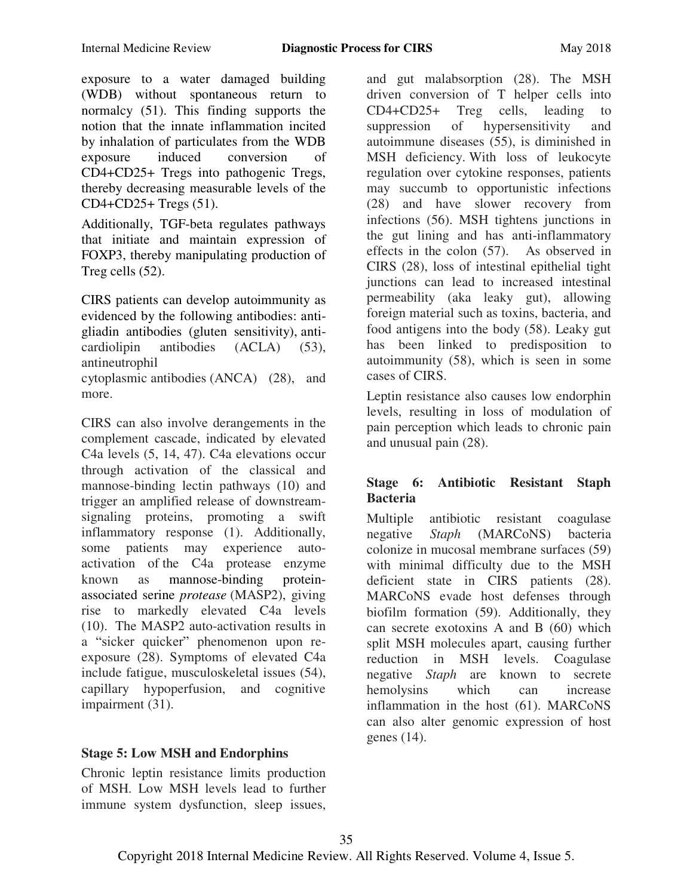exposure to a water damaged building (WDB) without spontaneous return to normalcy (51). This finding supports the notion that the innate inflammation incited by inhalation of particulates from the WDB exposure induced conversion of CD4+CD25+ Tregs into pathogenic Tregs, thereby decreasing measurable levels of the CD4+CD25+ Tregs (51).

Additionally, TGF-beta regulates pathways that initiate and maintain expression of FOXP3, thereby manipulating production of Treg cells (52).

CIRS patients can develop autoimmunity as evidenced by the following antibodies: anti-gliadin antibodies (gluten sensitivity), anti-cardiolipin antibodies (ACLA) (53), antineutrophil cytoplasmic antibodies (ANCA) (28), and more.

CIRS can also involve derangements in the complement cascade, indicated by elevated C4a levels (5, 14, 47). C4a elevations occur through activation of the classical and mannose-binding lectin pathways (10) and trigger an amplified release of downstream-signaling proteins, promoting a swift inflammatory response (1). Additionally, some patients may experience auto-activation of the C4a protease enzyme known as mannose-binding protein-associated serine *protease* (MASP2), giving rise to markedly elevated C4a levels (10). The MASP2 auto-activation results in a "sicker quicker" phenomenon upon re-exposure (28). Symptoms of elevated C4a include fatigue, musculoskeletal issues (54), capillary hypoperfusion, and cognitive impairment (31).

### Stage 5: Low MSH and Endorphins

Chronic leptin resistance limits production of MSH. Low MSH levels lead to further immune system dysfunction, sleep issues, and gut malabsorption (28). The MSH driven conversion of T helper cells into CD4+CD25+ Treg cells, leading to suppression of hypersensitivity and autoimmune diseases (55), is diminished in MSH deficiency. With loss of leukocyte regulation over cytokine responses, patients may succumb to opportunistic infections (28) and have slower recovery from infections (56). MSH tightens junctions in the gut lining and has anti-inflammatory effects in the colon (57). As observed in CIRS (28), loss of intestinal epithelial tight junctions can lead to increased intestinal permeability (aka leaky gut), allowing foreign material such as toxins, bacteria, and food antigens into the body (58). Leaky gut has been linked to predisposition to autoimmunity (58), which is seen in some cases of CIRS.

Leptin resistance also causes low endorphin levels, resulting in loss of modulation of pain perception which leads to chronic pain and unusual pain (28).

### Stage 6: Antibiotic Resistant Staph Bacteria

Multiple antibiotic resistant coagulase negative *Staph* (MARCoNS) bacteria colonize in mucosal membrane surfaces (59) with minimal difficulty due to the MSH deficient state in CIRS patients (28). MARCoNS evade host defenses through biofilm formation (59). Additionally, they can secrete exotoxins A and B (60) which split MSH molecules apart, causing further reduction in MSH levels. Coagulase negative *Staph* are known to secrete hemolysins which can increase inflammation in the host (61). MARCoNS can also alter genomic expression of host genes (14).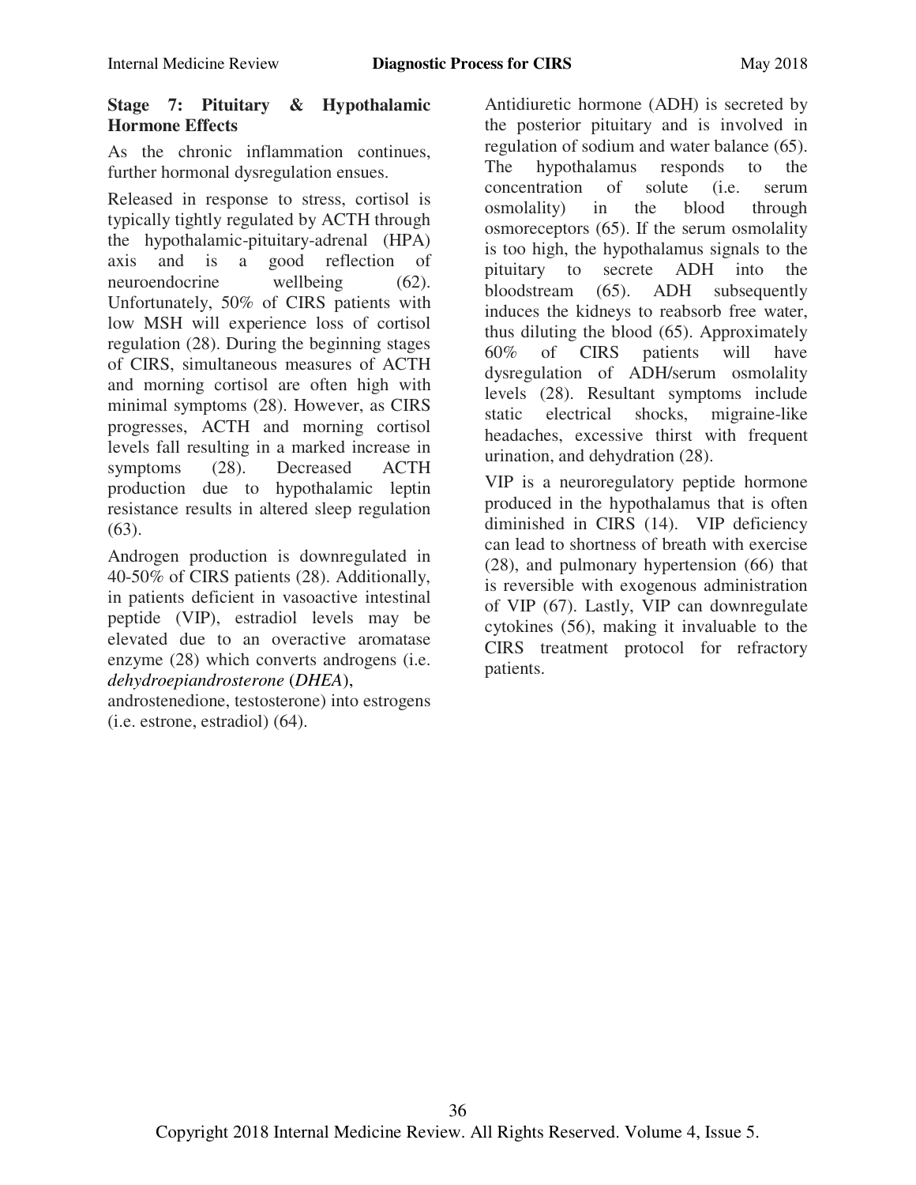### Stage 7: Pituitary & Hypothalamic Hormone Effects

As the chronic inflammation continues, further hormonal dysregulation ensues.

Released in response to stress, cortisol is typically tightly regulated by ACTH through the hypothalamic-pituitary-adrenal (HPA) axis and is a good reflection of neuroendocrine wellbeing (62). Unfortunately, 50% of CIRS patients with low MSH will experience loss of cortisol regulation (28). During the beginning stages of CIRS, simultaneous measures of ACTH and morning cortisol are often high with minimal symptoms (28). However, as CIRS progresses, ACTH and morning cortisol levels fall resulting in a marked increase in symptoms (28). Decreased ACTH production due to hypothalamic leptin resistance results in altered sleep regulation (63).

Androgen production is downregulated in 40-50% of CIRS patients (28). Additionally, in patients deficient in vasoactive intestinal peptide (VIP), estradiol levels may be elevated due to an overactive aromatase enzyme (28) which converts androgens (i.e. *dehydroepiandrosterone* (*DHEA*), androstenedione, testosterone) into estrogens (i.e. estrone, estradiol) (64).

Antidiuretic hormone (ADH) is secreted by the posterior pituitary and is involved in regulation of sodium and water balance (65). The hypothalamus responds to the concentration of solute (i.e. serum osmolality) in the blood through osmoreceptors (65). If the serum osmolality is too high, the hypothalamus signals to the pituitary to secrete ADH into the bloodstream (65). ADH subsequently induces the kidneys to reabsorb free water, thus diluting the blood (65). Approximately 60% of CIRS patients will have dysregulation of ADH/serum osmolality levels (28). Resultant symptoms include static electrical shocks, migraine-like headaches, excessive thirst with frequent urination, and dehydration (28).

VIP is a neuroregulatory peptide hormone produced in the hypothalamus that is often diminished in CIRS (14). VIP deficiency can lead to shortness of breath with exercise (28), and pulmonary hypertension (66) that is reversible with exogenous administration of VIP (67). Lastly, VIP can downregulate cytokines (56), making it invaluable to the CIRS treatment protocol for refractory patients.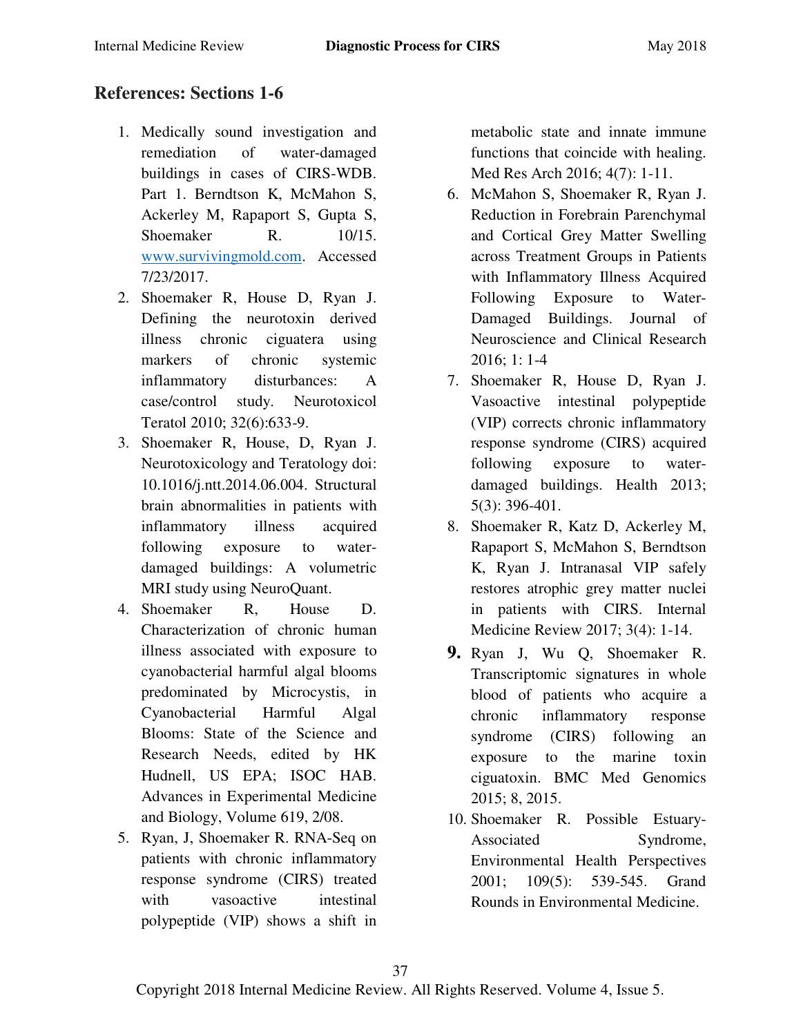## References: Sections 1-6

1. Medically sound investigation and remediation of water-damaged buildings in cases of CIRS-WDB. Part 1. Berndtson K, McMahon S, Ackerley M, Rapaport S, Gupta S, Shoemaker R. 10/15. www.survivingmold.com. Accessed 7/23/2017.
2. Shoemaker R, House D, Ryan J. Defining the neurotoxin derived illness chronic ciguatera using markers of chronic systemic inflammatory disturbances: A case/control study. Neurotoxicol Teratol 2010; 32(6):633-9.
3. Shoemaker R, House, D, Ryan J. Neurotoxicology and Teratology doi: 10.1016/j.ntt.2014.06.004. Structural brain abnormalities in patients with inflammatory illness acquired following exposure to water-damaged buildings: A volumetric MRI study using NeuroQuant.
4. Shoemaker R, House D. Characterization of chronic human illness associated with exposure to cyanobacterial harmful algal blooms predominated by Microcystis, in Cyanobacterial Harmful Algal Blooms: State of the Science and Research Needs, edited by HK Hudnell, US EPA; ISOC HAB. Advances in Experimental Medicine and Biology, Volume 619, 2/08.
5. Ryan, J, Shoemaker R. RNA-Seq on patients with chronic inflammatory response syndrome (CIRS) treated with vasoactive intestinal polypeptide (VIP) shows a shift in metabolic state and innate immune functions that coincide with healing. Med Res Arch 2016; 4(7): 1-11.
6. McMahon S, Shoemaker R, Ryan J. Reduction in Forebrain Parenchymal and Cortical Grey Matter Swelling across Treatment Groups in Patients with Inflammatory Illness Acquired Following Exposure to Water-Damaged Buildings. Journal of Neuroscience and Clinical Research 2016; 1: 1-4
7. Shoemaker R, House D, Ryan J. Vasoactive intestinal polypeptide (VIP) corrects chronic inflammatory response syndrome (CIRS) acquired following exposure to water-damaged buildings. Health 2013; 5(3): 396-401.
8. Shoemaker R, Katz D, Ackerley M, Rapaport S, McMahon S, Berndtson K, Ryan J. Intranasal VIP safely restores atrophic grey matter nuclei in patients with CIRS. Internal Medicine Review 2017; 3(4): 1-14.
9. Ryan J, Wu Q, Shoemaker R. Transcriptomic signatures in whole blood of patients who acquire a chronic inflammatory response syndrome (CIRS) following an exposure to the marine toxin ciguatoxin. BMC Med Genomics 2015; 8, 2015.
10. Shoemaker R. Possible Estuary-Associated Syndrome, Environmental Health Perspectives 2001; 109(5): 539-545. Grand Rounds in Environmental Medicine.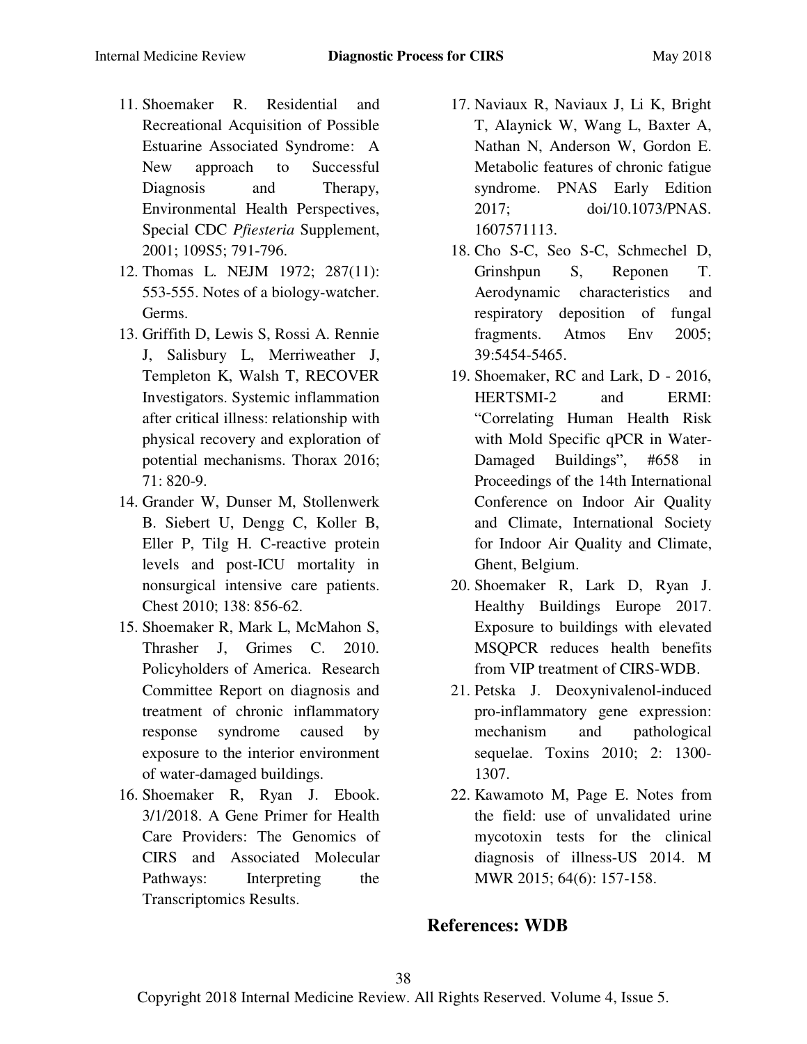11. Shoemaker R. Residential and Recreational Acquisition of Possible Estuarine Associated Syndrome: A New approach to Successful Diagnosis and Therapy, Environmental Health Perspectives, Special CDC *Pfiesteria* Supplement, 2001; 109S5; 791-796.
12. Thomas L. NEJM 1972; 287(11): 553-555. Notes of a biology-watcher. Germs.
13. Griffith D, Lewis S, Rossi A. Rennie J, Salisbury L, Merriweather J, Templeton K, Walsh T, RECOVER Investigators. Systemic inflammation after critical illness: relationship with physical recovery and exploration of potential mechanisms. Thorax 2016; 71: 820-9.
14. Grander W, Dunser M, Stollenwerk B. Siebert U, Dengg C, Koller B, Eller P, Tilg H. C-reactive protein levels and post-ICU mortality in nonsurgical intensive care patients. Chest 2010; 138: 856-62.
15. Shoemaker R, Mark L, McMahon S, Thrasher J, Grimes C. 2010. Policyholders of America. Research Committee Report on diagnosis and treatment of chronic inflammatory response syndrome caused by exposure to the interior environment of water-damaged buildings.
16. Shoemaker R, Ryan J. Ebook. 3/1/2018. A Gene Primer for Health Care Providers: The Genomics of CIRS and Associated Molecular Pathways: Interpreting the Transcriptomics Results.
17. Naviaux R, Naviaux J, Li K, Bright T, Alaynick W, Wang L, Baxter A, Nathan N, Anderson W, Gordon E. Metabolic features of chronic fatigue syndrome. PNAS Early Edition 2017; doi/10.1073/PNAS. 1607571113.
18. Cho S-C, Seo S-C, Schmechel D, Grinshpun S, Reponen T. Aerodynamic characteristics and respiratory deposition of fungal fragments. Atmos Env 2005; 39:5454-5465.
19. Shoemaker, RC and Lark, D - 2016, HERTSMI-2 and ERMI: "Correlating Human Health Risk with Mold Specific qPCR in Water-Damaged Buildings", #658 in Proceedings of the 14th International Conference on Indoor Air Quality and Climate, International Society for Indoor Air Quality and Climate, Ghent, Belgium.
20. Shoemaker R, Lark D, Ryan J. Healthy Buildings Europe 2017. Exposure to buildings with elevated MSQPCR reduces health benefits from VIP treatment of CIRS-WDB.
21. Petska J. Deoxynivalenol-induced pro-inflammatory gene expression: mechanism and pathological sequelae. Toxins 2010; 2: 1300-1307.
22. Kawamoto M, Page E. Notes from the field: use of unvalidated urine mycotoxin tests for the clinical diagnosis of illness-US 2014. M MWR 2015; 64(6): 157-158.

## References: WDB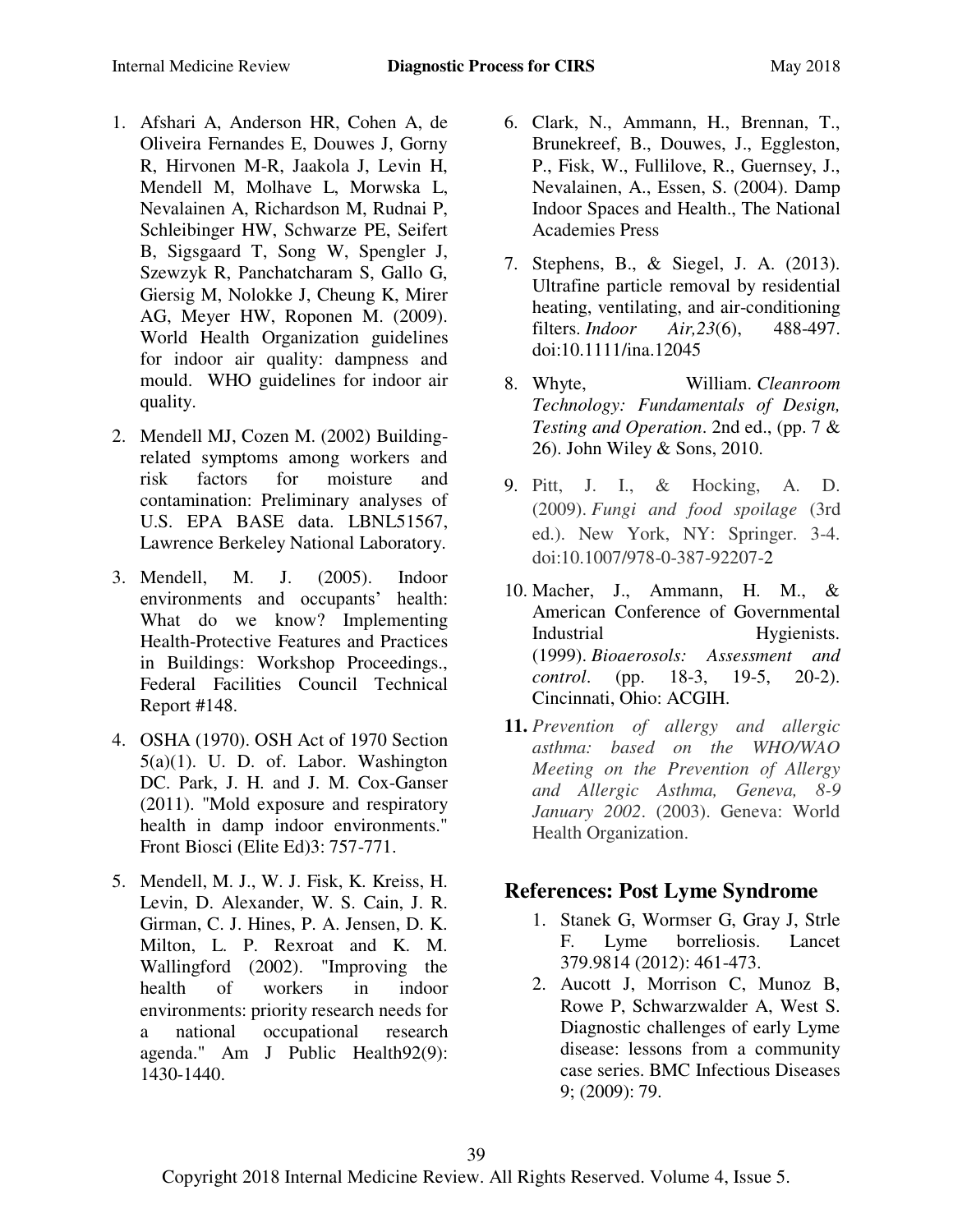1. Afshari A, Anderson HR, Cohen A, de Oliveira Fernandes E, Douwes J, Gorny R, Hirvonen M-R, Jaakola J, Levin H, Mendell M, Molhave L, Morwska L, Nevalainen A, Richardson M, Rudnai P, Schleibinger HW, Schwarze PE, Seifert B, Sigsgaard T, Song W, Spengler J, Szewzyk R, Panchatcharam S, Gallo G, Giersig M, Nolokke J, Cheung K, Mirer AG, Meyer HW, Roponen M. (2009). World Health Organization guidelines for indoor air quality: dampness and mould. WHO guidelines for indoor air quality.
2. Mendell MJ, Cozen M. (2002) Building-related symptoms among workers and risk factors for moisture and contamination: Preliminary analyses of U.S. EPA BASE data. LBNL51567, Lawrence Berkeley National Laboratory.
3. Mendell, M. J. (2005). Indoor environments and occupants' health: What do we know? Implementing Health-Protective Features and Practices in Buildings: Workshop Proceedings., Federal Facilities Council Technical Report #148.
4. OSHA (1970). OSH Act of 1970 Section 5(a)(1). U. D. of. Labor. Washington DC. Park, J. H. and J. M. Cox-Ganser (2011). "Mold exposure and respiratory health in damp indoor environments." Front Biosci (Elite Ed)3: 757-771.
5. Mendell, M. J., W. J. Fisk, K. Kreiss, H. Levin, D. Alexander, W. S. Cain, J. R. Girman, C. J. Hines, P. A. Jensen, D. K. Milton, L. P. Rexroat and K. M. Wallingford (2002). "Improving the health of workers in indoor environments: priority research needs for a national occupational research agenda." Am J Public Health92(9): 1430-1440.
6. Clark, N., Ammann, H., Brennan, T., Brunekreef, B., Douwes, J., Eggleston, P., Fisk, W., Fullilove, R., Guernsey, J., Nevalainen, A., Essen, S. (2004). Damp Indoor Spaces and Health., The National Academies Press
7. Stephens, B., & Siegel, J. A. (2013). Ultrafine particle removal by residential heating, ventilating, and air-conditioning filters. *Indoor Air,23*(6), 488-497. doi:10.1111/ina.12045
8. Whyte, William. *Cleanroom Technology: Fundamentals of Design, Testing and Operation*. 2nd ed., (pp. 7 & 26). John Wiley & Sons, 2010.
9. Pitt, J. I., & Hocking, A. D. (2009). *Fungi and food spoilage* (3rd ed.). New York, NY: Springer. 3-4. doi:10.1007/978-0-387-92207-2
10. Macher, J., Ammann, H. M., & American Conference of Governmental Industrial Hygienists. (1999). *Bioaerosols: Assessment and control*. (pp. 18-3, 19-5, 20-2). Cincinnati, Ohio: ACGIH.
11. *Prevention of allergy and allergic asthma: based on the WHO/WAO Meeting on the Prevention of Allergy and Allergic Asthma, Geneva, 8-9 January 2002*. (2003). Geneva: World Health Organization.

## References: Post Lyme Syndrome

1. Stanek G, Wormser G, Gray J, Strle F. Lyme borreliosis. Lancet 379.9814 (2012): 461-473.
2. Aucott J, Morrison C, Munoz B, Rowe P, Schwarzwalder A, West S. Diagnostic challenges of early Lyme disease: lessons from a community case series. BMC Infectious Diseases 9; (2009): 79.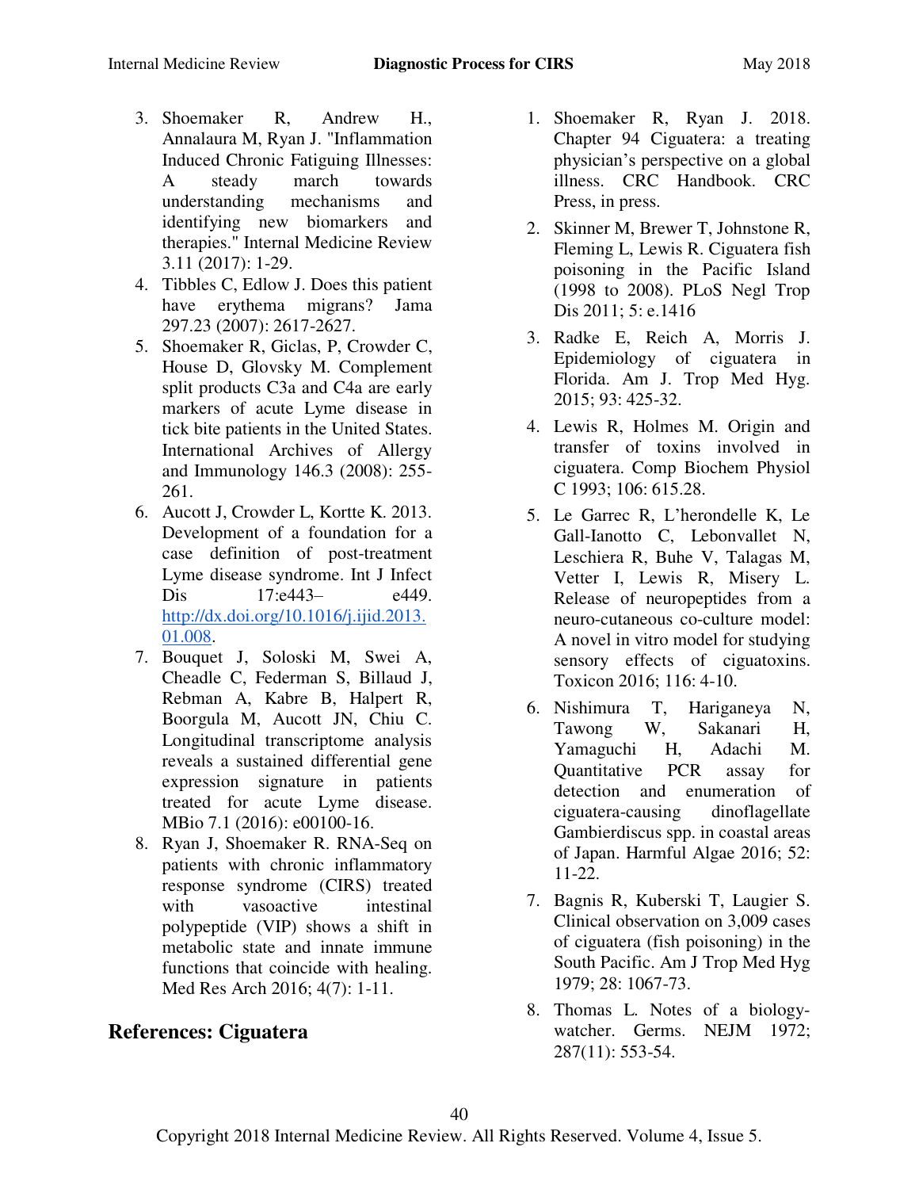3. Shoemaker R, Andrew H., Annalaura M, Ryan J. "Inflammation Induced Chronic Fatiguing Illnesses: A steady march towards understanding mechanisms and identifying new biomarkers and therapies." Internal Medicine Review 3.11 (2017): 1-29.
4. Tibbles C, Edlow J. Does this patient have erythema migrans? Jama 297.23 (2007): 2617-2627.
5. Shoemaker R, Giclas, P, Crowder C, House D, Glovsky M. Complement split products C3a and C4a are early markers of acute Lyme disease in tick bite patients in the United States. International Archives of Allergy and Immunology 146.3 (2008): 255-261.
6. Aucott J, Crowder L, Kortte K. 2013. Development of a foundation for a case definition of post-treatment Lyme disease syndrome. Int J Infect Dis 17:e443– e449. http://dx.doi.org/10.1016/j.ijid.2013.01.008.
7. Bouquet J, Soloski M, Swei A, Cheadle C, Federman S, Billaud J, Rebman A, Kabre B, Halpert R, Boorgula M, Aucott JN, Chiu C. Longitudinal transcriptome analysis reveals a sustained differential gene expression signature in patients treated for acute Lyme disease. MBio 7.1 (2016): e00100-16.
8. Ryan J, Shoemaker R. RNA-Seq on patients with chronic inflammatory response syndrome (CIRS) treated with vasoactive intestinal polypeptide (VIP) shows a shift in metabolic state and innate immune functions that coincide with healing. Med Res Arch 2016; 4(7): 1-11.

## References: Ciguatera

1. Shoemaker R, Ryan J. 2018. Chapter 94 Ciguatera: a treating physician's perspective on a global illness. CRC Handbook. CRC Press, in press.
2. Skinner M, Brewer T, Johnstone R, Fleming L, Lewis R. Ciguatera fish poisoning in the Pacific Island (1998 to 2008). PLoS Negl Trop Dis 2011; 5: e.1416
3. Radke E, Reich A, Morris J. Epidemiology of ciguatera in Florida. Am J. Trop Med Hyg. 2015; 93: 425-32.
4. Lewis R, Holmes M. Origin and transfer of toxins involved in ciguatera. Comp Biochem Physiol C 1993; 106: 615.28.
5. Le Garrec R, L'herondelle K, Le Gall-Ianotto C, Lebonvallet N, Leschiera R, Buhe V, Talagas M, Vetter I, Lewis R, Misery L. Release of neuropeptides from a neuro-cutaneous co-culture model: A novel in vitro model for studying sensory effects of ciguatoxins. Toxicon 2016; 116: 4-10.
6. Nishimura T, Hariganeya N, Tawong W, Sakanari H, Yamaguchi H, Adachi M. Quantitative PCR assay for detection and enumeration of ciguatera-causing dinoflagellate Gambierdiscus spp. in coastal areas of Japan. Harmful Algae 2016; 52: 11-22.
7. Bagnis R, Kuberski T, Laugier S. Clinical observation on 3,009 cases of ciguatera (fish poisoning) in the South Pacific. Am J Trop Med Hyg 1979; 28: 1067-73.
8. Thomas L. Notes of a biology-watcher. Germs. NEJM 1972; 287(11): 553-54.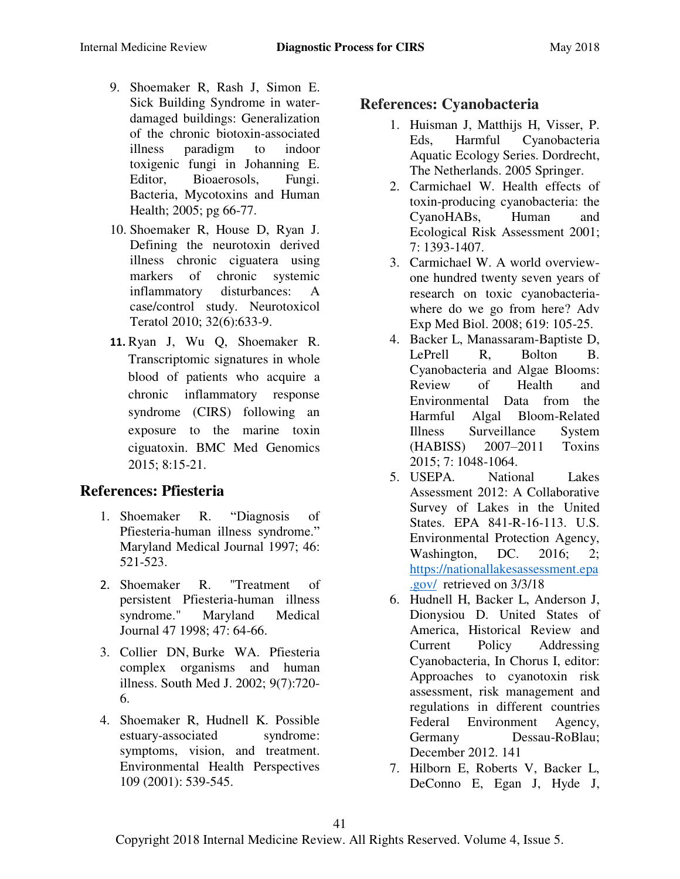9. Shoemaker R, Rash J, Simon E. Sick Building Syndrome in water-damaged buildings: Generalization of the chronic biotoxin-associated illness paradigm to indoor toxigenic fungi in Johanning E. Editor, Bioaerosols, Fungi. Bacteria, Mycotoxins and Human Health; 2005; pg 66-77.
10. Shoemaker R, House D, Ryan J. Defining the neurotoxin derived illness chronic ciguatera using markers of chronic systemic inflammatory disturbances: A case/control study. Neurotoxicol Teratol 2010; 32(6):633-9.
11. Ryan J, Wu Q, Shoemaker R. Transcriptomic signatures in whole blood of patients who acquire a chronic inflammatory response syndrome (CIRS) following an exposure to the marine toxin ciguatoxin. BMC Med Genomics 2015; 8:15-21.

## References: Pfiesteria

1. Shoemaker R. "Diagnosis of Pfiesteria-human illness syndrome." Maryland Medical Journal 1997; 46: 521-523.
2. Shoemaker R. "Treatment of persistent Pfiesteria-human illness syndrome." Maryland Medical Journal 47 1998; 47: 64-66.
3. Collier DN, Burke WA. Pfiesteria complex organisms and human illness. South Med J. 2002; 9(7):720-6.
4. Shoemaker R, Hudnell K. Possible estuary-associated syndrome: symptoms, vision, and treatment. Environmental Health Perspectives 109 (2001): 539-545.

## References: Cyanobacteria

1. Huisman J, Matthijs H, Visser, P. Eds, Harmful Cyanobacteria Aquatic Ecology Series. Dordrecht, The Netherlands. 2005 Springer.
2. Carmichael W. Health effects of toxin-producing cyanobacteria: the CyanoHABs, Human and Ecological Risk Assessment 2001; 7: 1393-1407.
3. Carmichael W. A world overview-one hundred twenty seven years of research on toxic cyanobacteria-where do we go from here? Adv Exp Med Biol. 2008; 619: 105-25.
4. Backer L, Manassaram-Baptiste D, LePrell R, Bolton B. Cyanobacteria and Algae Blooms: Review of Health and Environmental Data from the Harmful Algal Bloom-Related Illness Surveillance System (HABISS) 2007–2011 Toxins 2015; 7: 1048-1064.
5. USEPA. National Lakes Assessment 2012: A Collaborative Survey of Lakes in the United States. EPA 841-R-16-113. U.S. Environmental Protection Agency, Washington, DC. 2016; 2; https://nationallakesassessment.epa.gov/ retrieved on 3/3/18
6. Hudnell H, Backer L, Anderson J, Dionysiou D. United States of America, Historical Review and Current Policy Addressing Cyanobacteria, In Chorus I, editor: Approaches to cyanotoxin risk assessment, risk management and regulations in different countries Federal Environment Agency, Germany Dessau-RoBlau; December 2012. 141
7. Hilborn E, Roberts V, Backer L, DeConno E, Egan J, Hyde J,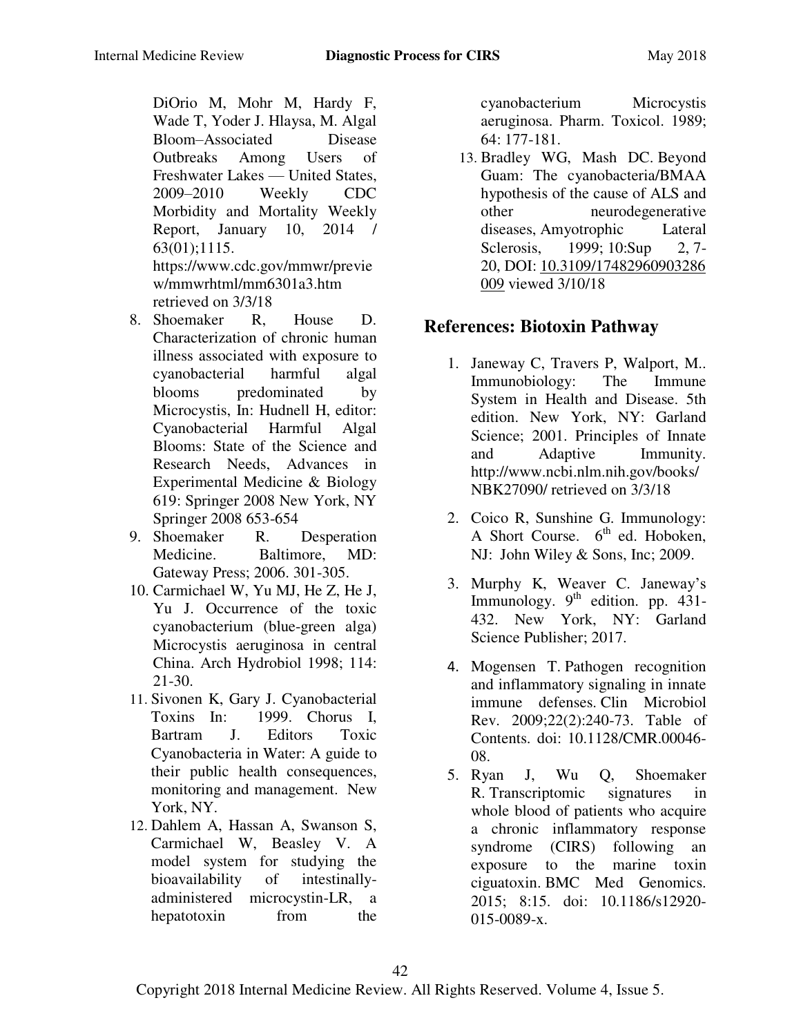DiOrio M, Mohr M, Hardy F, Wade T, Yoder J. Hlaysa, M. Algal Bloom–Associated Disease Outbreaks Among Users of Freshwater Lakes — United States, 2009–2010 Weekly CDC Morbidity and Mortality Weekly Report, January 10, 2014 / 63(01);1115. https://www.cdc.gov/mmwr/preview/mmwrhtml/mm6301a3.htm retrieved on 3/3/18

8. Shoemaker R, House D. Characterization of chronic human illness associated with exposure to cyanobacterial harmful algal blooms predominated by Microcystis, In: Hudnell H, editor: Cyanobacterial Harmful Algal Blooms: State of the Science and Research Needs, Advances in Experimental Medicine & Biology 619: Springer 2008 New York, NY Springer 2008 653-654
9. Shoemaker R. Desperation Medicine. Baltimore, MD: Gateway Press; 2006. 301-305.
10. Carmichael W, Yu MJ, He Z, He J, Yu J. Occurrence of the toxic cyanobacterium (blue-green alga) Microcystis aeruginosa in central China. Arch Hydrobiol 1998; 114: 21-30.
11. Sivonen K, Gary J. Cyanobacterial Toxins In: 1999. Chorus I, Bartram J. Editors Toxic Cyanobacteria in Water: A guide to their public health consequences, monitoring and management. New York, NY.
12. Dahlem A, Hassan A, Swanson S, Carmichael W, Beasley V. A model system for studying the bioavailability of intestinally-administered microcystin-LR, a hepatotoxin from the cyanobacterium Microcystis aeruginosa. Pharm. Toxicol. 1989; 64: 177-181.
13. Bradley WG, Mash DC. Beyond Guam: The cyanobacteria/BMAA hypothesis of the cause of ALS and other neurodegenerative diseases, Amyotrophic Lateral Sclerosis, 1999; 10:Sup 2, 7-20, DOI: 10.3109/17482960903286009 viewed 3/10/18

## References: Biotoxin Pathway

1. Janeway C, Travers P, Walport, M.. Immunobiology: The Immune System in Health and Disease. 5th edition. New York, NY: Garland Science; 2001. Principles of Innate and Adaptive Immunity. http://www.ncbi.nlm.nih.gov/books/NBK27090/ retrieved on 3/3/18
2. Coico R, Sunshine G. Immunology: A Short Course. 6th ed. Hoboken, NJ: John Wiley & Sons, Inc; 2009.
3. Murphy K, Weaver C. Janeway's Immunology. 9th edition. pp. 431-432. New York, NY: Garland Science Publisher; 2017.
4. Mogensen T. Pathogen recognition and inflammatory signaling in innate immune defenses. Clin Microbiol Rev. 2009;22(2):240-73. Table of Contents. doi: 10.1128/CMR.00046-08.
5. Ryan J, Wu Q, Shoemaker R. Transcriptomic signatures in whole blood of patients who acquire a chronic inflammatory response syndrome (CIRS) following an exposure to the marine toxin ciguatoxin. BMC Med Genomics. 2015; 8:15. doi: 10.1186/s12920-015-0089-x.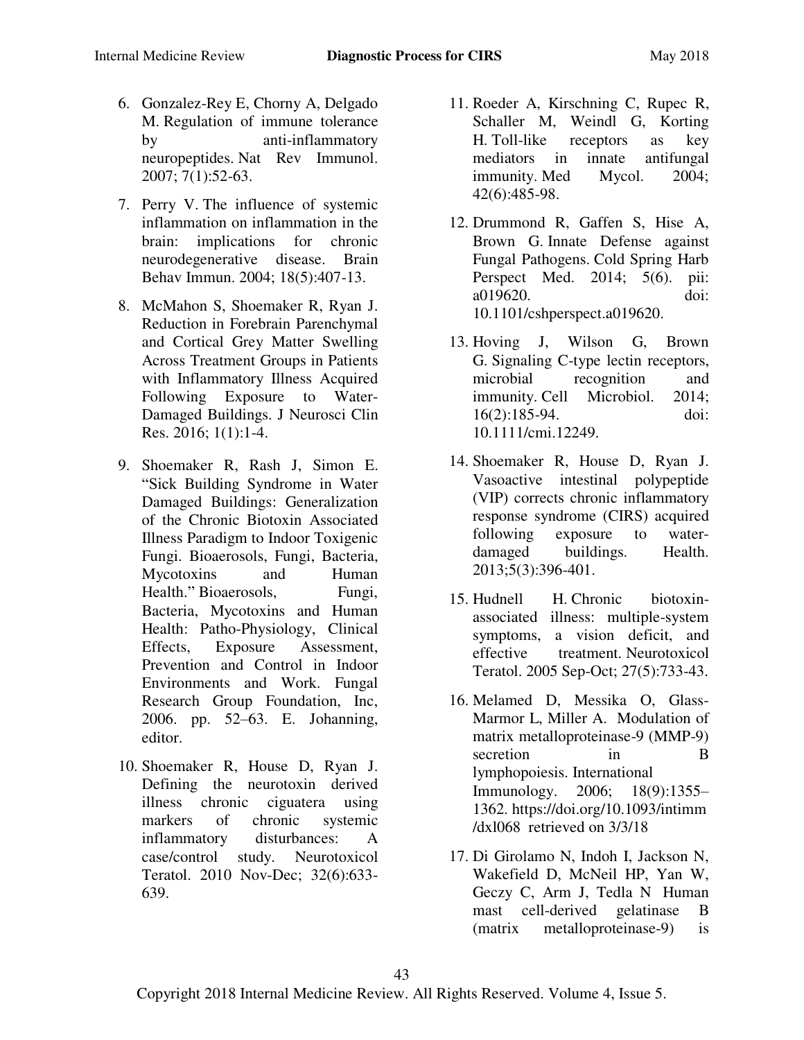6. Gonzalez-Rey E, Chorny A, Delgado M. Regulation of immune tolerance by anti-inflammatory neuropeptides. Nat Rev Immunol. 2007; 7(1):52-63.

7. Perry V. The influence of systemic inflammation on inflammation in the brain: implications for chronic neurodegenerative disease. Brain Behav Immun. 2004; 18(5):407-13.

8. McMahon S, Shoemaker R, Ryan J. Reduction in Forebrain Parenchymal and Cortical Grey Matter Swelling Across Treatment Groups in Patients with Inflammatory Illness Acquired Following Exposure to Water-Damaged Buildings. J Neurosci Clin Res. 2016; 1(1):1-4.

9. Shoemaker R, Rash J, Simon E. "Sick Building Syndrome in Water Damaged Buildings: Generalization of the Chronic Biotoxin Associated Illness Paradigm to Indoor Toxigenic Fungi. Bioaerosols, Fungi, Bacteria, Mycotoxins and Human Health." Bioaerosols, Fungi, Bacteria, Mycotoxins and Human Health: Patho-Physiology, Clinical Effects, Exposure Assessment, Prevention and Control in Indoor Environments and Work. Fungal Research Group Foundation, Inc, 2006. pp. 52–63. E. Johanning, editor.

10. Shoemaker R, House D, Ryan J. Defining the neurotoxin derived illness chronic ciguatera using markers of chronic systemic inflammatory disturbances: A case/control study. Neurotoxicol Teratol. 2010 Nov-Dec; 32(6):633-639.

11. Roeder A, Kirschning C, Rupec R, Schaller M, Weindl G, Korting H. Toll-like receptors as key mediators in innate antifungal immunity. Med Mycol. 2004; 42(6):485-98.

12. Drummond R, Gaffen S, Hise A, Brown G. Innate Defense against Fungal Pathogens. Cold Spring Harb Perspect Med. 2014; 5(6). pii: a019620. doi: 10.1101/cshperspect.a019620.

13. Hoving J, Wilson G, Brown G. Signaling C-type lectin receptors, microbial recognition and immunity. Cell Microbiol. 2014; 16(2):185-94. doi: 10.1111/cmi.12249.

14. Shoemaker R, House D, Ryan J. Vasoactive intestinal polypeptide (VIP) corrects chronic inflammatory response syndrome (CIRS) acquired following exposure to water-damaged buildings. Health. 2013;5(3):396-401.

15. Hudnell H. Chronic biotoxin-associated illness: multiple-system symptoms, a vision deficit, and effective treatment. Neurotoxicol Teratol. 2005 Sep-Oct; 27(5):733-43.

16. Melamed D, Messika O, Glass-Marmor L, Miller A. Modulation of matrix metalloproteinase-9 (MMP-9) secretion in B lymphopoiesis. International Immunology. 2006; 18(9):1355–1362. https://doi.org/10.1093/intimm/dxl068 retrieved on 3/3/18

17. Di Girolamo N, Indoh I, Jackson N, Wakefield D, McNeil HP, Yan W, Geczy C, Arm J, Tedla N Human mast cell-derived gelatinase B (matrix metalloproteinase-9) is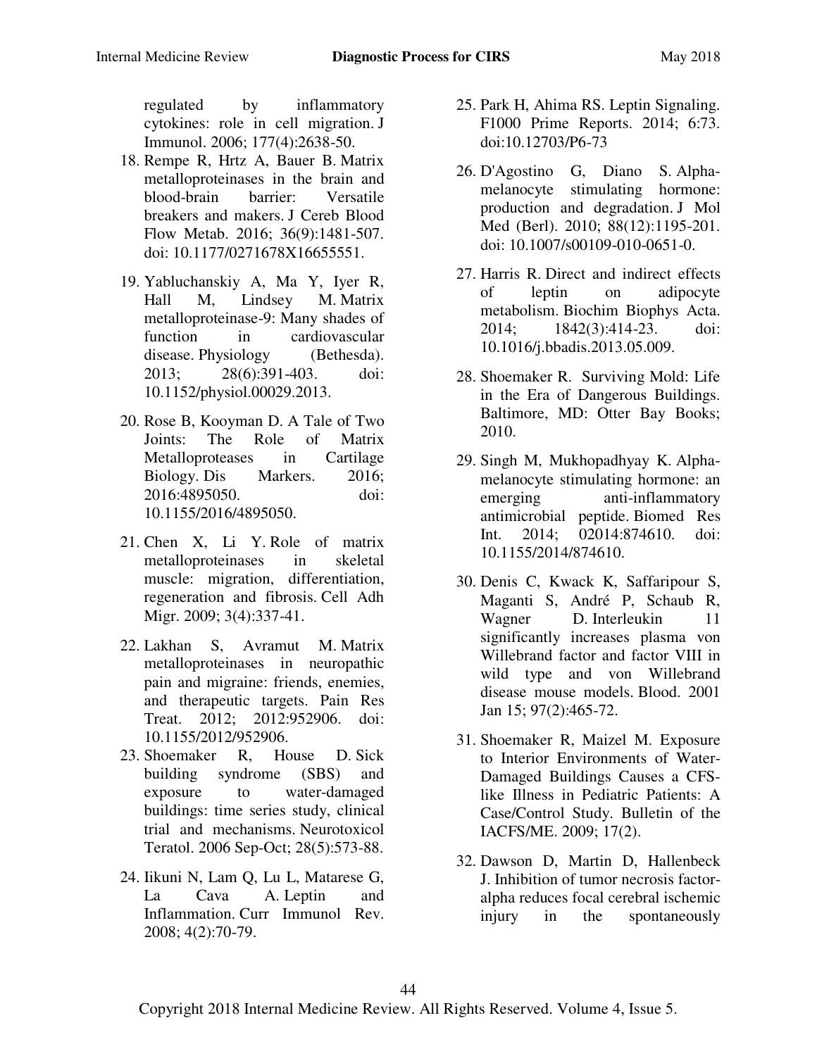regulated by inflammatory cytokines: role in cell migration. J Immunol. 2006; 177(4):2638-50.

18. Rempe R, Hrtz A, Bauer B. Matrix metalloproteinases in the brain and blood-brain barrier: Versatile breakers and makers. J Cereb Blood Flow Metab. 2016; 36(9):1481-507. doi: 10.1177/0271678X16655551.

19. Yabluchanskiy A, Ma Y, Iyer R, Hall M, Lindsey M. Matrix metalloproteinase-9: Many shades of function in cardiovascular disease. Physiology (Bethesda). 2013; 28(6):391-403. doi: 10.1152/physiol.00029.2013.

20. Rose B, Kooyman D. A Tale of Two Joints: The Role of Matrix Metalloproteases in Cartilage Biology. Dis Markers. 2016; 2016:4895050. doi: 10.1155/2016/4895050.

21. Chen X, Li Y. Role of matrix metalloproteinases in skeletal muscle: migration, differentiation, regeneration and fibrosis. Cell Adh Migr. 2009; 3(4):337-41.

22. Lakhan S, Avramut M. Matrix metalloproteinases in neuropathic pain and migraine: friends, enemies, and therapeutic targets. Pain Res Treat. 2012; 2012:952906. doi: 10.1155/2012/952906.

23. Shoemaker R, House D. Sick building syndrome (SBS) and exposure to water-damaged buildings: time series study, clinical trial and mechanisms. Neurotoxicol Teratol. 2006 Sep-Oct; 28(5):573-88.

24. Iikuni N, Lam Q, Lu L, Matarese G, La Cava A. Leptin and Inflammation. Curr Immunol Rev. 2008; 4(2):70-79.

25. Park H, Ahima RS. Leptin Signaling. F1000 Prime Reports. 2014; 6:73. doi:10.12703/P6-73

26. D'Agostino G, Diano S. Alpha-melanocyte stimulating hormone: production and degradation. J Mol Med (Berl). 2010; 88(12):1195-201. doi: 10.1007/s00109-010-0651-0.

27. Harris R. Direct and indirect effects of leptin on adipocyte metabolism. Biochim Biophys Acta. 2014; 1842(3):414-23. doi: 10.1016/j.bbadis.2013.05.009.

28. Shoemaker R. Surviving Mold: Life in the Era of Dangerous Buildings. Baltimore, MD: Otter Bay Books; 2010.

29. Singh M, Mukhopadhyay K. Alpha-melanocyte stimulating hormone: an emerging anti-inflammatory antimicrobial peptide. Biomed Res Int. 2014; 02014:874610. doi: 10.1155/2014/874610.

30. Denis C, Kwack K, Saffaripour S, Maganti S, André P, Schaub R, Wagner D. Interleukin 11 significantly increases plasma von Willebrand factor and factor VIII in wild type and von Willebrand disease mouse models. Blood. 2001 Jan 15; 97(2):465-72.

31. Shoemaker R, Maizel M. Exposure to Interior Environments of Water-Damaged Buildings Causes a CFS-like Illness in Pediatric Patients: A Case/Control Study. Bulletin of the IACFS/ME. 2009; 17(2).

32. Dawson D, Martin D, Hallenbeck J. Inhibition of tumor necrosis factor-alpha reduces focal cerebral ischemic injury in the spontaneously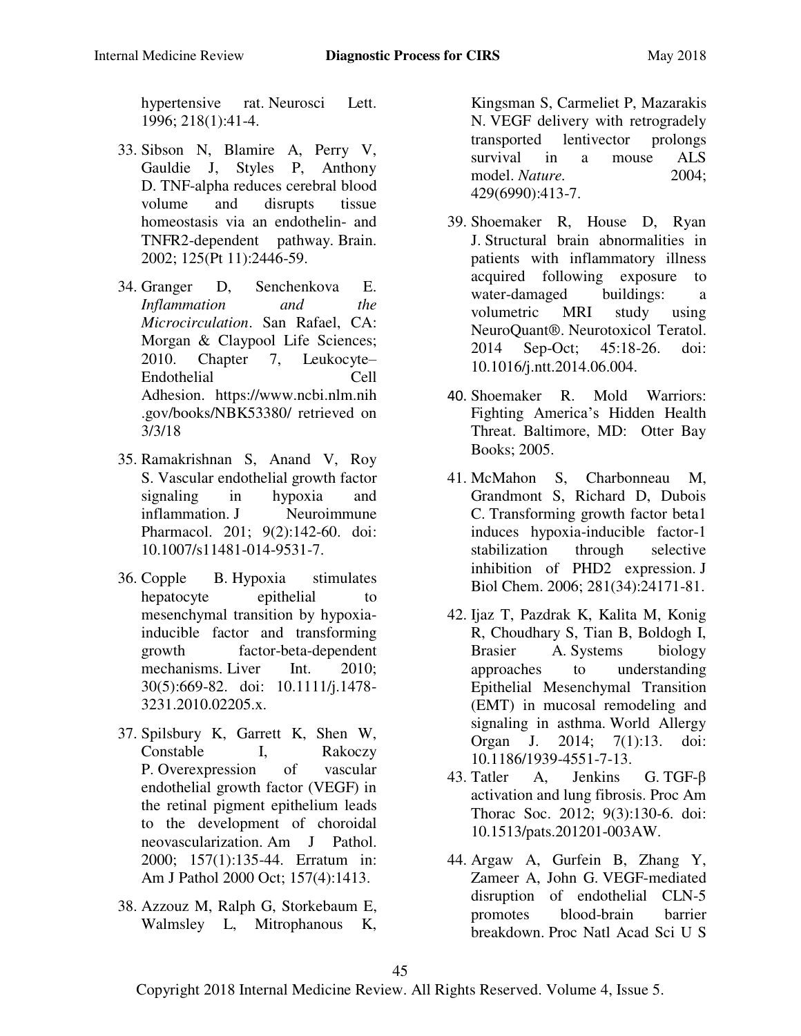hypertensive rat. Neurosci Lett. 1996; 218(1):41-4.

33. Sibson N, Blamire A, Perry V, Gauldie J, Styles P, Anthony D. TNF-alpha reduces cerebral blood volume and disrupts tissue homeostasis via an endothelin- and TNFR2-dependent pathway. Brain. 2002; 125(Pt 11):2446-59.

34. Granger D, Senchenkova E. *Inflammation and the Microcirculation*. San Rafael, CA: Morgan & Claypool Life Sciences; 2010. Chapter 7, Leukocyte–Endothelial Cell Adhesion. https://www.ncbi.nlm.nih.gov/books/NBK53380/ retrieved on 3/3/18

35. Ramakrishnan S, Anand V, Roy S. Vascular endothelial growth factor signaling in hypoxia and inflammation. J Neuroimmune Pharmacol. 201; 9(2):142-60. doi: 10.1007/s11481-014-9531-7.

36. Copple B. Hypoxia stimulates hepatocyte epithelial to mesenchymal transition by hypoxia-inducible factor and transforming growth factor-beta-dependent mechanisms. Liver Int. 2010; 30(5):669-82. doi: 10.1111/j.1478-3231.2010.02205.x.

37. Spilsbury K, Garrett K, Shen W, Constable I, Rakoczy P. Overexpression of vascular endothelial growth factor (VEGF) in the retinal pigment epithelium leads to the development of choroidal neovascularization. Am J Pathol. 2000; 157(1):135-44. Erratum in: Am J Pathol 2000 Oct; 157(4):1413.

38. Azzouz M, Ralph G, Storkebaum E, Walmsley L, Mitrophanous K, Kingsman S, Carmeliet P, Mazarakis N. VEGF delivery with retrogradely transported lentivector prolongs survival in a mouse ALS model. *Nature*. 2004; 429(6990):413-7.

39. Shoemaker R, House D, Ryan J. Structural brain abnormalities in patients with inflammatory illness acquired following exposure to water-damaged buildings: a volumetric MRI study using NeuroQuant®. Neurotoxicol Teratol. 2014 Sep-Oct; 45:18-26. doi: 10.1016/j.ntt.2014.06.004.

40. Shoemaker R. Mold Warriors: Fighting America's Hidden Health Threat. Baltimore, MD: Otter Bay Books; 2005.

41. McMahon S, Charbonneau M, Grandmont S, Richard D, Dubois C. Transforming growth factor beta1 induces hypoxia-inducible factor-1 stabilization through selective inhibition of PHD2 expression. J Biol Chem. 2006; 281(34):24171-81.

42. Ijaz T, Pazdrak K, Kalita M, Konig R, Choudhary S, Tian B, Boldogh I, Brasier A. Systems biology approaches to understanding Epithelial Mesenchymal Transition (EMT) in mucosal remodeling and signaling in asthma. World Allergy Organ J. 2014; 7(1):13. doi: 10.1186/1939-4551-7-13.

43. Tatler A, Jenkins G. TGF-β activation and lung fibrosis. Proc Am Thorac Soc. 2012; 9(3):130-6. doi: 10.1513/pats.201201-003AW.

44. Argaw A, Gurfein B, Zhang Y, Zameer A, John G. VEGF-mediated disruption of endothelial CLN-5 promotes blood-brain barrier breakdown. Proc Natl Acad Sci U S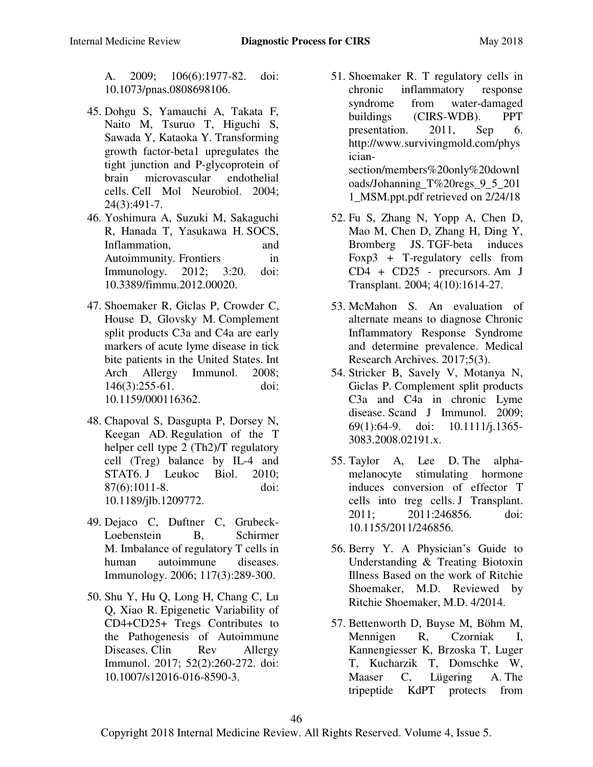A. 2009; 106(6):1977-82. doi: 10.1073/pnas.0808698106.

45. Dohgu S, Yamauchi A, Takata F, Naito M, Tsuruo T, Higuchi S, Sawada Y, Kataoka Y. Transforming growth factor-beta1 upregulates the tight junction and P-glycoprotein of brain microvascular endothelial cells. Cell Mol Neurobiol. 2004; 24(3):491-7.
46. Yoshimura A, Suzuki M, Sakaguchi R, Hanada T, Yasukawa H. SOCS, Inflammation, and Autoimmunity. Frontiers in Immunology. 2012; 3:20. doi: 10.3389/fimmu.2012.00020.
47. Shoemaker R, Giclas P, Crowder C, House D, Glovsky M. Complement split products C3a and C4a are early markers of acute lyme disease in tick bite patients in the United States. Int Arch Allergy Immunol. 2008; 146(3):255-61. doi: 10.1159/000116362.
48. Chapoval S, Dasgupta P, Dorsey N, Keegan AD. Regulation of the T helper cell type 2 (Th2)/T regulatory cell (Treg) balance by IL-4 and STAT6. J Leukoc Biol. 2010; 87(6):1011-8. doi: 10.1189/jlb.1209772.
49. Dejaco C, Duftner C, Grubeck-Loebenstein B, Schirmer M. Imbalance of regulatory T cells in human autoimmune diseases. Immunology. 2006; 117(3):289-300.
50. Shu Y, Hu Q, Long H, Chang C, Lu Q, Xiao R. Epigenetic Variability of CD4+CD25+ Tregs Contributes to the Pathogenesis of Autoimmune Diseases. Clin Rev Allergy Immunol. 2017; 52(2):260-272. doi: 10.1007/s12016-016-8590-3.
51. Shoemaker R. T regulatory cells in chronic inflammatory response syndrome from water-damaged buildings (CIRS-WDB). PPT presentation. 2011, Sep 6. http://www.survivingmold.com/physician-section/members%20only%20downloads/Johanning_T%20regs_9_5_2011_MSM.ppt.pdf retrieved on 2/24/18
52. Fu S, Zhang N, Yopp A, Chen D, Mao M, Chen D, Zhang H, Ding Y, Bromberg JS. TGF-beta induces Foxp3 + T-regulatory cells from CD4 + CD25 - precursors. Am J Transplant. 2004; 4(10):1614-27.
53. McMahon S. An evaluation of alternate means to diagnose Chronic Inflammatory Response Syndrome and determine prevalence. Medical Research Archives. 2017;5(3).
54. Stricker B, Savely V, Motanya N, Giclas P. Complement split products C3a and C4a in chronic Lyme disease. Scand J Immunol. 2009; 69(1):64-9. doi: 10.1111/j.1365-3083.2008.02191.x.
55. Taylor A, Lee D. The alpha-melanocyte stimulating hormone induces conversion of effector T cells into treg cells. J Transplant. 2011; 2011:246856. doi: 10.1155/2011/246856.
56. Berry Y. A Physician's Guide to Understanding & Treating Biotoxin Illness Based on the work of Ritchie Shoemaker, M.D. Reviewed by Ritchie Shoemaker, M.D. 4/2014.
57. Bettenworth D, Buyse M, Böhm M, Mennigen R, Czorniak I, Kannengiesser K, Brzoska T, Luger T, Kucharzik T, Domschke W, Maaser C, Lügering A. The tripeptide KdPT protects from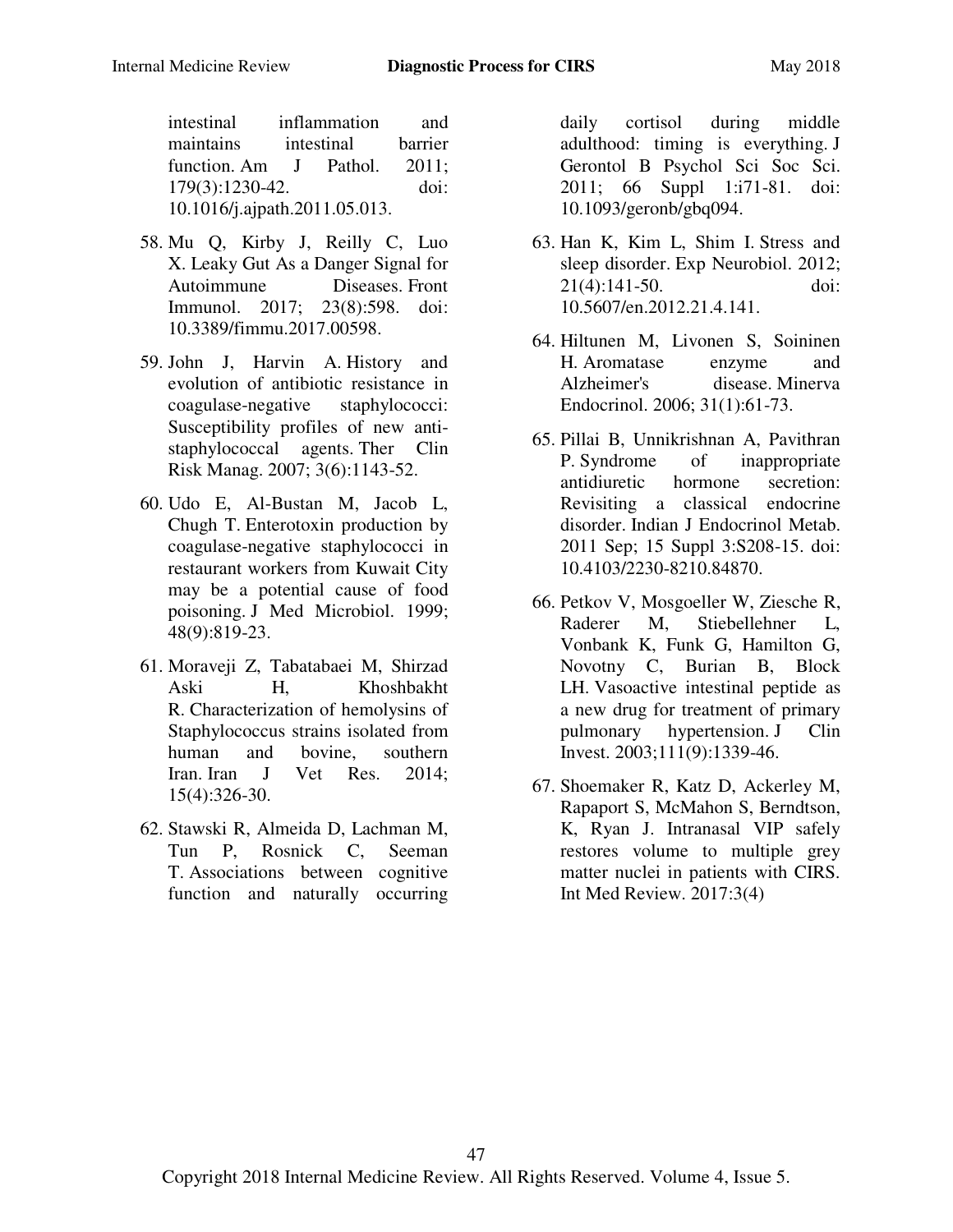intestinal inflammation and maintains intestinal barrier function. Am J Pathol. 2011; 179(3):1230-42. doi: 10.1016/j.ajpath.2011.05.013.

58. Mu Q, Kirby J, Reilly C, Luo X. Leaky Gut As a Danger Signal for Autoimmune Diseases. Front Immunol. 2017; 23(8):598. doi: 10.3389/fimmu.2017.00598.

59. John J, Harvin A. History and evolution of antibiotic resistance in coagulase-negative staphylococci: Susceptibility profiles of new anti-staphylococcal agents. Ther Clin Risk Manag. 2007; 3(6):1143-52.

60. Udo E, Al-Bustan M, Jacob L, Chugh T. Enterotoxin production by coagulase-negative staphylococci in restaurant workers from Kuwait City may be a potential cause of food poisoning. J Med Microbiol. 1999; 48(9):819-23.

61. Moraveji Z, Tabatabaei M, Shirzad Aski H, Khoshbakht R. Characterization of hemolysins of Staphylococcus strains isolated from human and bovine, southern Iran. Iran J Vet Res. 2014; 15(4):326-30.

62. Stawski R, Almeida D, Lachman M, Tun P, Rosnick C, Seeman T. Associations between cognitive function and naturally occurring daily cortisol during middle adulthood: timing is everything. J Gerontol B Psychol Sci Soc Sci. 2011; 66 Suppl 1:i71-81. doi: 10.1093/geronb/gbq094.

63. Han K, Kim L, Shim I. Stress and sleep disorder. Exp Neurobiol. 2012; 21(4):141-50. doi: 10.5607/en.2012.21.4.141.

64. Hiltunen M, Livonen S, Soininen H. Aromatase enzyme and Alzheimer's disease. Minerva Endocrinol. 2006; 31(1):61-73.

65. Pillai B, Unnikrishnan A, Pavithran P. Syndrome of inappropriate antidiuretic hormone secretion: Revisiting a classical endocrine disorder. Indian J Endocrinol Metab. 2011 Sep; 15 Suppl 3:S208-15. doi: 10.4103/2230-8210.84870.

66. Petkov V, Mosgoeller W, Ziesche R, Raderer M, Stiebellehner L, Vonbank K, Funk G, Hamilton G, Novotny C, Burian B, Block LH. Vasoactive intestinal peptide as a new drug for treatment of primary pulmonary hypertension. J Clin Invest. 2003;111(9):1339-46.

67. Shoemaker R, Katz D, Ackerley M, Rapaport S, McMahon S, Berndtson, K, Ryan J. Intranasal VIP safely restores volume to multiple grey matter nuclei in patients with CIRS. Int Med Review. 2017:3(4)